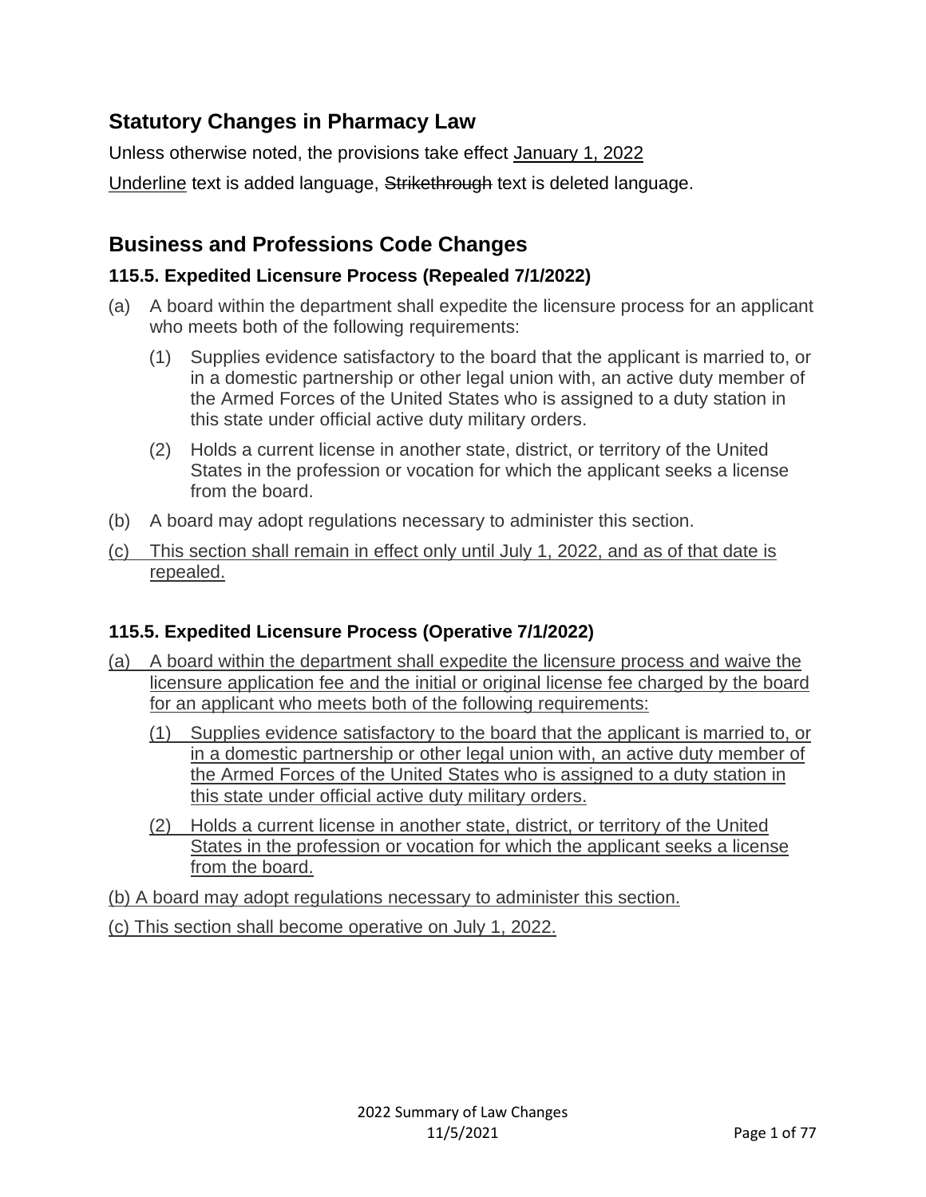## Statutory Changes in Pharmacy Law

Unless otherwise noted, the provisions take effect <u>January 1, 2022</u>

<u>Underline</u> text is added language, ~~Strikethrough~~ text is deleted language.

## Business and Professions Code Changes

### 115.5. Expedited Licensure Process (Repealed 7/1/2022)

(a) A board within the department shall expedite the licensure process for an applicant who meets both of the following requirements:

   (1) Supplies evidence satisfactory to the board that the applicant is married to, or in a domestic partnership or other legal union with, an active duty member of the Armed Forces of the United States who is assigned to a duty station in this state under official active duty military orders.

   (2) Holds a current license in another state, district, or territory of the United States in the profession or vocation for which the applicant seeks a license from the board.

(b) A board may adopt regulations necessary to administer this section.

<u>(c) This section shall remain in effect only until July 1, 2022, and as of that date is repealed.</u>

### 115.5. Expedited Licensure Process (Operative 7/1/2022)

<u>(a) A board within the department shall expedite the licensure process and waive the licensure application fee and the initial or original license fee charged by the board for an applicant who meets both of the following requirements:</u>

   <u>(1) Supplies evidence satisfactory to the board that the applicant is married to, or in a domestic partnership or other legal union with, an active duty member of the Armed Forces of the United States who is assigned to a duty station in this state under official active duty military orders.</u>

   <u>(2) Holds a current license in another state, district, or territory of the United States in the profession or vocation for which the applicant seeks a license from the board.</u>

<u>(b) A board may adopt regulations necessary to administer this section.</u>

<u>(c) This section shall become operative on July 1, 2022.</u>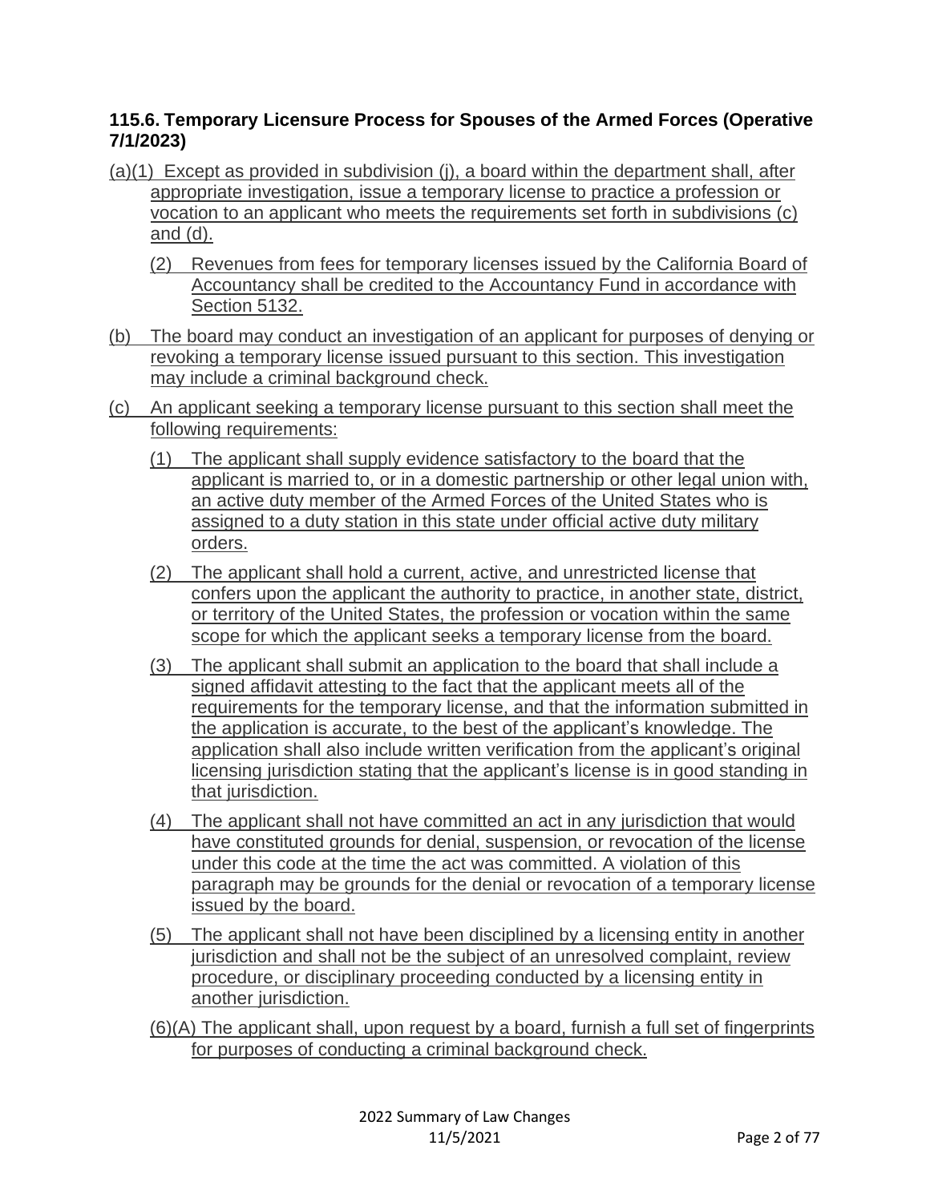### 115.6. Temporary Licensure Process for Spouses of the Armed Forces (Operative 7/1/2023)

(a)(1) Except as provided in subdivision (j), a board within the department shall, after appropriate investigation, issue a temporary license to practice a profession or vocation to an applicant who meets the requirements set forth in subdivisions (c) and (d).

(2) Revenues from fees for temporary licenses issued by the California Board of Accountancy shall be credited to the Accountancy Fund in accordance with Section 5132.

(b) The board may conduct an investigation of an applicant for purposes of denying or revoking a temporary license issued pursuant to this section. This investigation may include a criminal background check.

(c) An applicant seeking a temporary license pursuant to this section shall meet the following requirements:

(1) The applicant shall supply evidence satisfactory to the board that the applicant is married to, or in a domestic partnership or other legal union with, an active duty member of the Armed Forces of the United States who is assigned to a duty station in this state under official active duty military orders.

(2) The applicant shall hold a current, active, and unrestricted license that confers upon the applicant the authority to practice, in another state, district, or territory of the United States, the profession or vocation within the same scope for which the applicant seeks a temporary license from the board.

(3) The applicant shall submit an application to the board that shall include a signed affidavit attesting to the fact that the applicant meets all of the requirements for the temporary license, and that the information submitted in the application is accurate, to the best of the applicant's knowledge. The application shall also include written verification from the applicant's original licensing jurisdiction stating that the applicant's license is in good standing in that jurisdiction.

(4) The applicant shall not have committed an act in any jurisdiction that would have constituted grounds for denial, suspension, or revocation of the license under this code at the time the act was committed. A violation of this paragraph may be grounds for the denial or revocation of a temporary license issued by the board.

(5) The applicant shall not have been disciplined by a licensing entity in another jurisdiction and shall not be the subject of an unresolved complaint, review procedure, or disciplinary proceeding conducted by a licensing entity in another jurisdiction.

(6)(A) The applicant shall, upon request by a board, furnish a full set of fingerprints for purposes of conducting a criminal background check.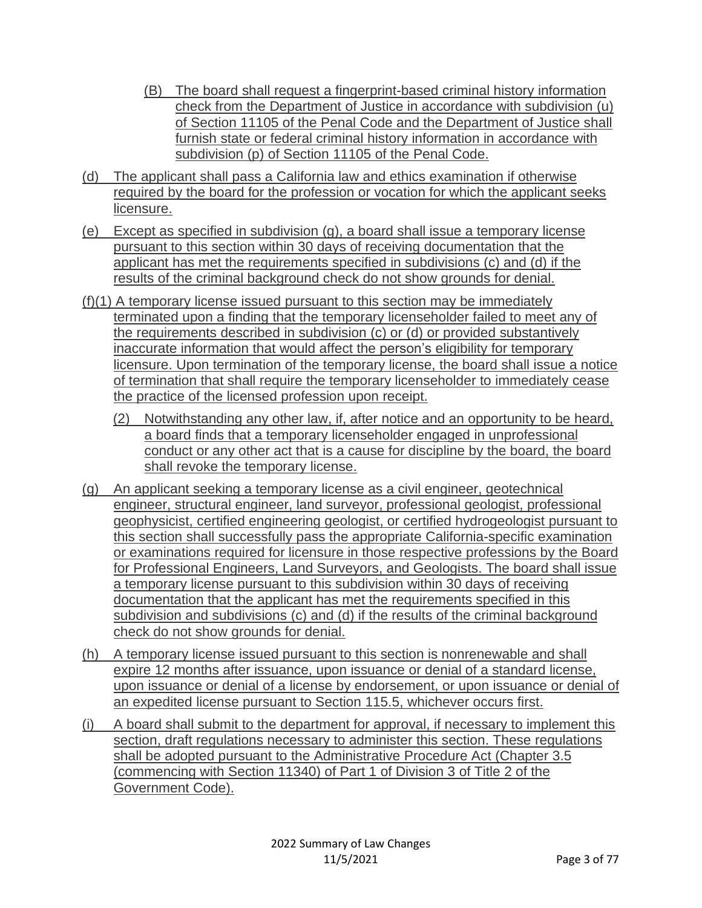(B) The board shall request a fingerprint-based criminal history information check from the Department of Justice in accordance with subdivision (u) of Section 11105 of the Penal Code and the Department of Justice shall furnish state or federal criminal history information in accordance with subdivision (p) of Section 11105 of the Penal Code.

(d) The applicant shall pass a California law and ethics examination if otherwise required by the board for the profession or vocation for which the applicant seeks licensure.

(e) Except as specified in subdivision (g), a board shall issue a temporary license pursuant to this section within 30 days of receiving documentation that the applicant has met the requirements specified in subdivisions (c) and (d) if the results of the criminal background check do not show grounds for denial.

(f)(1) A temporary license issued pursuant to this section may be immediately terminated upon a finding that the temporary licenseholder failed to meet any of the requirements described in subdivision (c) or (d) or provided substantively inaccurate information that would affect the person's eligibility for temporary licensure. Upon termination of the temporary license, the board shall issue a notice of termination that shall require the temporary licenseholder to immediately cease the practice of the licensed profession upon receipt.

(2) Notwithstanding any other law, if, after notice and an opportunity to be heard, a board finds that a temporary licenseholder engaged in unprofessional conduct or any other act that is a cause for discipline by the board, the board shall revoke the temporary license.

(g) An applicant seeking a temporary license as a civil engineer, geotechnical engineer, structural engineer, land surveyor, professional geologist, professional geophysicist, certified engineering geologist, or certified hydrogeologist pursuant to this section shall successfully pass the appropriate California-specific examination or examinations required for licensure in those respective professions by the Board for Professional Engineers, Land Surveyors, and Geologists. The board shall issue a temporary license pursuant to this subdivision within 30 days of receiving documentation that the applicant has met the requirements specified in this subdivision and subdivisions (c) and (d) if the results of the criminal background check do not show grounds for denial.

(h) A temporary license issued pursuant to this section is nonrenewable and shall expire 12 months after issuance, upon issuance or denial of a standard license, upon issuance or denial of a license by endorsement, or upon issuance or denial of an expedited license pursuant to Section 115.5, whichever occurs first.

(i) A board shall submit to the department for approval, if necessary to implement this section, draft regulations necessary to administer this section. These regulations shall be adopted pursuant to the Administrative Procedure Act (Chapter 3.5 (commencing with Section 11340) of Part 1 of Division 3 of Title 2 of the Government Code).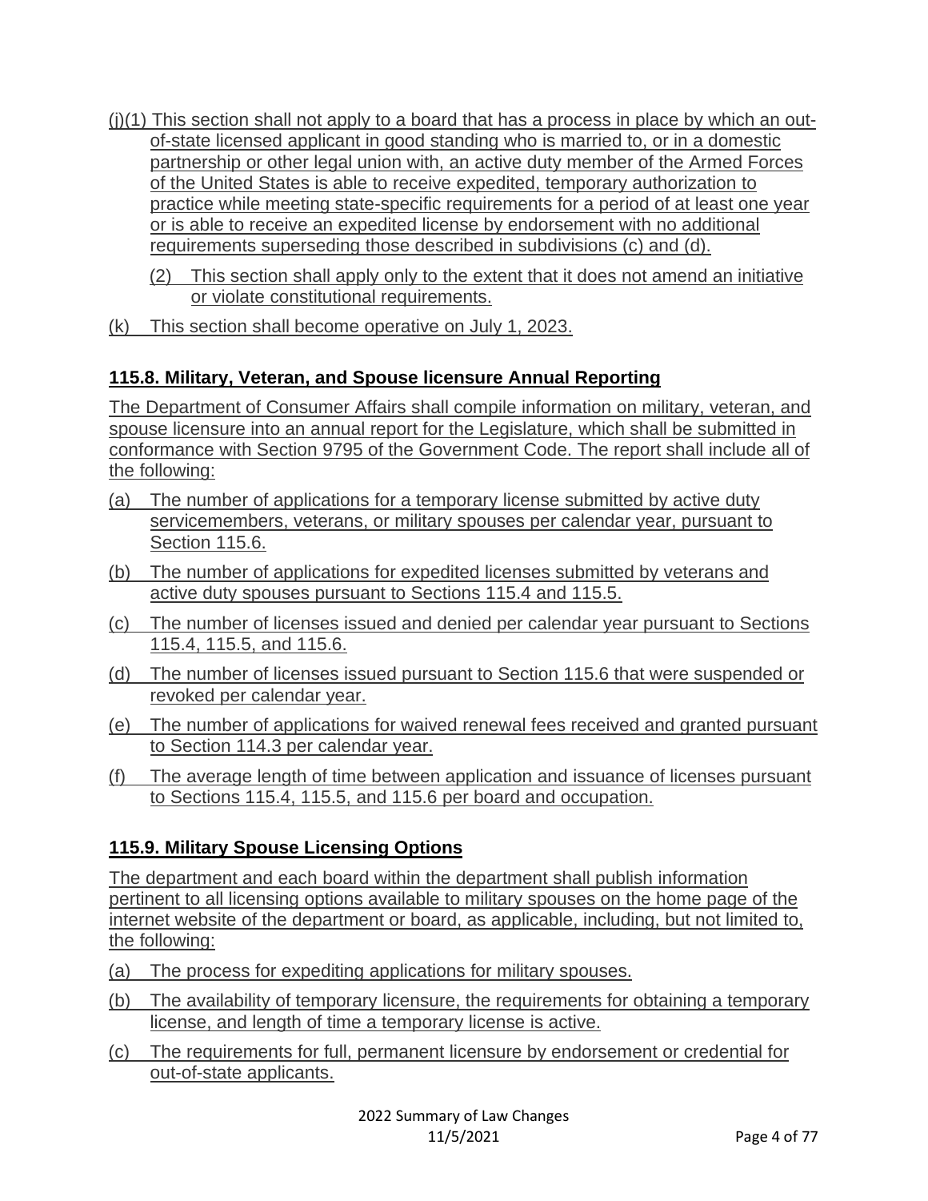(j)(1) This section shall not apply to a board that has a process in place by which an out-of-state licensed applicant in good standing who is married to, or in a domestic partnership or other legal union with, an active duty member of the Armed Forces of the United States is able to receive expedited, temporary authorization to practice while meeting state-specific requirements for a period of at least one year or is able to receive an expedited license by endorsement with no additional requirements superseding those described in subdivisions (c) and (d).

(2) This section shall apply only to the extent that it does not amend an initiative or violate constitutional requirements.

(k) This section shall become operative on July 1, 2023.

### 115.8. Military, Veteran, and Spouse licensure Annual Reporting

The Department of Consumer Affairs shall compile information on military, veteran, and spouse licensure into an annual report for the Legislature, which shall be submitted in conformance with Section 9795 of the Government Code. The report shall include all of the following:

(a) The number of applications for a temporary license submitted by active duty servicemembers, veterans, or military spouses per calendar year, pursuant to Section 115.6.

(b) The number of applications for expedited licenses submitted by veterans and active duty spouses pursuant to Sections 115.4 and 115.5.

(c) The number of licenses issued and denied per calendar year pursuant to Sections 115.4, 115.5, and 115.6.

(d) The number of licenses issued pursuant to Section 115.6 that were suspended or revoked per calendar year.

(e) The number of applications for waived renewal fees received and granted pursuant to Section 114.3 per calendar year.

(f) The average length of time between application and issuance of licenses pursuant to Sections 115.4, 115.5, and 115.6 per board and occupation.

### 115.9. Military Spouse Licensing Options

The department and each board within the department shall publish information pertinent to all licensing options available to military spouses on the home page of the internet website of the department or board, as applicable, including, but not limited to, the following:

(a) The process for expediting applications for military spouses.

(b) The availability of temporary licensure, the requirements for obtaining a temporary license, and length of time a temporary license is active.

(c) The requirements for full, permanent licensure by endorsement or credential for out-of-state applicants.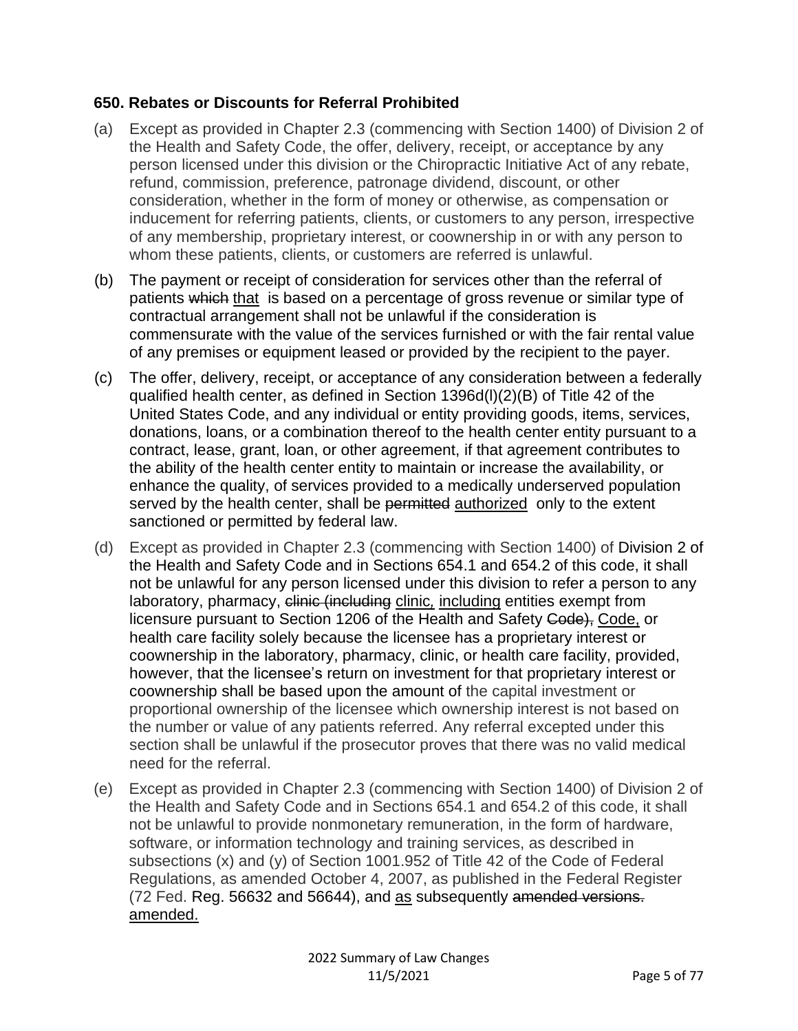### 650. Rebates or Discounts for Referral Prohibited

(a) Except as provided in Chapter 2.3 (commencing with Section 1400) of Division 2 of the Health and Safety Code, the offer, delivery, receipt, or acceptance by any person licensed under this division or the Chiropractic Initiative Act of any rebate, refund, commission, preference, patronage dividend, discount, or other consideration, whether in the form of money or otherwise, as compensation or inducement for referring patients, clients, or customers to any person, irrespective of any membership, proprietary interest, or coownership in or with any person to whom these patients, clients, or customers are referred is unlawful.

(b) The payment or receipt of consideration for services other than the referral of patients ~~which~~ <u>that</u> is based on a percentage of gross revenue or similar type of contractual arrangement shall not be unlawful if the consideration is commensurate with the value of the services furnished or with the fair rental value of any premises or equipment leased or provided by the recipient to the payer.

(c) The offer, delivery, receipt, or acceptance of any consideration between a federally qualified health center, as defined in Section 1396d(l)(2)(B) of Title 42 of the United States Code, and any individual or entity providing goods, items, services, donations, loans, or a combination thereof to the health center entity pursuant to a contract, lease, grant, loan, or other agreement, if that agreement contributes to the ability of the health center entity to maintain or increase the availability, or enhance the quality, of services provided to a medically underserved population served by the health center, shall be ~~permitted~~ <u>authorized</u> only to the extent sanctioned or permitted by federal law.

(d) Except as provided in Chapter 2.3 (commencing with Section 1400) of Division 2 of the Health and Safety Code and in Sections 654.1 and 654.2 of this code, it shall not be unlawful for any person licensed under this division to refer a person to any laboratory, pharmacy, ~~clinic (including~~ <u>clinic,</u> <u>including</u> entities exempt from licensure pursuant to Section 1206 of the Health and Safety ~~Code),~~ <u>Code,</u> or health care facility solely because the licensee has a proprietary interest or coownership in the laboratory, pharmacy, clinic, or health care facility, provided, however, that the licensee's return on investment for that proprietary interest or coownership shall be based upon the amount of the capital investment or proportional ownership of the licensee which ownership interest is not based on the number or value of any patients referred. Any referral excepted under this section shall be unlawful if the prosecutor proves that there was no valid medical need for the referral.

(e) Except as provided in Chapter 2.3 (commencing with Section 1400) of Division 2 of the Health and Safety Code and in Sections 654.1 and 654.2 of this code, it shall not be unlawful to provide nonmonetary remuneration, in the form of hardware, software, or information technology and training services, as described in subsections (x) and (y) of Section 1001.952 of Title 42 of the Code of Federal Regulations, as amended October 4, 2007, as published in the Federal Register (72 Fed. Reg. 56632 and 56644), and <u>as</u> subsequently ~~amended versions.~~ <u>amended.</u>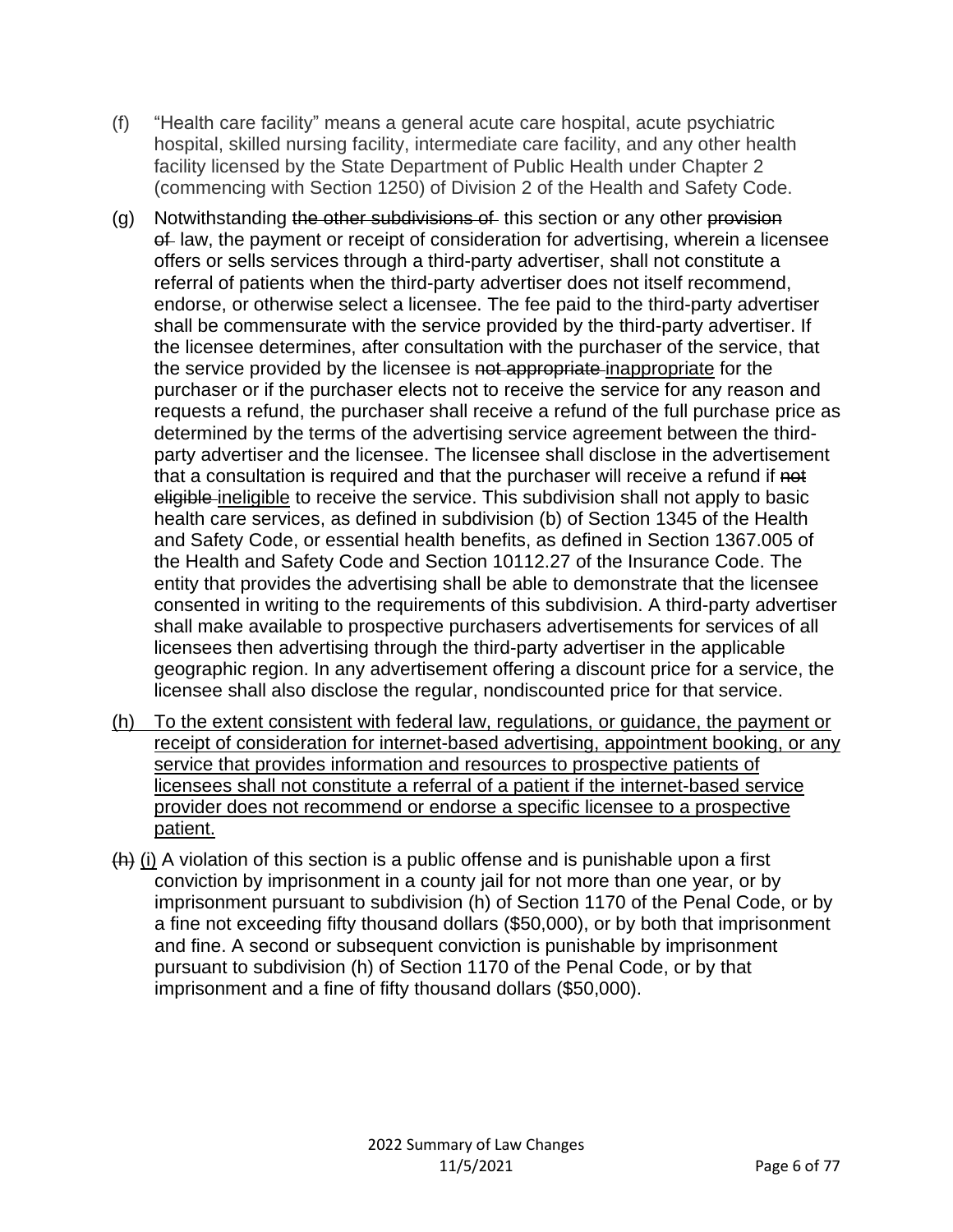(f) "Health care facility" means a general acute care hospital, acute psychiatric hospital, skilled nursing facility, intermediate care facility, and any other health facility licensed by the State Department of Public Health under Chapter 2 (commencing with Section 1250) of Division 2 of the Health and Safety Code.

(g) Notwithstanding ~~the other subdivisions of~~ this section or any other ~~provision of~~ law, the payment or receipt of consideration for advertising, wherein a licensee offers or sells services through a third-party advertiser, shall not constitute a referral of patients when the third-party advertiser does not itself recommend, endorse, or otherwise select a licensee. The fee paid to the third-party advertiser shall be commensurate with the service provided by the third-party advertiser. If the licensee determines, after consultation with the purchaser of the service, that the service provided by the licensee is ~~not appropriate~~ <u>inappropriate</u> for the purchaser or if the purchaser elects not to receive the service for any reason and requests a refund, the purchaser shall receive a refund of the full purchase price as determined by the terms of the advertising service agreement between the third-party advertiser and the licensee. The licensee shall disclose in the advertisement that a consultation is required and that the purchaser will receive a refund if ~~not eligible~~ <u>ineligible</u> to receive the service. This subdivision shall not apply to basic health care services, as defined in subdivision (b) of Section 1345 of the Health and Safety Code, or essential health benefits, as defined in Section 1367.005 of the Health and Safety Code and Section 10112.27 of the Insurance Code. The entity that provides the advertising shall be able to demonstrate that the licensee consented in writing to the requirements of this subdivision. A third-party advertiser shall make available to prospective purchasers advertisements for services of all licensees then advertising through the third-party advertiser in the applicable geographic region. In any advertisement offering a discount price for a service, the licensee shall also disclose the regular, nondiscounted price for that service.

<u>(h) To the extent consistent with federal law, regulations, or guidance, the payment or receipt of consideration for internet-based advertising, appointment booking, or any service that provides information and resources to prospective patients of licensees shall not constitute a referral of a patient if the internet-based service provider does not recommend or endorse a specific licensee to a prospective patient.</u>

~~(h)~~ <u>(i)</u> A violation of this section is a public offense and is punishable upon a first conviction by imprisonment in a county jail for not more than one year, or by imprisonment pursuant to subdivision (h) of Section 1170 of the Penal Code, or by a fine not exceeding fifty thousand dollars ($50,000), or by both that imprisonment and fine. A second or subsequent conviction is punishable by imprisonment pursuant to subdivision (h) of Section 1170 of the Penal Code, or by that imprisonment and a fine of fifty thousand dollars ($50,000).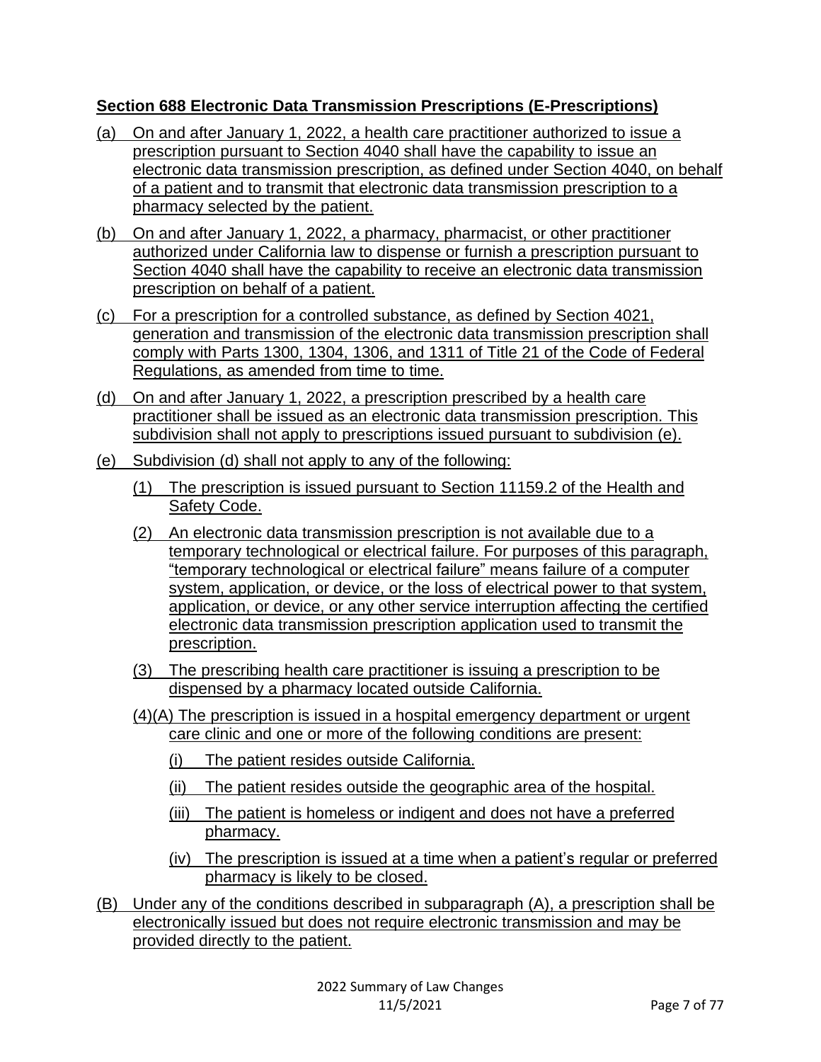**Section 688 Electronic Data Transmission Prescriptions (E-Prescriptions)**

(a) On and after January 1, 2022, a health care practitioner authorized to issue a prescription pursuant to Section 4040 shall have the capability to issue an electronic data transmission prescription, as defined under Section 4040, on behalf of a patient and to transmit that electronic data transmission prescription to a pharmacy selected by the patient.

(b) On and after January 1, 2022, a pharmacy, pharmacist, or other practitioner authorized under California law to dispense or furnish a prescription pursuant to Section 4040 shall have the capability to receive an electronic data transmission prescription on behalf of a patient.

(c) For a prescription for a controlled substance, as defined by Section 4021, generation and transmission of the electronic data transmission prescription shall comply with Parts 1300, 1304, 1306, and 1311 of Title 21 of the Code of Federal Regulations, as amended from time to time.

(d) On and after January 1, 2022, a prescription prescribed by a health care practitioner shall be issued as an electronic data transmission prescription. This subdivision shall not apply to prescriptions issued pursuant to subdivision (e).

(e) Subdivision (d) shall not apply to any of the following:

(1) The prescription is issued pursuant to Section 11159.2 of the Health and Safety Code.

(2) An electronic data transmission prescription is not available due to a temporary technological or electrical failure. For purposes of this paragraph, "temporary technological or electrical failure" means failure of a computer system, application, or device, or the loss of electrical power to that system, application, or device, or any other service interruption affecting the certified electronic data transmission prescription application used to transmit the prescription.

(3) The prescribing health care practitioner is issuing a prescription to be dispensed by a pharmacy located outside California.

(4)(A) The prescription is issued in a hospital emergency department or urgent care clinic and one or more of the following conditions are present:

(i) The patient resides outside California.

(ii) The patient resides outside the geographic area of the hospital.

(iii) The patient is homeless or indigent and does not have a preferred pharmacy.

(iv) The prescription is issued at a time when a patient's regular or preferred pharmacy is likely to be closed.

(B) Under any of the conditions described in subparagraph (A), a prescription shall be electronically issued but does not require electronic transmission and may be provided directly to the patient.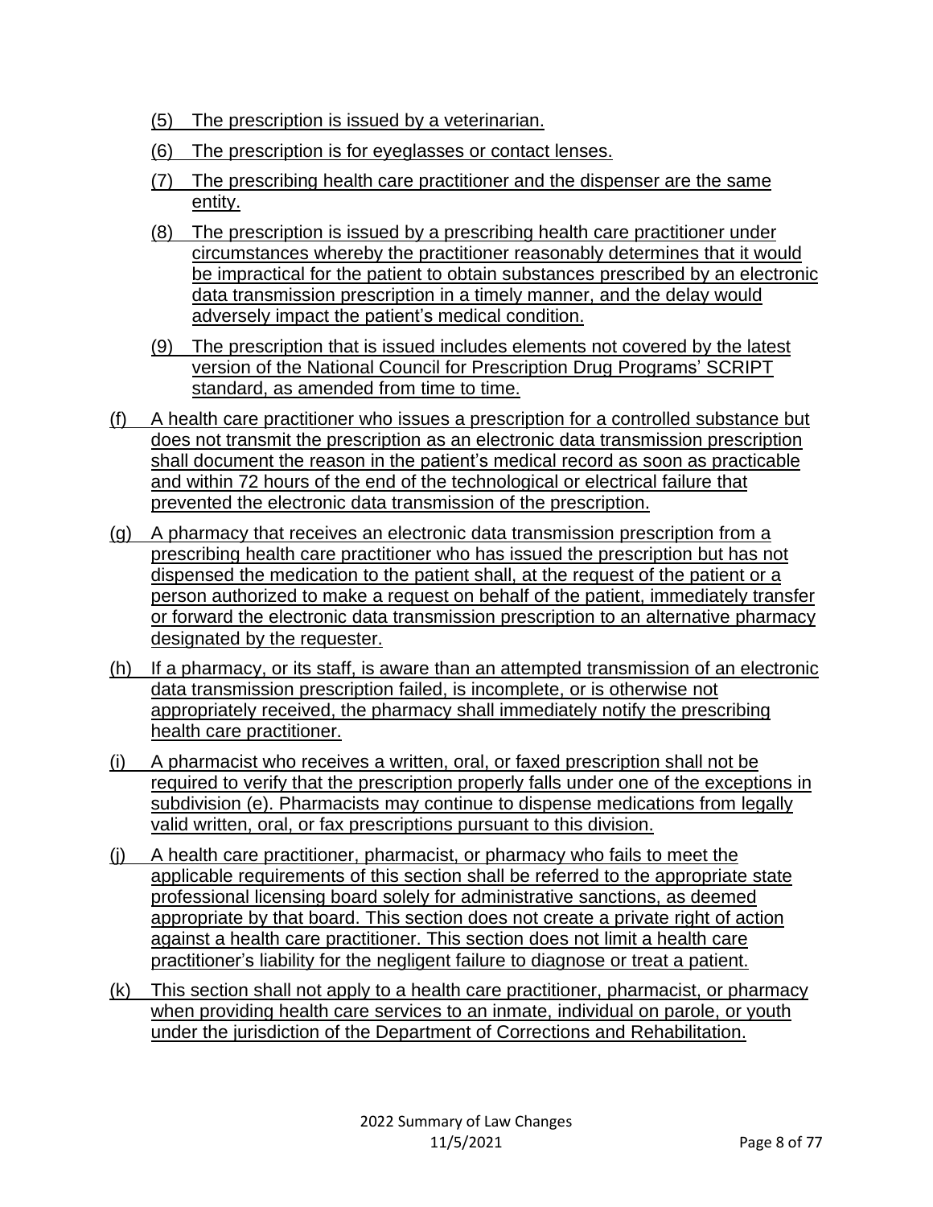(5) The prescription is issued by a veterinarian.

(6) The prescription is for eyeglasses or contact lenses.

(7) The prescribing health care practitioner and the dispenser are the same entity.

(8) The prescription is issued by a prescribing health care practitioner under circumstances whereby the practitioner reasonably determines that it would be impractical for the patient to obtain substances prescribed by an electronic data transmission prescription in a timely manner, and the delay would adversely impact the patient's medical condition.

(9) The prescription that is issued includes elements not covered by the latest version of the National Council for Prescription Drug Programs' SCRIPT standard, as amended from time to time.

(f) A health care practitioner who issues a prescription for a controlled substance but does not transmit the prescription as an electronic data transmission prescription shall document the reason in the patient's medical record as soon as practicable and within 72 hours of the end of the technological or electrical failure that prevented the electronic data transmission of the prescription.

(g) A pharmacy that receives an electronic data transmission prescription from a prescribing health care practitioner who has issued the prescription but has not dispensed the medication to the patient shall, at the request of the patient or a person authorized to make a request on behalf of the patient, immediately transfer or forward the electronic data transmission prescription to an alternative pharmacy designated by the requester.

(h) If a pharmacy, or its staff, is aware than an attempted transmission of an electronic data transmission prescription failed, is incomplete, or is otherwise not appropriately received, the pharmacy shall immediately notify the prescribing health care practitioner.

(i) A pharmacist who receives a written, oral, or faxed prescription shall not be required to verify that the prescription properly falls under one of the exceptions in subdivision (e). Pharmacists may continue to dispense medications from legally valid written, oral, or fax prescriptions pursuant to this division.

(j) A health care practitioner, pharmacist, or pharmacy who fails to meet the applicable requirements of this section shall be referred to the appropriate state professional licensing board solely for administrative sanctions, as deemed appropriate by that board. This section does not create a private right of action against a health care practitioner. This section does not limit a health care practitioner's liability for the negligent failure to diagnose or treat a patient.

(k) This section shall not apply to a health care practitioner, pharmacist, or pharmacy when providing health care services to an inmate, individual on parole, or youth under the jurisdiction of the Department of Corrections and Rehabilitation.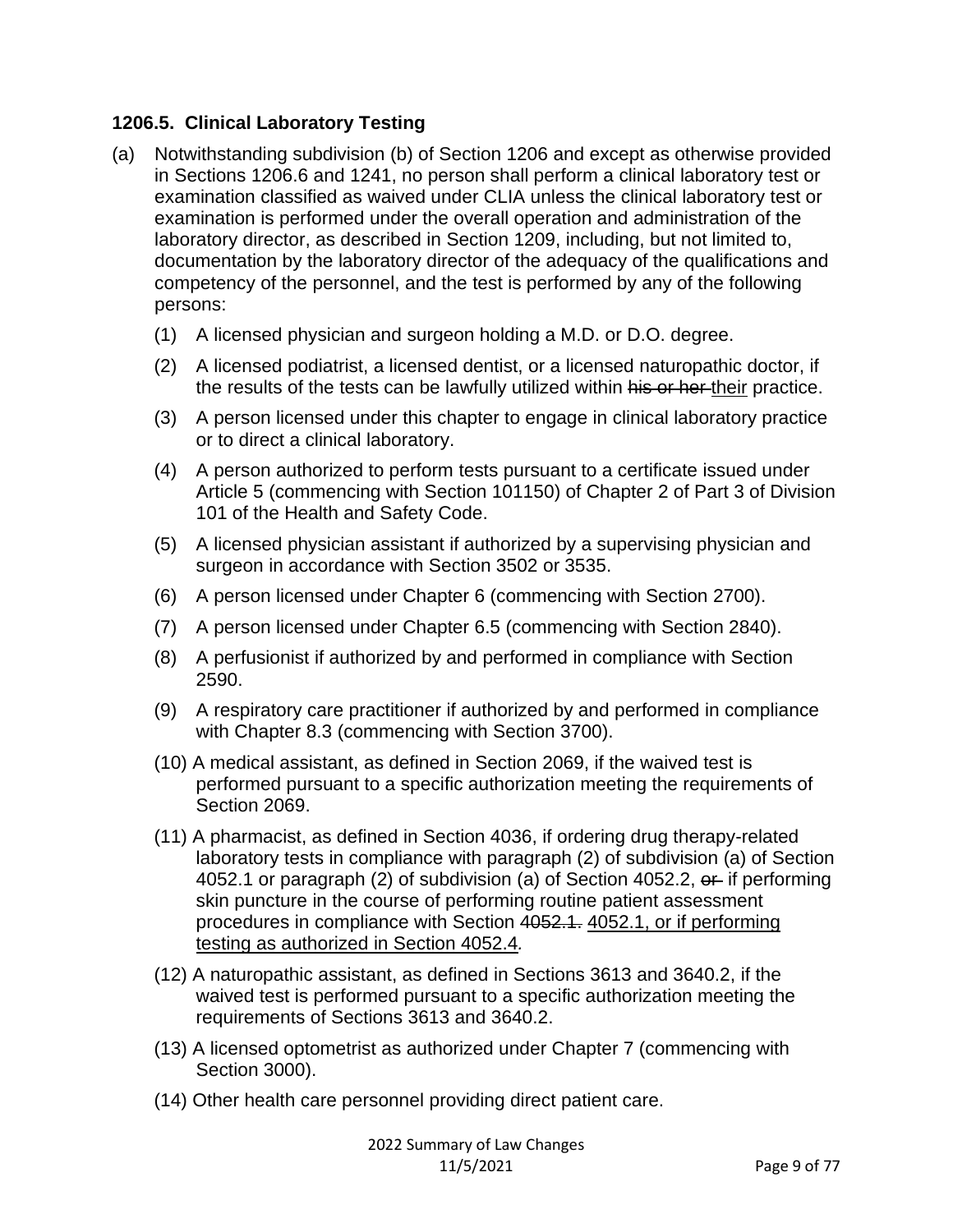### 1206.5. Clinical Laboratory Testing

(a) Notwithstanding subdivision (b) of Section 1206 and except as otherwise provided in Sections 1206.6 and 1241, no person shall perform a clinical laboratory test or examination classified as waived under CLIA unless the clinical laboratory test or examination is performed under the overall operation and administration of the laboratory director, as described in Section 1209, including, but not limited to, documentation by the laboratory director of the adequacy of the qualifications and competency of the personnel, and the test is performed by any of the following persons:

(1) A licensed physician and surgeon holding a M.D. or D.O. degree.

(2) A licensed podiatrist, a licensed dentist, or a licensed naturopathic doctor, if the results of the tests can be lawfully utilized within ~~his or her~~ <u>their</u> practice.

(3) A person licensed under this chapter to engage in clinical laboratory practice or to direct a clinical laboratory.

(4) A person authorized to perform tests pursuant to a certificate issued under Article 5 (commencing with Section 101150) of Chapter 2 of Part 3 of Division 101 of the Health and Safety Code.

(5) A licensed physician assistant if authorized by a supervising physician and surgeon in accordance with Section 3502 or 3535.

(6) A person licensed under Chapter 6 (commencing with Section 2700).

(7) A person licensed under Chapter 6.5 (commencing with Section 2840).

(8) A perfusionist if authorized by and performed in compliance with Section 2590.

(9) A respiratory care practitioner if authorized by and performed in compliance with Chapter 8.3 (commencing with Section 3700).

(10) A medical assistant, as defined in Section 2069, if the waived test is performed pursuant to a specific authorization meeting the requirements of Section 2069.

(11) A pharmacist, as defined in Section 4036, if ordering drug therapy-related laboratory tests in compliance with paragraph (2) of subdivision (a) of Section 4052.1 or paragraph (2) of subdivision (a) of Section 4052.2, ~~or~~ if performing skin puncture in the course of performing routine patient assessment procedures in compliance with Section ~~4052.1.~~ <u>4052.1, or if performing testing as authorized in Section 4052.4</u>.

(12) A naturopathic assistant, as defined in Sections 3613 and 3640.2, if the waived test is performed pursuant to a specific authorization meeting the requirements of Sections 3613 and 3640.2.

(13) A licensed optometrist as authorized under Chapter 7 (commencing with Section 3000).

(14) Other health care personnel providing direct patient care.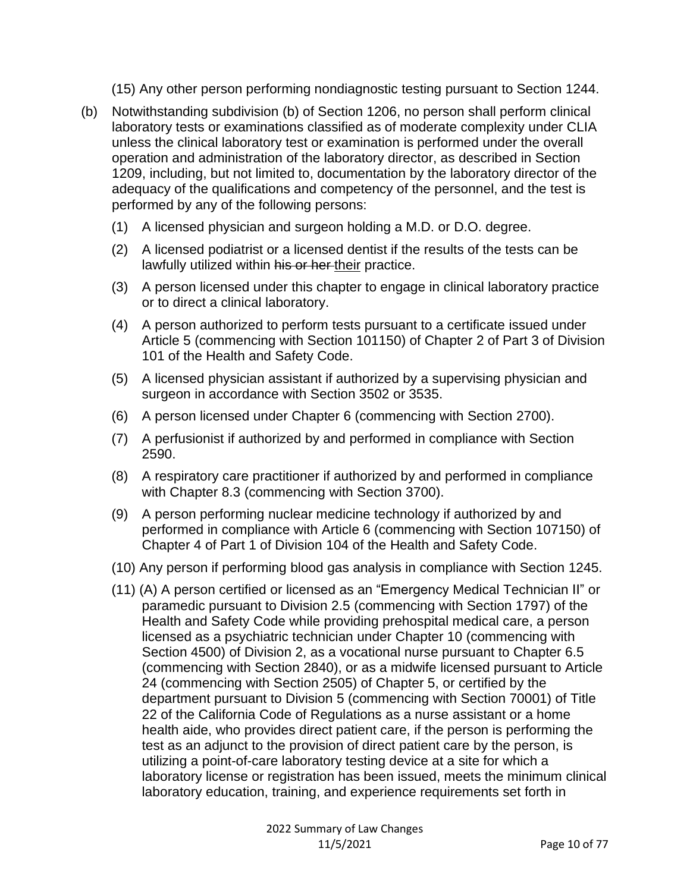(15) Any other person performing nondiagnostic testing pursuant to Section 1244.

(b) Notwithstanding subdivision (b) of Section 1206, no person shall perform clinical laboratory tests or examinations classified as of moderate complexity under CLIA unless the clinical laboratory test or examination is performed under the overall operation and administration of the laboratory director, as described in Section 1209, including, but not limited to, documentation by the laboratory director of the adequacy of the qualifications and competency of the personnel, and the test is performed by any of the following persons:

(1) A licensed physician and surgeon holding a M.D. or D.O. degree.

(2) A licensed podiatrist or a licensed dentist if the results of the tests can be lawfully utilized within ~~his or her~~ <u>their</u> practice.

(3) A person licensed under this chapter to engage in clinical laboratory practice or to direct a clinical laboratory.

(4) A person authorized to perform tests pursuant to a certificate issued under Article 5 (commencing with Section 101150) of Chapter 2 of Part 3 of Division 101 of the Health and Safety Code.

(5) A licensed physician assistant if authorized by a supervising physician and surgeon in accordance with Section 3502 or 3535.

(6) A person licensed under Chapter 6 (commencing with Section 2700).

(7) A perfusionist if authorized by and performed in compliance with Section 2590.

(8) A respiratory care practitioner if authorized by and performed in compliance with Chapter 8.3 (commencing with Section 3700).

(9) A person performing nuclear medicine technology if authorized by and performed in compliance with Article 6 (commencing with Section 107150) of Chapter 4 of Part 1 of Division 104 of the Health and Safety Code.

(10) Any person if performing blood gas analysis in compliance with Section 1245.

(11) (A) A person certified or licensed as an "Emergency Medical Technician II" or paramedic pursuant to Division 2.5 (commencing with Section 1797) of the Health and Safety Code while providing prehospital medical care, a person licensed as a psychiatric technician under Chapter 10 (commencing with Section 4500) of Division 2, as a vocational nurse pursuant to Chapter 6.5 (commencing with Section 2840), or as a midwife licensed pursuant to Article 24 (commencing with Section 2505) of Chapter 5, or certified by the department pursuant to Division 5 (commencing with Section 70001) of Title 22 of the California Code of Regulations as a nurse assistant or a home health aide, who provides direct patient care, if the person is performing the test as an adjunct to the provision of direct patient care by the person, is utilizing a point-of-care laboratory testing device at a site for which a laboratory license or registration has been issued, meets the minimum clinical laboratory education, training, and experience requirements set forth in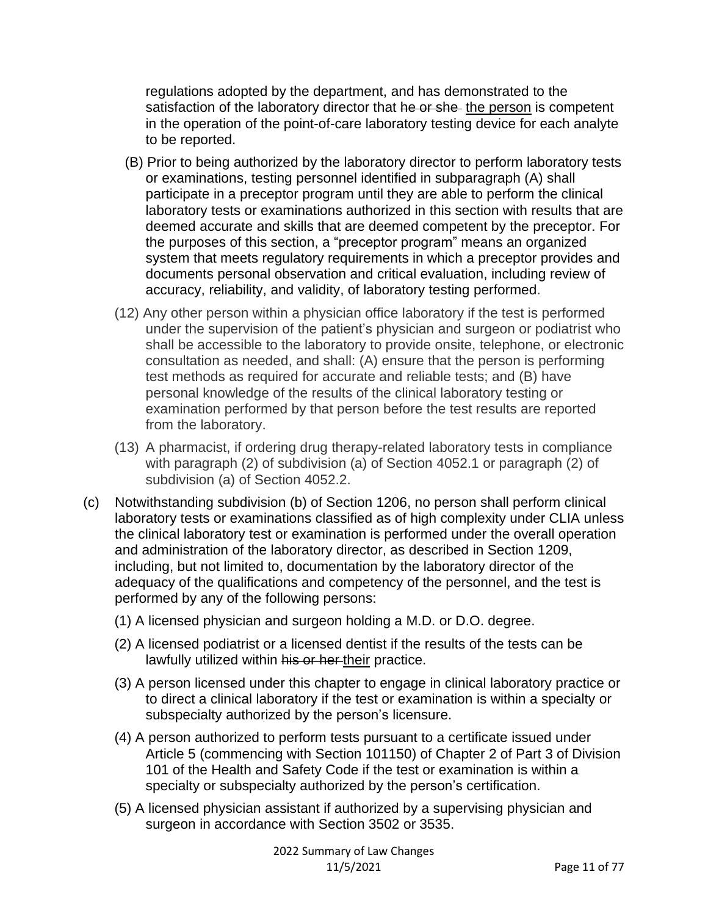regulations adopted by the department, and has demonstrated to the satisfaction of the laboratory director that ~~he or she~~ <u>the person</u> is competent in the operation of the point-of-care laboratory testing device for each analyte to be reported.

(B) Prior to being authorized by the laboratory director to perform laboratory tests or examinations, testing personnel identified in subparagraph (A) shall participate in a preceptor program until they are able to perform the clinical laboratory tests or examinations authorized in this section with results that are deemed accurate and skills that are deemed competent by the preceptor. For the purposes of this section, a "preceptor program" means an organized system that meets regulatory requirements in which a preceptor provides and documents personal observation and critical evaluation, including review of accuracy, reliability, and validity, of laboratory testing performed.

(12) Any other person within a physician office laboratory if the test is performed under the supervision of the patient's physician and surgeon or podiatrist who shall be accessible to the laboratory to provide onsite, telephone, or electronic consultation as needed, and shall: (A) ensure that the person is performing test methods as required for accurate and reliable tests; and (B) have personal knowledge of the results of the clinical laboratory testing or examination performed by that person before the test results are reported from the laboratory.

(13) A pharmacist, if ordering drug therapy-related laboratory tests in compliance with paragraph (2) of subdivision (a) of Section 4052.1 or paragraph (2) of subdivision (a) of Section 4052.2.

(c) Notwithstanding subdivision (b) of Section 1206, no person shall perform clinical laboratory tests or examinations classified as of high complexity under CLIA unless the clinical laboratory test or examination is performed under the overall operation and administration of the laboratory director, as described in Section 1209, including, but not limited to, documentation by the laboratory director of the adequacy of the qualifications and competency of the personnel, and the test is performed by any of the following persons:

(1) A licensed physician and surgeon holding a M.D. or D.O. degree.

(2) A licensed podiatrist or a licensed dentist if the results of the tests can be lawfully utilized within ~~his or her~~ <u>their</u> practice.

(3) A person licensed under this chapter to engage in clinical laboratory practice or to direct a clinical laboratory if the test or examination is within a specialty or subspecialty authorized by the person's licensure.

(4) A person authorized to perform tests pursuant to a certificate issued under Article 5 (commencing with Section 101150) of Chapter 2 of Part 3 of Division 101 of the Health and Safety Code if the test or examination is within a specialty or subspecialty authorized by the person's certification.

(5) A licensed physician assistant if authorized by a supervising physician and surgeon in accordance with Section 3502 or 3535.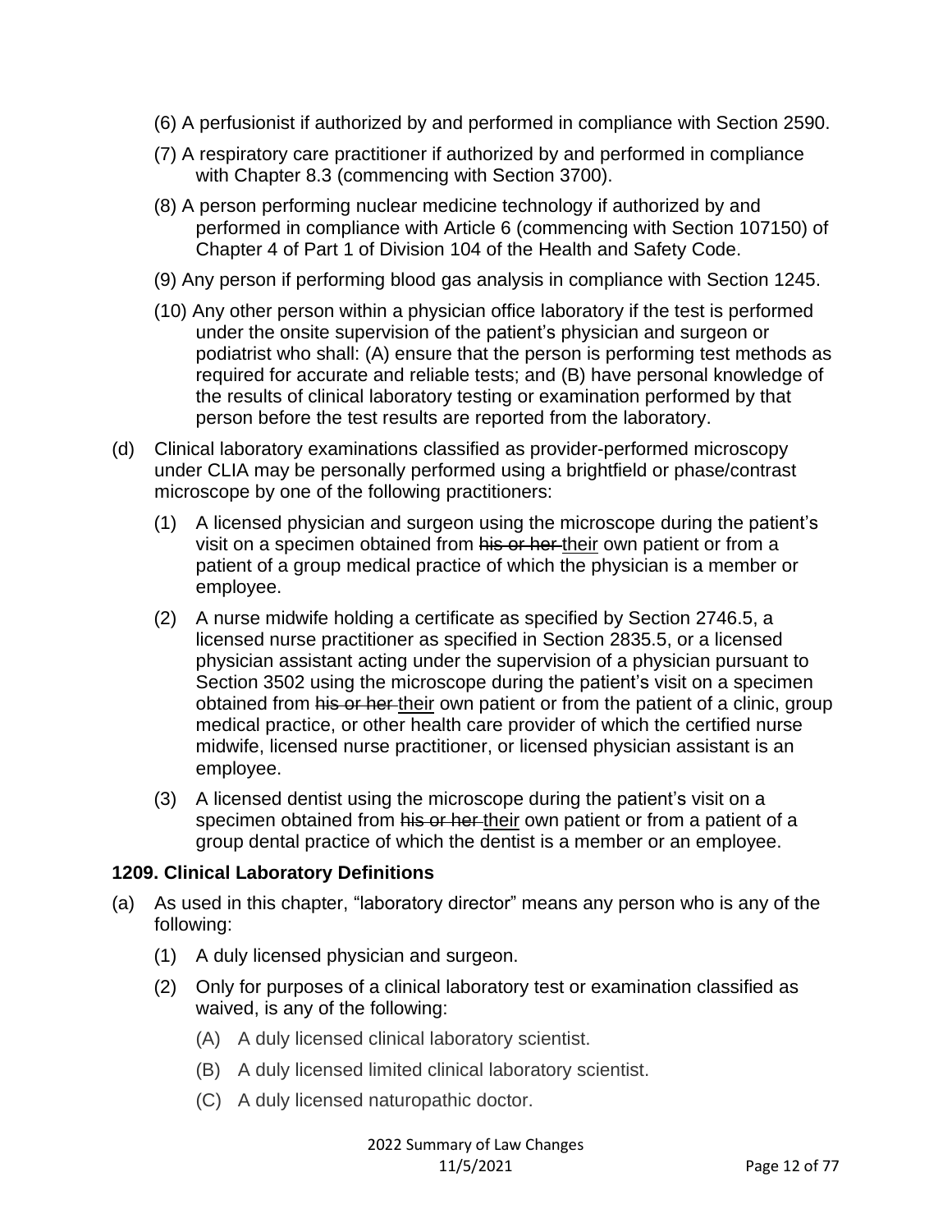(6) A perfusionist if authorized by and performed in compliance with Section 2590.

(7) A respiratory care practitioner if authorized by and performed in compliance with Chapter 8.3 (commencing with Section 3700).

(8) A person performing nuclear medicine technology if authorized by and performed in compliance with Article 6 (commencing with Section 107150) of Chapter 4 of Part 1 of Division 104 of the Health and Safety Code.

(9) Any person if performing blood gas analysis in compliance with Section 1245.

(10) Any other person within a physician office laboratory if the test is performed under the onsite supervision of the patient's physician and surgeon or podiatrist who shall: (A) ensure that the person is performing test methods as required for accurate and reliable tests; and (B) have personal knowledge of the results of clinical laboratory testing or examination performed by that person before the test results are reported from the laboratory.

(d) Clinical laboratory examinations classified as provider-performed microscopy under CLIA may be personally performed using a brightfield or phase/contrast microscope by one of the following practitioners:

(1) A licensed physician and surgeon using the microscope during the patient's visit on a specimen obtained from ~~his or her~~ <u>their</u> own patient or from a patient of a group medical practice of which the physician is a member or employee.

(2) A nurse midwife holding a certificate as specified by Section 2746.5, a licensed nurse practitioner as specified in Section 2835.5, or a licensed physician assistant acting under the supervision of a physician pursuant to Section 3502 using the microscope during the patient's visit on a specimen obtained from ~~his or her~~ <u>their</u> own patient or from the patient of a clinic, group medical practice, or other health care provider of which the certified nurse midwife, licensed nurse practitioner, or licensed physician assistant is an employee.

(3) A licensed dentist using the microscope during the patient's visit on a specimen obtained from ~~his or her~~ <u>their</u> own patient or from a patient of a group dental practice of which the dentist is a member or an employee.

**1209. Clinical Laboratory Definitions**

(a) As used in this chapter, "laboratory director" means any person who is any of the following:

(1) A duly licensed physician and surgeon.

(2) Only for purposes of a clinical laboratory test or examination classified as waived, is any of the following:

(A) A duly licensed clinical laboratory scientist.

(B) A duly licensed limited clinical laboratory scientist.

(C) A duly licensed naturopathic doctor.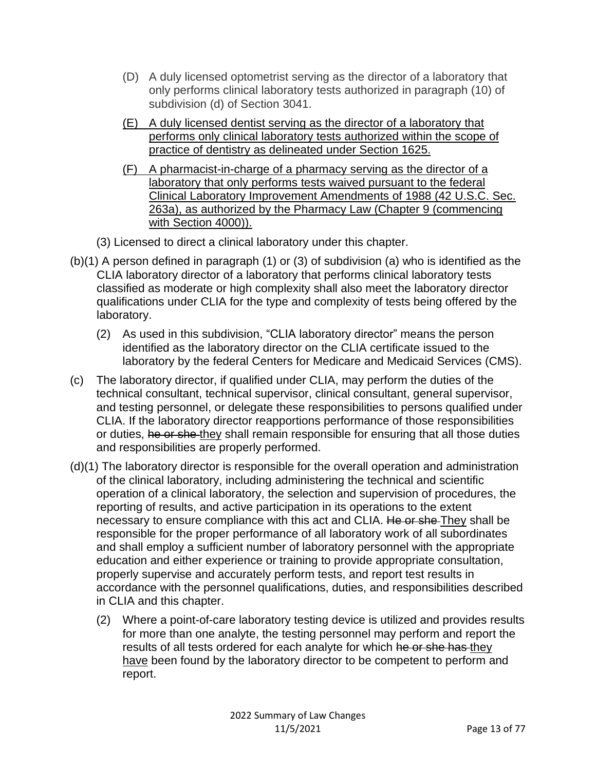(D) A duly licensed optometrist serving as the director of a laboratory that only performs clinical laboratory tests authorized in paragraph (10) of subdivision (d) of Section 3041.

<u>(E) A duly licensed dentist serving as the director of a laboratory that performs only clinical laboratory tests authorized within the scope of practice of dentistry as delineated under Section 1625.</u>

<u>(F) A pharmacist-in-charge of a pharmacy serving as the director of a laboratory that only performs tests waived pursuant to the federal Clinical Laboratory Improvement Amendments of 1988 (42 U.S.C. Sec. 263a), as authorized by the Pharmacy Law (Chapter 9 (commencing with Section 4000)).</u>

(3) Licensed to direct a clinical laboratory under this chapter.

(b)(1) A person defined in paragraph (1) or (3) of subdivision (a) who is identified as the CLIA laboratory director of a laboratory that performs clinical laboratory tests classified as moderate or high complexity shall also meet the laboratory director qualifications under CLIA for the type and complexity of tests being offered by the laboratory.

(2) As used in this subdivision, "CLIA laboratory director" means the person identified as the laboratory director on the CLIA certificate issued to the laboratory by the federal Centers for Medicare and Medicaid Services (CMS).

(c) The laboratory director, if qualified under CLIA, may perform the duties of the technical consultant, technical supervisor, clinical consultant, general supervisor, and testing personnel, or delegate these responsibilities to persons qualified under CLIA. If the laboratory director reapportions performance of those responsibilities or duties, ~~he or she~~ <u>they</u> shall remain responsible for ensuring that all those duties and responsibilities are properly performed.

(d)(1) The laboratory director is responsible for the overall operation and administration of the clinical laboratory, including administering the technical and scientific operation of a clinical laboratory, the selection and supervision of procedures, the reporting of results, and active participation in its operations to the extent necessary to ensure compliance with this act and CLIA. ~~He or she~~ <u>They</u> shall be responsible for the proper performance of all laboratory work of all subordinates and shall employ a sufficient number of laboratory personnel with the appropriate education and either experience or training to provide appropriate consultation, properly supervise and accurately perform tests, and report test results in accordance with the personnel qualifications, duties, and responsibilities described in CLIA and this chapter.

(2) Where a point-of-care laboratory testing device is utilized and provides results for more than one analyte, the testing personnel may perform and report the results of all tests ordered for each analyte for which ~~he or she has~~ <u>they have</u> been found by the laboratory director to be competent to perform and report.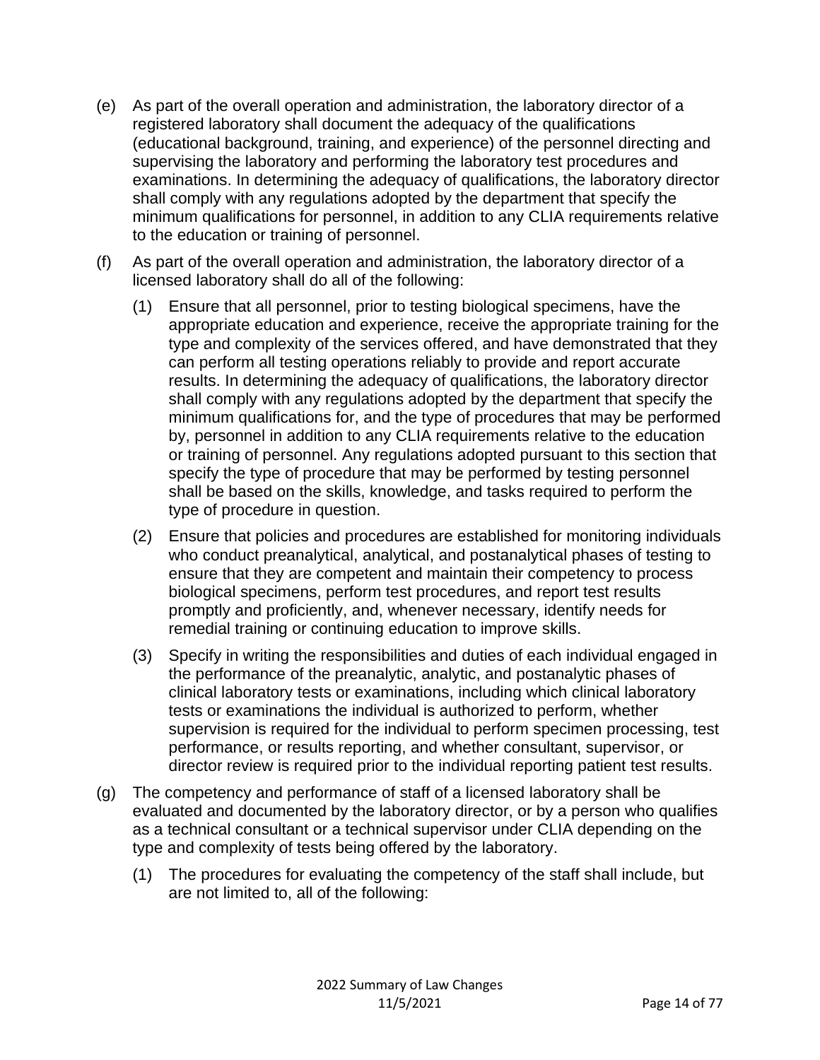(e) As part of the overall operation and administration, the laboratory director of a registered laboratory shall document the adequacy of the qualifications (educational background, training, and experience) of the personnel directing and supervising the laboratory and performing the laboratory test procedures and examinations. In determining the adequacy of qualifications, the laboratory director shall comply with any regulations adopted by the department that specify the minimum qualifications for personnel, in addition to any CLIA requirements relative to the education or training of personnel.

(f) As part of the overall operation and administration, the laboratory director of a licensed laboratory shall do all of the following:

   (1) Ensure that all personnel, prior to testing biological specimens, have the appropriate education and experience, receive the appropriate training for the type and complexity of the services offered, and have demonstrated that they can perform all testing operations reliably to provide and report accurate results. In determining the adequacy of qualifications, the laboratory director shall comply with any regulations adopted by the department that specify the minimum qualifications for, and the type of procedures that may be performed by, personnel in addition to any CLIA requirements relative to the education or training of personnel. Any regulations adopted pursuant to this section that specify the type of procedure that may be performed by testing personnel shall be based on the skills, knowledge, and tasks required to perform the type of procedure in question.

   (2) Ensure that policies and procedures are established for monitoring individuals who conduct preanalytical, analytical, and postanalytical phases of testing to ensure that they are competent and maintain their competency to process biological specimens, perform test procedures, and report test results promptly and proficiently, and, whenever necessary, identify needs for remedial training or continuing education to improve skills.

   (3) Specify in writing the responsibilities and duties of each individual engaged in the performance of the preanalytic, analytic, and postanalytic phases of clinical laboratory tests or examinations, including which clinical laboratory tests or examinations the individual is authorized to perform, whether supervision is required for the individual to perform specimen processing, test performance, or results reporting, and whether consultant, supervisor, or director review is required prior to the individual reporting patient test results.

(g) The competency and performance of staff of a licensed laboratory shall be evaluated and documented by the laboratory director, or by a person who qualifies as a technical consultant or a technical supervisor under CLIA depending on the type and complexity of tests being offered by the laboratory.

   (1) The procedures for evaluating the competency of the staff shall include, but are not limited to, all of the following: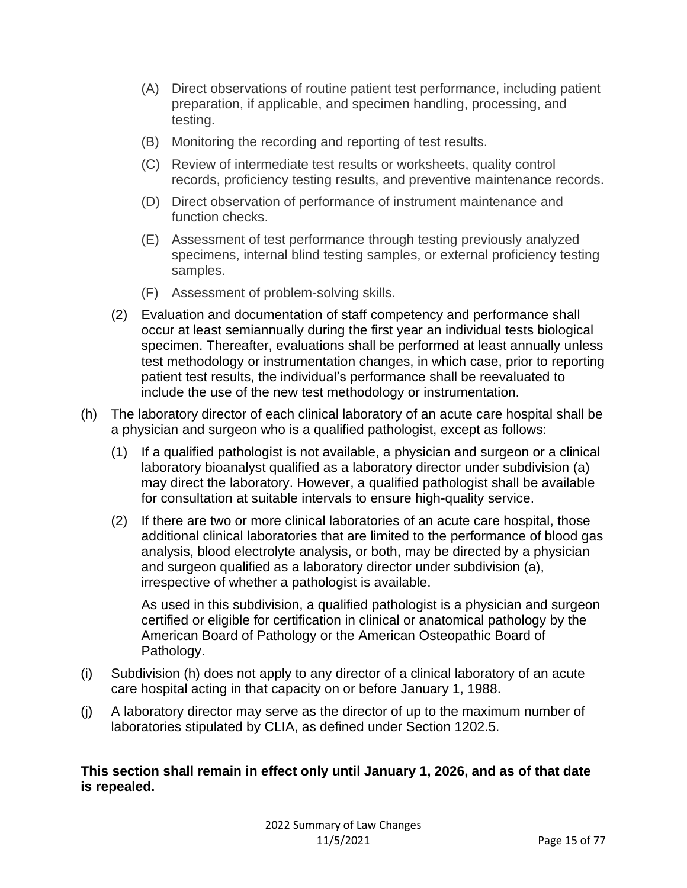- (A) Direct observations of routine patient test performance, including patient preparation, if applicable, and specimen handling, processing, and testing.
- (B) Monitoring the recording and reporting of test results.
- (C) Review of intermediate test results or worksheets, quality control records, proficiency testing results, and preventive maintenance records.
- (D) Direct observation of performance of instrument maintenance and function checks.
- (E) Assessment of test performance through testing previously analyzed specimens, internal blind testing samples, or external proficiency testing samples.
- (F) Assessment of problem-solving skills.

(2) Evaluation and documentation of staff competency and performance shall occur at least semiannually during the first year an individual tests biological specimen. Thereafter, evaluations shall be performed at least annually unless test methodology or instrumentation changes, in which case, prior to reporting patient test results, the individual's performance shall be reevaluated to include the use of the new test methodology or instrumentation.

(h) The laboratory director of each clinical laboratory of an acute care hospital shall be a physician and surgeon who is a qualified pathologist, except as follows:

(1) If a qualified pathologist is not available, a physician and surgeon or a clinical laboratory bioanalyst qualified as a laboratory director under subdivision (a) may direct the laboratory. However, a qualified pathologist shall be available for consultation at suitable intervals to ensure high-quality service.

(2) If there are two or more clinical laboratories of an acute care hospital, those additional clinical laboratories that are limited to the performance of blood gas analysis, blood electrolyte analysis, or both, may be directed by a physician and surgeon qualified as a laboratory director under subdivision (a), irrespective of whether a pathologist is available.

As used in this subdivision, a qualified pathologist is a physician and surgeon certified or eligible for certification in clinical or anatomical pathology by the American Board of Pathology or the American Osteopathic Board of Pathology.

(i) Subdivision (h) does not apply to any director of a clinical laboratory of an acute care hospital acting in that capacity on or before January 1, 1988.

(j) A laboratory director may serve as the director of up to the maximum number of laboratories stipulated by CLIA, as defined under Section 1202.5.

**This section shall remain in effect only until January 1, 2026, and as of that date is repealed.**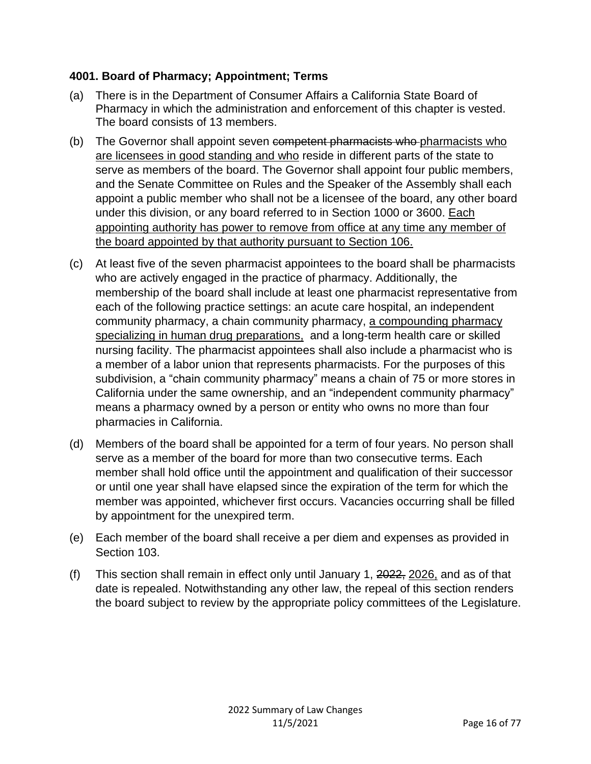### 4001. Board of Pharmacy; Appointment; Terms

(a) There is in the Department of Consumer Affairs a California State Board of Pharmacy in which the administration and enforcement of this chapter is vested. The board consists of 13 members.

(b) The Governor shall appoint seven ~~competent pharmacists who~~ <u>pharmacists who are licensees in good standing and who</u> reside in different parts of the state to serve as members of the board. The Governor shall appoint four public members, and the Senate Committee on Rules and the Speaker of the Assembly shall each appoint a public member who shall not be a licensee of the board, any other board under this division, or any board referred to in Section 1000 or 3600. <u>Each appointing authority has power to remove from office at any time any member of the board appointed by that authority pursuant to Section 106.</u>

(c) At least five of the seven pharmacist appointees to the board shall be pharmacists who are actively engaged in the practice of pharmacy. Additionally, the membership of the board shall include at least one pharmacist representative from each of the following practice settings: an acute care hospital, an independent community pharmacy, a chain community pharmacy, <u>a compounding pharmacy specializing in human drug preparations,</u> and a long-term health care or skilled nursing facility. The pharmacist appointees shall also include a pharmacist who is a member of a labor union that represents pharmacists. For the purposes of this subdivision, a "chain community pharmacy" means a chain of 75 or more stores in California under the same ownership, and an "independent community pharmacy" means a pharmacy owned by a person or entity who owns no more than four pharmacies in California.

(d) Members of the board shall be appointed for a term of four years. No person shall serve as a member of the board for more than two consecutive terms. Each member shall hold office until the appointment and qualification of their successor or until one year shall have elapsed since the expiration of the term for which the member was appointed, whichever first occurs. Vacancies occurring shall be filled by appointment for the unexpired term.

(e) Each member of the board shall receive a per diem and expenses as provided in Section 103.

(f) This section shall remain in effect only until January 1, ~~2022,~~ <u>2026,</u> and as of that date is repealed. Notwithstanding any other law, the repeal of this section renders the board subject to review by the appropriate policy committees of the Legislature.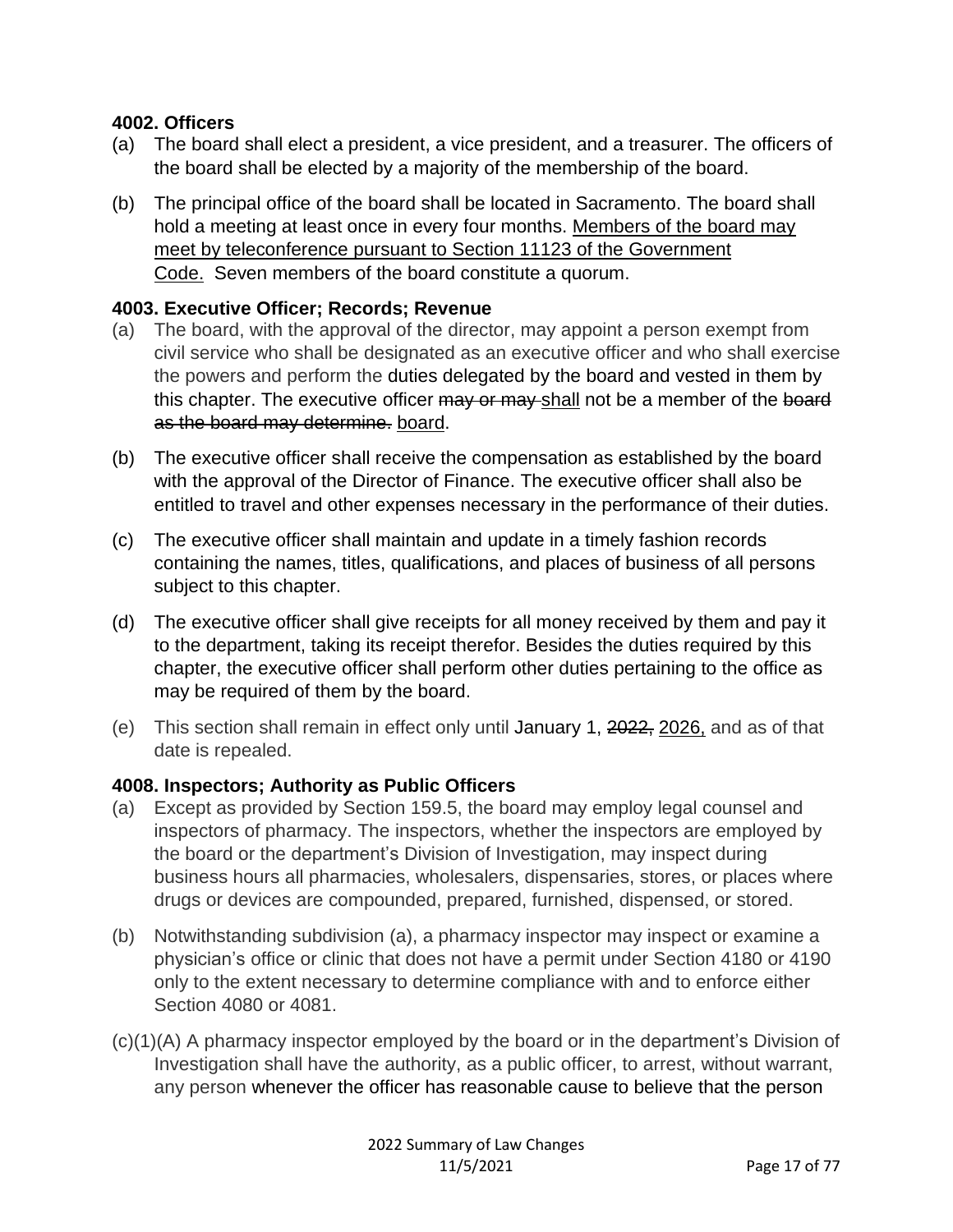### 4002. Officers

(a) The board shall elect a president, a vice president, and a treasurer. The officers of the board shall be elected by a majority of the membership of the board.

(b) The principal office of the board shall be located in Sacramento. The board shall hold a meeting at least once in every four months. <u>Members of the board may meet by teleconference pursuant to Section 11123 of the Government Code.</u> Seven members of the board constitute a quorum.

### 4003. Executive Officer; Records; Revenue

(a) The board, with the approval of the director, may appoint a person exempt from civil service who shall be designated as an executive officer and who shall exercise the powers and perform the duties delegated by the board and vested in them by this chapter. The executive officer ~~may or may~~ <u>shall</u> not be a member of the ~~board as the board may determine.~~ <u>board</u>.

(b) The executive officer shall receive the compensation as established by the board with the approval of the Director of Finance. The executive officer shall also be entitled to travel and other expenses necessary in the performance of their duties.

(c) The executive officer shall maintain and update in a timely fashion records containing the names, titles, qualifications, and places of business of all persons subject to this chapter.

(d) The executive officer shall give receipts for all money received by them and pay it to the department, taking its receipt therefor. Besides the duties required by this chapter, the executive officer shall perform other duties pertaining to the office as may be required of them by the board.

(e) This section shall remain in effect only until January 1, ~~2022,~~ <u>2026,</u> and as of that date is repealed.

### 4008. Inspectors; Authority as Public Officers

(a) Except as provided by Section 159.5, the board may employ legal counsel and inspectors of pharmacy. The inspectors, whether the inspectors are employed by the board or the department's Division of Investigation, may inspect during business hours all pharmacies, wholesalers, dispensaries, stores, or places where drugs or devices are compounded, prepared, furnished, dispensed, or stored.

(b) Notwithstanding subdivision (a), a pharmacy inspector may inspect or examine a physician's office or clinic that does not have a permit under Section 4180 or 4190 only to the extent necessary to determine compliance with and to enforce either Section 4080 or 4081.

(c)(1)(A) A pharmacy inspector employed by the board or in the department's Division of Investigation shall have the authority, as a public officer, to arrest, without warrant, any person whenever the officer has reasonable cause to believe that the person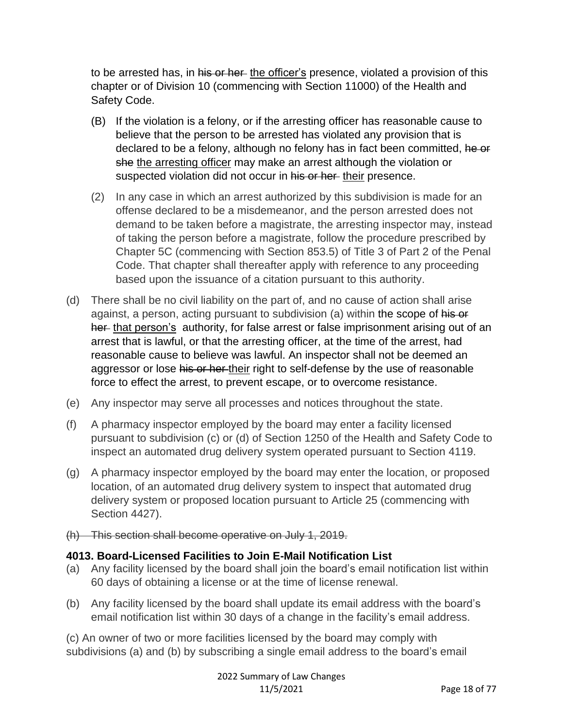to be arrested has, in ~~his or her~~ the officer's presence, violated a provision of this chapter or of Division 10 (commencing with Section 11000) of the Health and Safety Code.

(B) If the violation is a felony, or if the arresting officer has reasonable cause to believe that the person to be arrested has violated any provision that is declared to be a felony, although no felony has in fact been committed, ~~he or she~~ the arresting officer may make an arrest although the violation or suspected violation did not occur in ~~his or her~~ their presence.

(2) In any case in which an arrest authorized by this subdivision is made for an offense declared to be a misdemeanor, and the person arrested does not demand to be taken before a magistrate, the arresting inspector may, instead of taking the person before a magistrate, follow the procedure prescribed by Chapter 5C (commencing with Section 853.5) of Title 3 of Part 2 of the Penal Code. That chapter shall thereafter apply with reference to any proceeding based upon the issuance of a citation pursuant to this authority.

(d) There shall be no civil liability on the part of, and no cause of action shall arise against, a person, acting pursuant to subdivision (a) within the scope of ~~his or her~~ that person's authority, for false arrest or false imprisonment arising out of an arrest that is lawful, or that the arresting officer, at the time of the arrest, had reasonable cause to believe was lawful. An inspector shall not be deemed an aggressor or lose ~~his or her~~ their right to self-defense by the use of reasonable force to effect the arrest, to prevent escape, or to overcome resistance.

(e) Any inspector may serve all processes and notices throughout the state.

(f) A pharmacy inspector employed by the board may enter a facility licensed pursuant to subdivision (c) or (d) of Section 1250 of the Health and Safety Code to inspect an automated drug delivery system operated pursuant to Section 4119.

(g) A pharmacy inspector employed by the board may enter the location, or proposed location, of an automated drug delivery system to inspect that automated drug delivery system or proposed location pursuant to Article 25 (commencing with Section 4427).

~~(h) This section shall become operative on July 1, 2019.~~

**4013. Board-Licensed Facilities to Join E-Mail Notification List**

(a) Any facility licensed by the board shall join the board's email notification list within 60 days of obtaining a license or at the time of license renewal.

(b) Any facility licensed by the board shall update its email address with the board's email notification list within 30 days of a change in the facility's email address.

(c) An owner of two or more facilities licensed by the board may comply with subdivisions (a) and (b) by subscribing a single email address to the board's email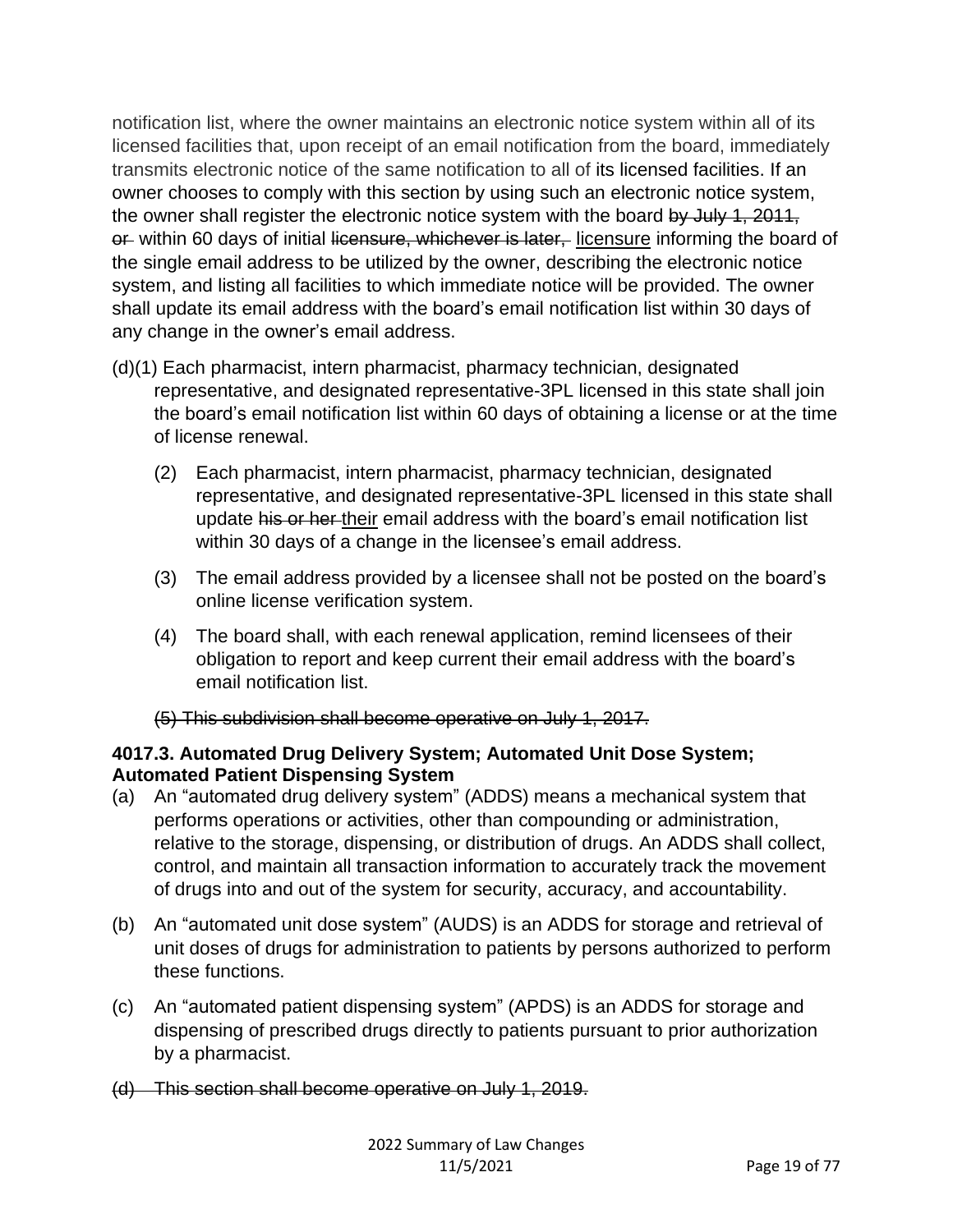notification list, where the owner maintains an electronic notice system within all of its licensed facilities that, upon receipt of an email notification from the board, immediately transmits electronic notice of the same notification to all of its licensed facilities. If an owner chooses to comply with this section by using such an electronic notice system, the owner shall register the electronic notice system with the board ~~by July 1, 2011, or~~ within 60 days of initial ~~licensure, whichever is later,~~ <u>licensure</u> informing the board of the single email address to be utilized by the owner, describing the electronic notice system, and listing all facilities to which immediate notice will be provided. The owner shall update its email address with the board's email notification list within 30 days of any change in the owner's email address.

(d)(1) Each pharmacist, intern pharmacist, pharmacy technician, designated representative, and designated representative-3PL licensed in this state shall join the board's email notification list within 60 days of obtaining a license or at the time of license renewal.

(2) Each pharmacist, intern pharmacist, pharmacy technician, designated representative, and designated representative-3PL licensed in this state shall update ~~his or her~~ <u>their</u> email address with the board's email notification list within 30 days of a change in the licensee's email address.

(3) The email address provided by a licensee shall not be posted on the board's online license verification system.

(4) The board shall, with each renewal application, remind licensees of their obligation to report and keep current their email address with the board's email notification list.

~~(5) This subdivision shall become operative on July 1, 2017.~~

**4017.3. Automated Drug Delivery System; Automated Unit Dose System; Automated Patient Dispensing System**

(a) An "automated drug delivery system" (ADDS) means a mechanical system that performs operations or activities, other than compounding or administration, relative to the storage, dispensing, or distribution of drugs. An ADDS shall collect, control, and maintain all transaction information to accurately track the movement of drugs into and out of the system for security, accuracy, and accountability.

(b) An "automated unit dose system" (AUDS) is an ADDS for storage and retrieval of unit doses of drugs for administration to patients by persons authorized to perform these functions.

(c) An "automated patient dispensing system" (APDS) is an ADDS for storage and dispensing of prescribed drugs directly to patients pursuant to prior authorization by a pharmacist.

~~(d) This section shall become operative on July 1, 2019.~~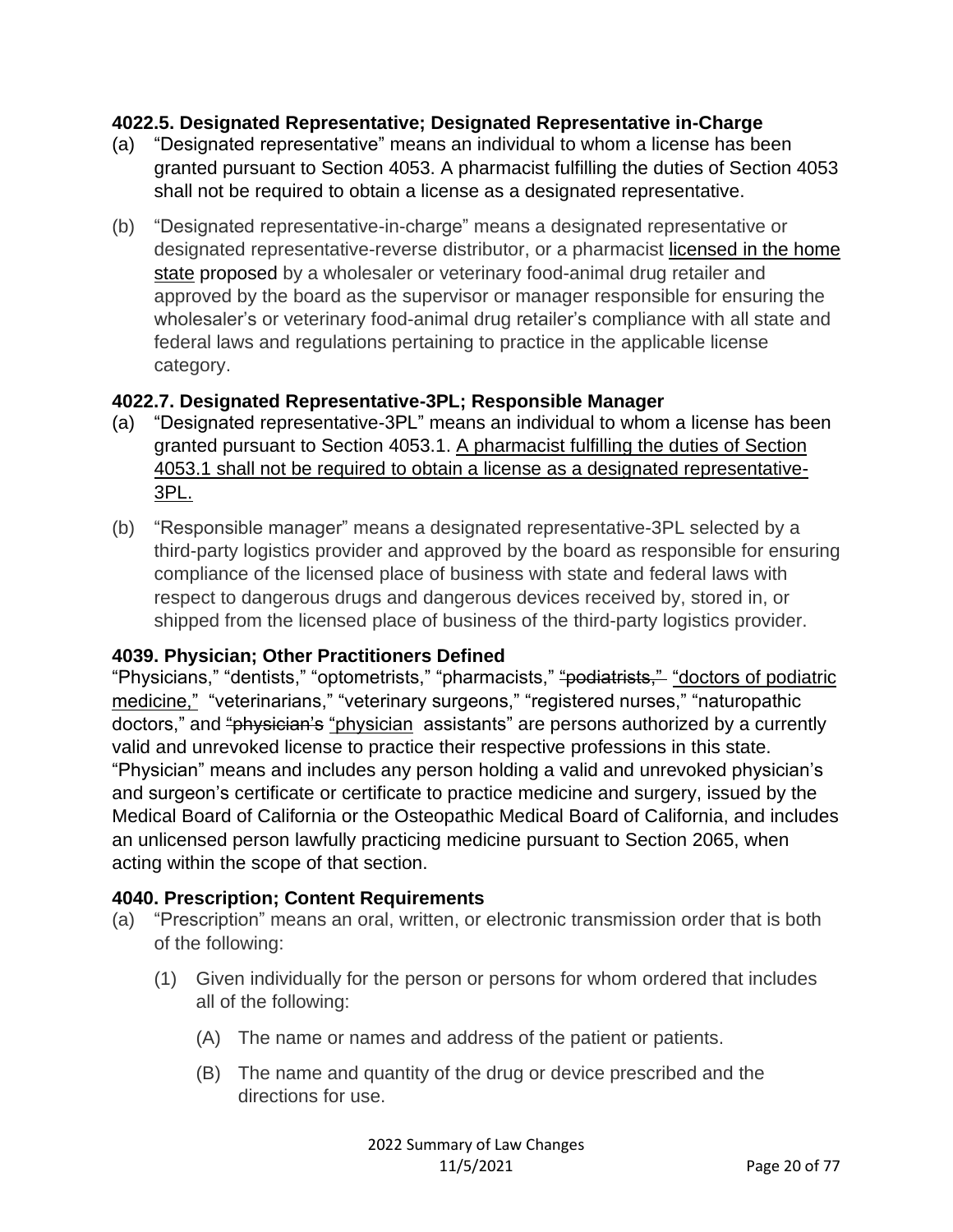### 4022.5. Designated Representative; Designated Representative in-Charge

(a) "Designated representative" means an individual to whom a license has been granted pursuant to Section 4053. A pharmacist fulfilling the duties of Section 4053 shall not be required to obtain a license as a designated representative.

(b) "Designated representative-in-charge" means a designated representative or designated representative-reverse distributor, or a pharmacist <u>licensed in the home state</u> proposed by a wholesaler or veterinary food-animal drug retailer and approved by the board as the supervisor or manager responsible for ensuring the wholesaler's or veterinary food-animal drug retailer's compliance with all state and federal laws and regulations pertaining to practice in the applicable license category.

### 4022.7. Designated Representative-3PL; Responsible Manager

(a) "Designated representative-3PL" means an individual to whom a license has been granted pursuant to Section 4053.1. <u>A pharmacist fulfilling the duties of Section 4053.1 shall not be required to obtain a license as a designated representative-3PL.</u>

(b) "Responsible manager" means a designated representative-3PL selected by a third-party logistics provider and approved by the board as responsible for ensuring compliance of the licensed place of business with state and federal laws with respect to dangerous drugs and dangerous devices received by, stored in, or shipped from the licensed place of business of the third-party logistics provider.

### 4039. Physician; Other Practitioners Defined

"Physicians," "dentists," "optometrists," "pharmacists," ~~"podiatrists,"~~ <u>"doctors of podiatric medicine,"</u> "veterinarians," "veterinary surgeons," "registered nurses," "naturopathic doctors," and ~~"physician's~~ <u>"physician</u> assistants" are persons authorized by a currently valid and unrevoked license to practice their respective professions in this state. "Physician" means and includes any person holding a valid and unrevoked physician's and surgeon's certificate or certificate to practice medicine and surgery, issued by the Medical Board of California or the Osteopathic Medical Board of California, and includes an unlicensed person lawfully practicing medicine pursuant to Section 2065, when acting within the scope of that section.

### 4040. Prescription; Content Requirements

(a) "Prescription" means an oral, written, or electronic transmission order that is both of the following:

   (1) Given individually for the person or persons for whom ordered that includes all of the following:

      (A) The name or names and address of the patient or patients.

      (B) The name and quantity of the drug or device prescribed and the directions for use.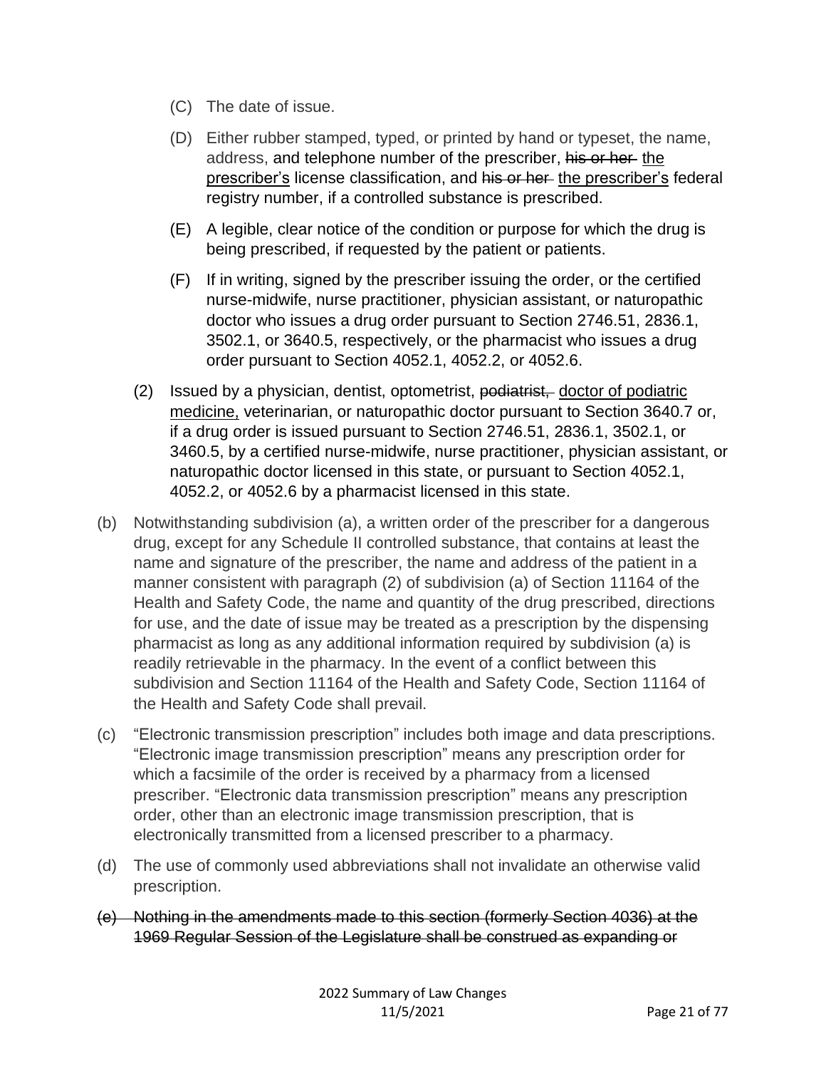(C) The date of issue.

(D) Either rubber stamped, typed, or printed by hand or typeset, the name, address, and telephone number of the prescriber, ~~his or her~~ <u>the prescriber's</u> license classification, and ~~his or her~~ <u>the prescriber's</u> federal registry number, if a controlled substance is prescribed.

(E) A legible, clear notice of the condition or purpose for which the drug is being prescribed, if requested by the patient or patients.

(F) If in writing, signed by the prescriber issuing the order, or the certified nurse-midwife, nurse practitioner, physician assistant, or naturopathic doctor who issues a drug order pursuant to Section 2746.51, 2836.1, 3502.1, or 3640.5, respectively, or the pharmacist who issues a drug order pursuant to Section 4052.1, 4052.2, or 4052.6.

(2) Issued by a physician, dentist, optometrist, ~~podiatrist,~~ <u>doctor of podiatric medicine,</u> veterinarian, or naturopathic doctor pursuant to Section 3640.7 or, if a drug order is issued pursuant to Section 2746.51, 2836.1, 3502.1, or 3460.5, by a certified nurse-midwife, nurse practitioner, physician assistant, or naturopathic doctor licensed in this state, or pursuant to Section 4052.1, 4052.2, or 4052.6 by a pharmacist licensed in this state.

(b) Notwithstanding subdivision (a), a written order of the prescriber for a dangerous drug, except for any Schedule II controlled substance, that contains at least the name and signature of the prescriber, the name and address of the patient in a manner consistent with paragraph (2) of subdivision (a) of Section 11164 of the Health and Safety Code, the name and quantity of the drug prescribed, directions for use, and the date of issue may be treated as a prescription by the dispensing pharmacist as long as any additional information required by subdivision (a) is readily retrievable in the pharmacy. In the event of a conflict between this subdivision and Section 11164 of the Health and Safety Code, Section 11164 of the Health and Safety Code shall prevail.

(c) "Electronic transmission prescription" includes both image and data prescriptions. "Electronic image transmission prescription" means any prescription order for which a facsimile of the order is received by a pharmacy from a licensed prescriber. "Electronic data transmission prescription" means any prescription order, other than an electronic image transmission prescription, that is electronically transmitted from a licensed prescriber to a pharmacy.

(d) The use of commonly used abbreviations shall not invalidate an otherwise valid prescription.

~~(e) Nothing in the amendments made to this section (formerly Section 4036) at the 1969 Regular Session of the Legislature shall be construed as expanding or~~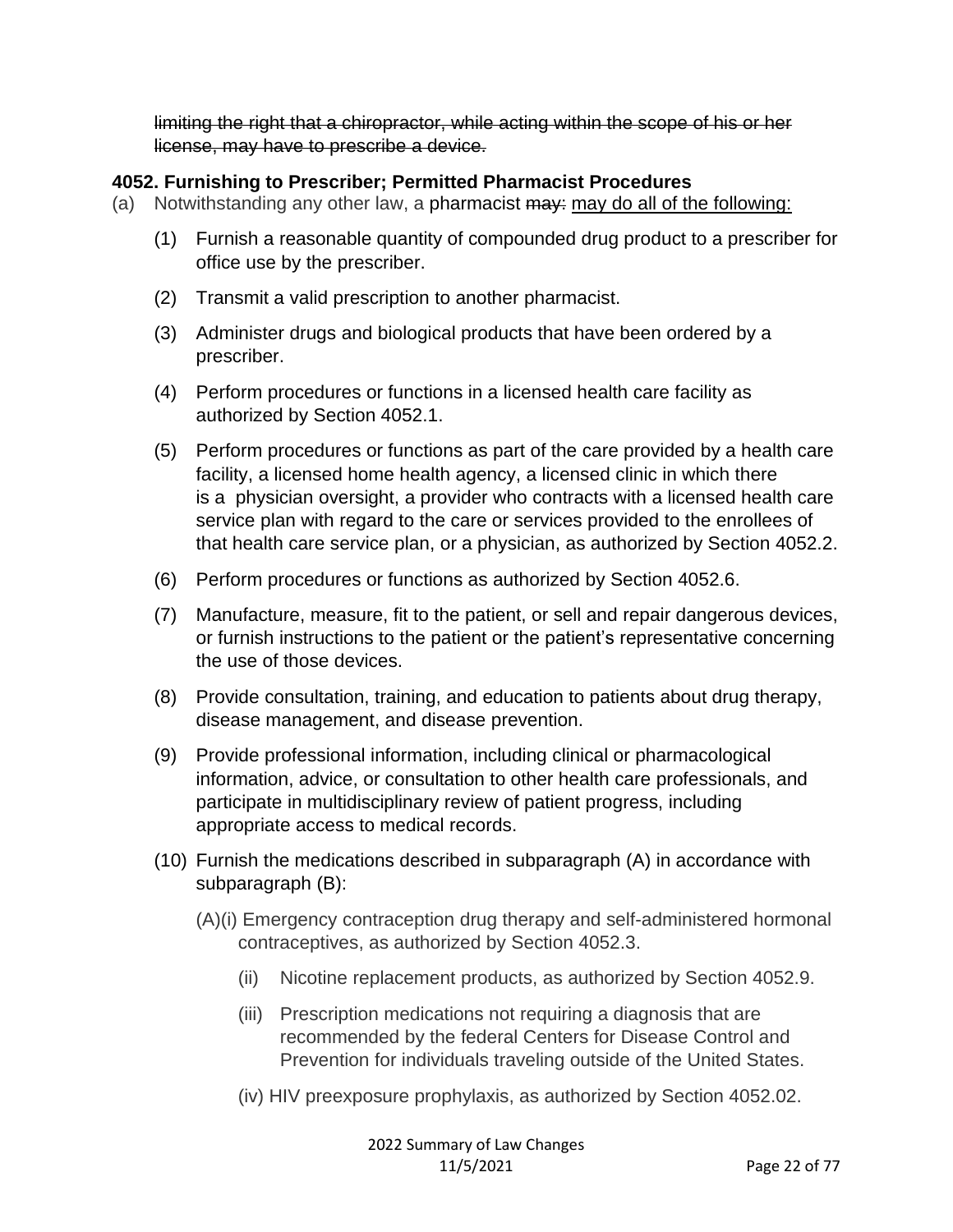~~limiting the right that a chiropractor, while acting within the scope of his or her license, may have to prescribe a device.~~

**4052. Furnishing to Prescriber; Permitted Pharmacist Procedures**

(a) Notwithstanding any other law, a pharmacist ~~may:~~ <u>may do all of the following:</u>

(1) Furnish a reasonable quantity of compounded drug product to a prescriber for office use by the prescriber.

(2) Transmit a valid prescription to another pharmacist.

(3) Administer drugs and biological products that have been ordered by a prescriber.

(4) Perform procedures or functions in a licensed health care facility as authorized by Section 4052.1.

(5) Perform procedures or functions as part of the care provided by a health care facility, a licensed home health agency, a licensed clinic in which there is a physician oversight, a provider who contracts with a licensed health care service plan with regard to the care or services provided to the enrollees of that health care service plan, or a physician, as authorized by Section 4052.2.

(6) Perform procedures or functions as authorized by Section 4052.6.

(7) Manufacture, measure, fit to the patient, or sell and repair dangerous devices, or furnish instructions to the patient or the patient's representative concerning the use of those devices.

(8) Provide consultation, training, and education to patients about drug therapy, disease management, and disease prevention.

(9) Provide professional information, including clinical or pharmacological information, advice, or consultation to other health care professionals, and participate in multidisciplinary review of patient progress, including appropriate access to medical records.

(10) Furnish the medications described in subparagraph (A) in accordance with subparagraph (B):

(A)(i) Emergency contraception drug therapy and self-administered hormonal contraceptives, as authorized by Section 4052.3.

(ii) Nicotine replacement products, as authorized by Section 4052.9.

(iii) Prescription medications not requiring a diagnosis that are recommended by the federal Centers for Disease Control and Prevention for individuals traveling outside of the United States.

(iv) HIV preexposure prophylaxis, as authorized by Section 4052.02.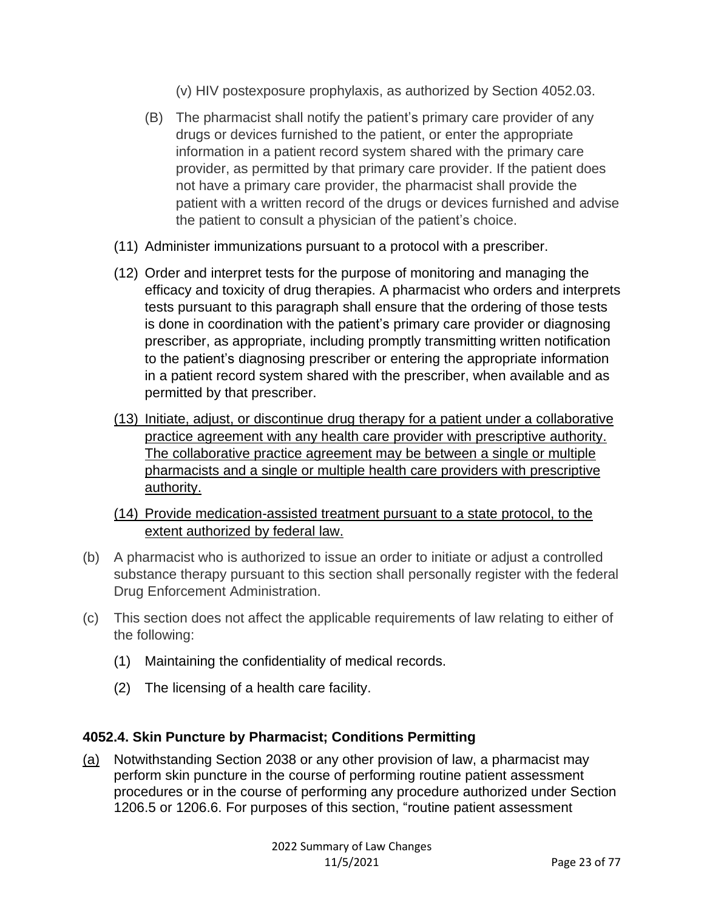(v) HIV postexposure prophylaxis, as authorized by Section 4052.03.

(B) The pharmacist shall notify the patient's primary care provider of any drugs or devices furnished to the patient, or enter the appropriate information in a patient record system shared with the primary care provider, as permitted by that primary care provider. If the patient does not have a primary care provider, the pharmacist shall provide the patient with a written record of the drugs or devices furnished and advise the patient to consult a physician of the patient's choice.

(11) Administer immunizations pursuant to a protocol with a prescriber.

(12) Order and interpret tests for the purpose of monitoring and managing the efficacy and toxicity of drug therapies. A pharmacist who orders and interprets tests pursuant to this paragraph shall ensure that the ordering of those tests is done in coordination with the patient's primary care provider or diagnosing prescriber, as appropriate, including promptly transmitting written notification to the patient's diagnosing prescriber or entering the appropriate information in a patient record system shared with the prescriber, when available and as permitted by that prescriber.

<u>(13) Initiate, adjust, or discontinue drug therapy for a patient under a collaborative practice agreement with any health care provider with prescriptive authority. The collaborative practice agreement may be between a single or multiple pharmacists and a single or multiple health care providers with prescriptive authority.</u>

<u>(14) Provide medication-assisted treatment pursuant to a state protocol, to the extent authorized by federal law.</u>

(b) A pharmacist who is authorized to issue an order to initiate or adjust a controlled substance therapy pursuant to this section shall personally register with the federal Drug Enforcement Administration.

(c) This section does not affect the applicable requirements of law relating to either of the following:

(1) Maintaining the confidentiality of medical records.

(2) The licensing of a health care facility.

**4052.4. Skin Puncture by Pharmacist; Conditions Permitting**

<u>(a)</u> Notwithstanding Section 2038 or any other provision of law, a pharmacist may perform skin puncture in the course of performing routine patient assessment procedures or in the course of performing any procedure authorized under Section 1206.5 or 1206.6. For purposes of this section, "routine patient assessment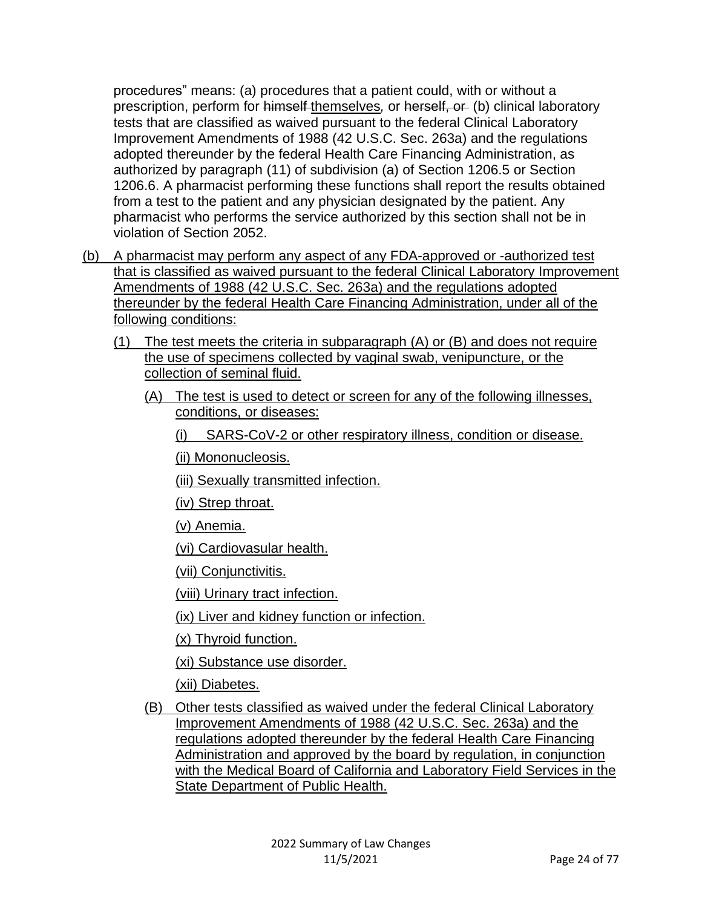procedures" means: (a) procedures that a patient could, with or without a prescription, perform for ~~himself~~ themselves, or ~~herself, or~~ (b) clinical laboratory tests that are classified as waived pursuant to the federal Clinical Laboratory Improvement Amendments of 1988 (42 U.S.C. Sec. 263a) and the regulations adopted thereunder by the federal Health Care Financing Administration, as authorized by paragraph (11) of subdivision (a) of Section 1206.5 or Section 1206.6. A pharmacist performing these functions shall report the results obtained from a test to the patient and any physician designated by the patient. Any pharmacist who performs the service authorized by this section shall not be in violation of Section 2052.

(b) A pharmacist may perform any aspect of any FDA-approved or -authorized test that is classified as waived pursuant to the federal Clinical Laboratory Improvement Amendments of 1988 (42 U.S.C. Sec. 263a) and the regulations adopted thereunder by the federal Health Care Financing Administration, under all of the following conditions:

- (1) The test meets the criteria in subparagraph (A) or (B) and does not require the use of specimens collected by vaginal swab, venipuncture, or the collection of seminal fluid.
  - (A) The test is used to detect or screen for any of the following illnesses, conditions, or diseases:
    - (i) SARS-CoV-2 or other respiratory illness, condition or disease.
    - (ii) Mononucleosis.
    - (iii) Sexually transmitted infection.
    - (iv) Strep throat.
    - (v) Anemia.
    - (vi) Cardiovasular health.
    - (vii) Conjunctivitis.
    - (viii) Urinary tract infection.
    - (ix) Liver and kidney function or infection.
    - (x) Thyroid function.
    - (xi) Substance use disorder.
    - (xii) Diabetes.
  - (B) Other tests classified as waived under the federal Clinical Laboratory Improvement Amendments of 1988 (42 U.S.C. Sec. 263a) and the regulations adopted thereunder by the federal Health Care Financing Administration and approved by the board by regulation, in conjunction with the Medical Board of California and Laboratory Field Services in the State Department of Public Health.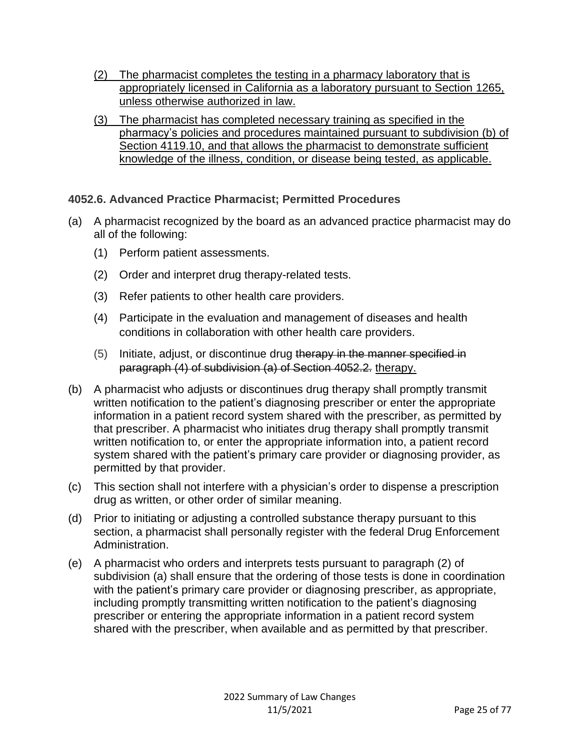<u>(2) The pharmacist completes the testing in a pharmacy laboratory that is appropriately licensed in California as a laboratory pursuant to Section 1265, unless otherwise authorized in law.</u>

<u>(3) The pharmacist has completed necessary training as specified in the pharmacy's policies and procedures maintained pursuant to subdivision (b) of Section 4119.10, and that allows the pharmacist to demonstrate sufficient knowledge of the illness, condition, or disease being tested, as applicable.</u>

### 4052.6. Advanced Practice Pharmacist; Permitted Procedures

(a) A pharmacist recognized by the board as an advanced practice pharmacist may do all of the following:

(1) Perform patient assessments.

(2) Order and interpret drug therapy-related tests.

(3) Refer patients to other health care providers.

(4) Participate in the evaluation and management of diseases and health conditions in collaboration with other health care providers.

(5) Initiate, adjust, or discontinue drug ~~therapy in the manner specified in paragraph (4) of subdivision (a) of Section 4052.2.~~ <u>therapy.</u>

(b) A pharmacist who adjusts or discontinues drug therapy shall promptly transmit written notification to the patient's diagnosing prescriber or enter the appropriate information in a patient record system shared with the prescriber, as permitted by that prescriber. A pharmacist who initiates drug therapy shall promptly transmit written notification to, or enter the appropriate information into, a patient record system shared with the patient's primary care provider or diagnosing provider, as permitted by that provider.

(c) This section shall not interfere with a physician's order to dispense a prescription drug as written, or other order of similar meaning.

(d) Prior to initiating or adjusting a controlled substance therapy pursuant to this section, a pharmacist shall personally register with the federal Drug Enforcement Administration.

(e) A pharmacist who orders and interprets tests pursuant to paragraph (2) of subdivision (a) shall ensure that the ordering of those tests is done in coordination with the patient's primary care provider or diagnosing prescriber, as appropriate, including promptly transmitting written notification to the patient's diagnosing prescriber or entering the appropriate information in a patient record system shared with the prescriber, when available and as permitted by that prescriber.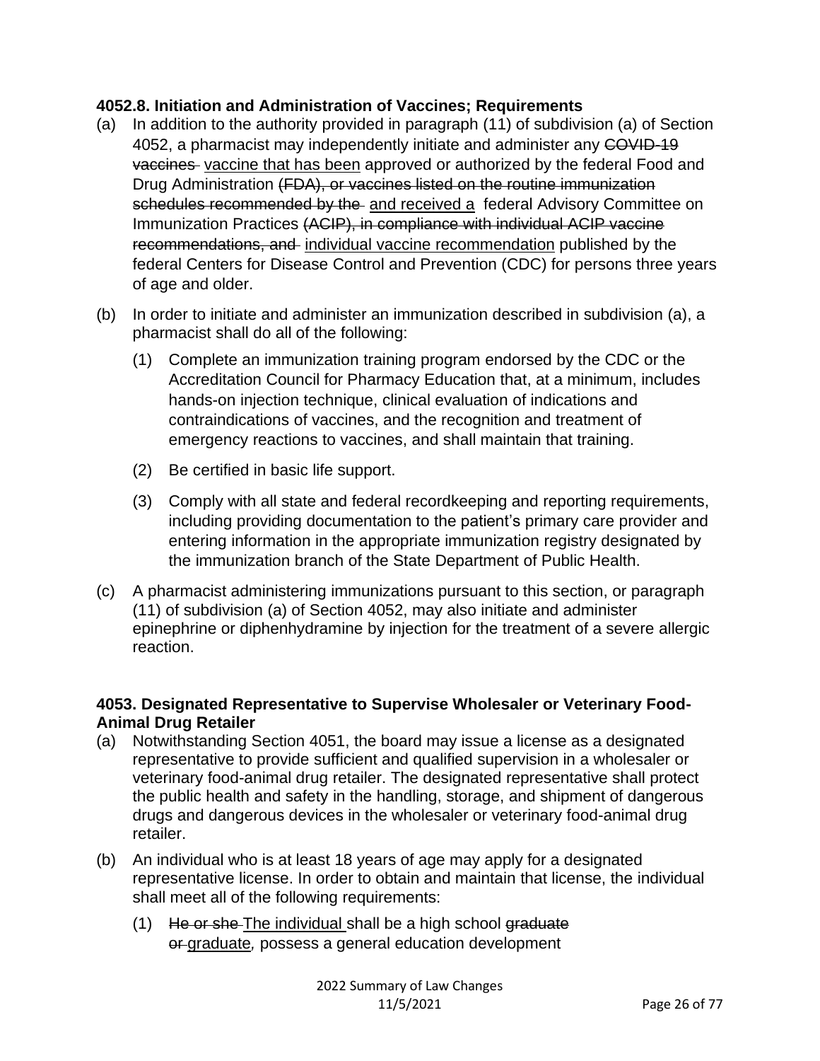**4052.8. Initiation and Administration of Vaccines; Requirements**

(a) In addition to the authority provided in paragraph (11) of subdivision (a) of Section 4052, a pharmacist may independently initiate and administer any ~~COVID-19 vaccines~~ <u>vaccine that has been</u> approved or authorized by the federal Food and Drug Administration ~~(FDA), or vaccines listed on the routine immunization schedules recommended by the~~ <u>and received a</u> federal Advisory Committee on Immunization Practices ~~(ACIP), in compliance with individual ACIP vaccine recommendations, and~~ <u>individual vaccine recommendation</u> published by the federal Centers for Disease Control and Prevention (CDC) for persons three years of age and older.

(b) In order to initiate and administer an immunization described in subdivision (a), a pharmacist shall do all of the following:

   (1) Complete an immunization training program endorsed by the CDC or the Accreditation Council for Pharmacy Education that, at a minimum, includes hands-on injection technique, clinical evaluation of indications and contraindications of vaccines, and the recognition and treatment of emergency reactions to vaccines, and shall maintain that training.

   (2) Be certified in basic life support.

   (3) Comply with all state and federal recordkeeping and reporting requirements, including providing documentation to the patient's primary care provider and entering information in the appropriate immunization registry designated by the immunization branch of the State Department of Public Health.

(c) A pharmacist administering immunizations pursuant to this section, or paragraph (11) of subdivision (a) of Section 4052, may also initiate and administer epinephrine or diphenhydramine by injection for the treatment of a severe allergic reaction.

**4053. Designated Representative to Supervise Wholesaler or Veterinary Food-Animal Drug Retailer**

(a) Notwithstanding Section 4051, the board may issue a license as a designated representative to provide sufficient and qualified supervision in a wholesaler or veterinary food-animal drug retailer. The designated representative shall protect the public health and safety in the handling, storage, and shipment of dangerous drugs and dangerous devices in the wholesaler or veterinary food-animal drug retailer.

(b) An individual who is at least 18 years of age may apply for a designated representative license. In order to obtain and maintain that license, the individual shall meet all of the following requirements:

   (1) ~~He or she~~ <u>The individual</u> shall be a high school ~~graduate or~~ <u>graduate,</u> possess a general education development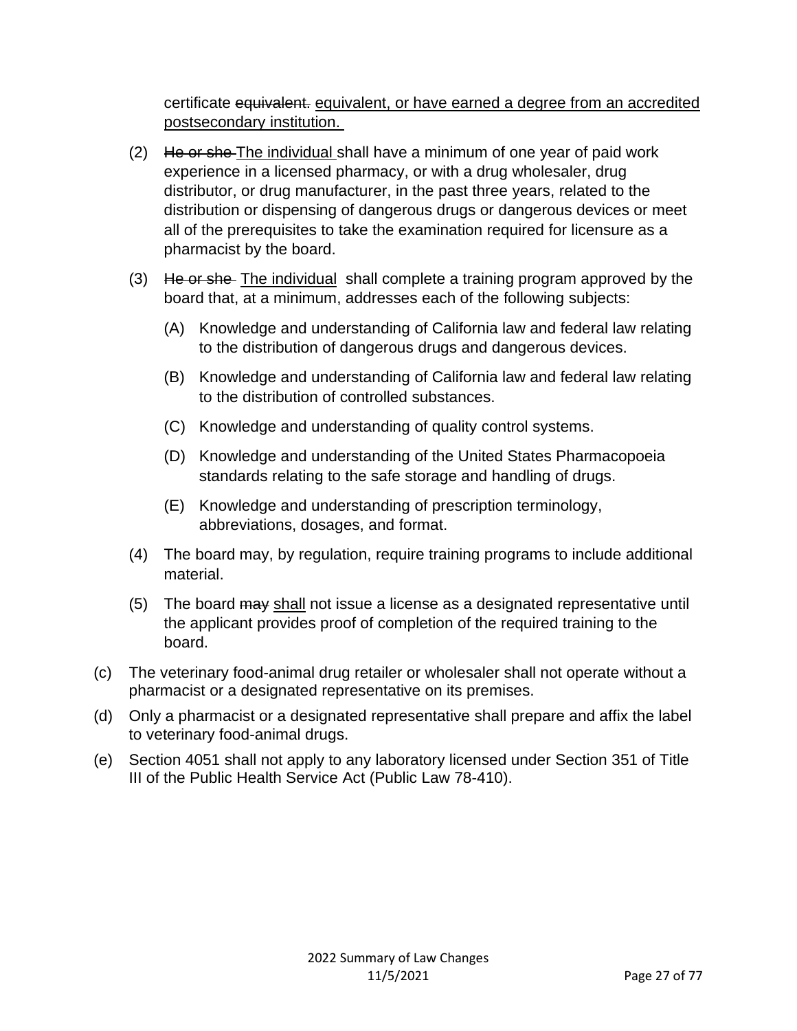certificate ~~equivalent.~~ <u>equivalent, or have earned a degree from an accredited postsecondary institution.</u>

(2) ~~He or she~~ <u>The individual</u> shall have a minimum of one year of paid work experience in a licensed pharmacy, or with a drug wholesaler, drug distributor, or drug manufacturer, in the past three years, related to the distribution or dispensing of dangerous drugs or dangerous devices or meet all of the prerequisites to take the examination required for licensure as a pharmacist by the board.

(3) ~~He or she~~ <u>The individual</u> shall complete a training program approved by the board that, at a minimum, addresses each of the following subjects:

(A) Knowledge and understanding of California law and federal law relating to the distribution of dangerous drugs and dangerous devices.

(B) Knowledge and understanding of California law and federal law relating to the distribution of controlled substances.

(C) Knowledge and understanding of quality control systems.

(D) Knowledge and understanding of the United States Pharmacopoeia standards relating to the safe storage and handling of drugs.

(E) Knowledge and understanding of prescription terminology, abbreviations, dosages, and format.

(4) The board may, by regulation, require training programs to include additional material.

(5) The board ~~may~~ <u>shall</u> not issue a license as a designated representative until the applicant provides proof of completion of the required training to the board.

(c) The veterinary food-animal drug retailer or wholesaler shall not operate without a pharmacist or a designated representative on its premises.

(d) Only a pharmacist or a designated representative shall prepare and affix the label to veterinary food-animal drugs.

(e) Section 4051 shall not apply to any laboratory licensed under Section 351 of Title III of the Public Health Service Act (Public Law 78-410).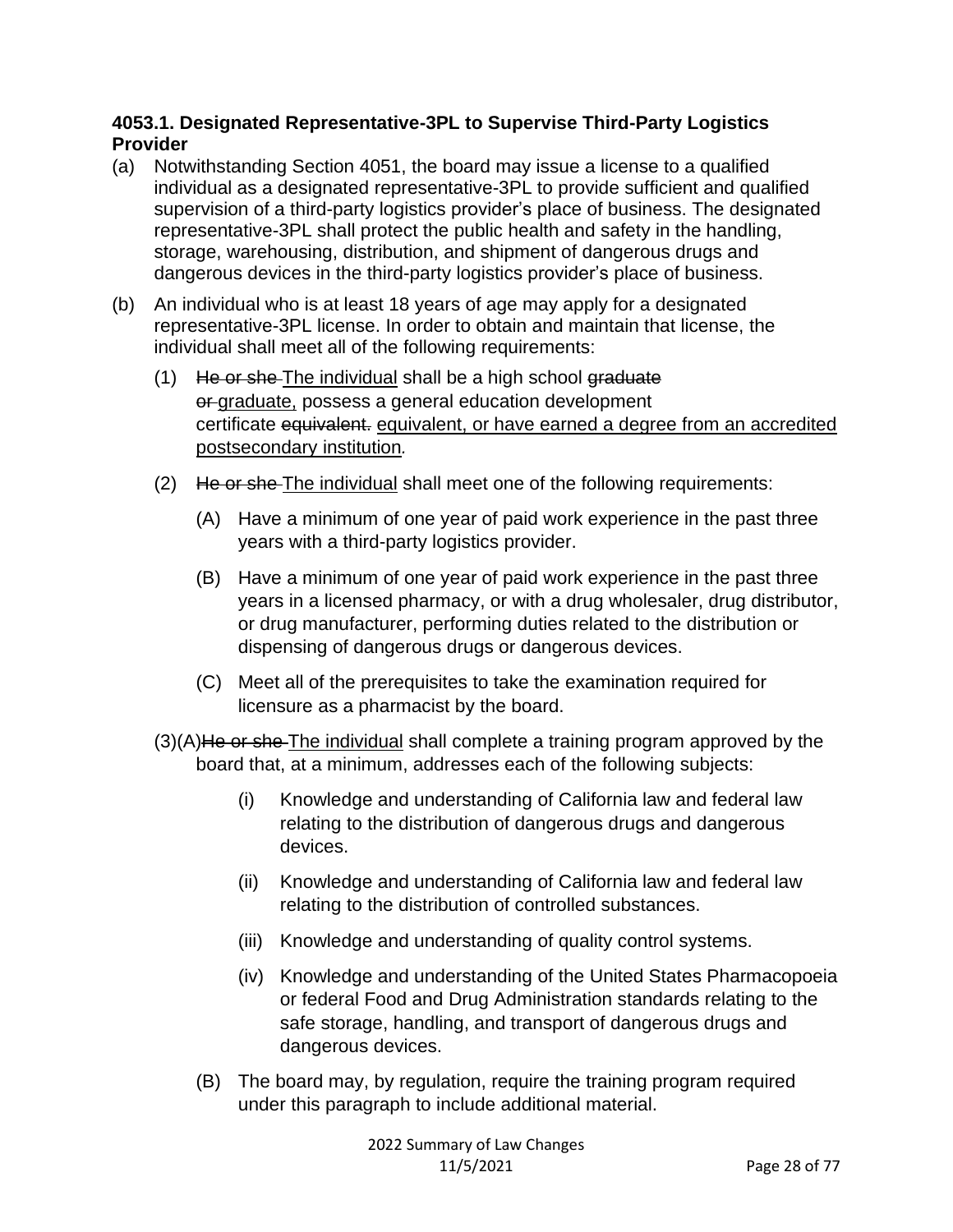**4053.1. Designated Representative-3PL to Supervise Third-Party Logistics Provider**

(a) Notwithstanding Section 4051, the board may issue a license to a qualified individual as a designated representative-3PL to provide sufficient and qualified supervision of a third-party logistics provider's place of business. The designated representative-3PL shall protect the public health and safety in the handling, storage, warehousing, distribution, and shipment of dangerous drugs and dangerous devices in the third-party logistics provider's place of business.

(b) An individual who is at least 18 years of age may apply for a designated representative-3PL license. In order to obtain and maintain that license, the individual shall meet all of the following requirements:

  (1) ~~He or she~~ <u>The individual</u> shall be a high school ~~graduate or~~ <u>graduate,</u> possess a general education development certificate ~~equivalent.~~ <u>equivalent, or have earned a degree from an accredited postsecondary institution</u>.

  (2) ~~He or she~~ <u>The individual</u> shall meet one of the following requirements:

    (A) Have a minimum of one year of paid work experience in the past three years with a third-party logistics provider.

    (B) Have a minimum of one year of paid work experience in the past three years in a licensed pharmacy, or with a drug wholesaler, drug distributor, or drug manufacturer, performing duties related to the distribution or dispensing of dangerous drugs or dangerous devices.

    (C) Meet all of the prerequisites to take the examination required for licensure as a pharmacist by the board.

  (3)(A) ~~He or she~~ <u>The individual</u> shall complete a training program approved by the board that, at a minimum, addresses each of the following subjects:

      (i) Knowledge and understanding of California law and federal law relating to the distribution of dangerous drugs and dangerous devices.

      (ii) Knowledge and understanding of California law and federal law relating to the distribution of controlled substances.

      (iii) Knowledge and understanding of quality control systems.

      (iv) Knowledge and understanding of the United States Pharmacopoeia or federal Food and Drug Administration standards relating to the safe storage, handling, and transport of dangerous drugs and dangerous devices.

    (B) The board may, by regulation, require the training program required under this paragraph to include additional material.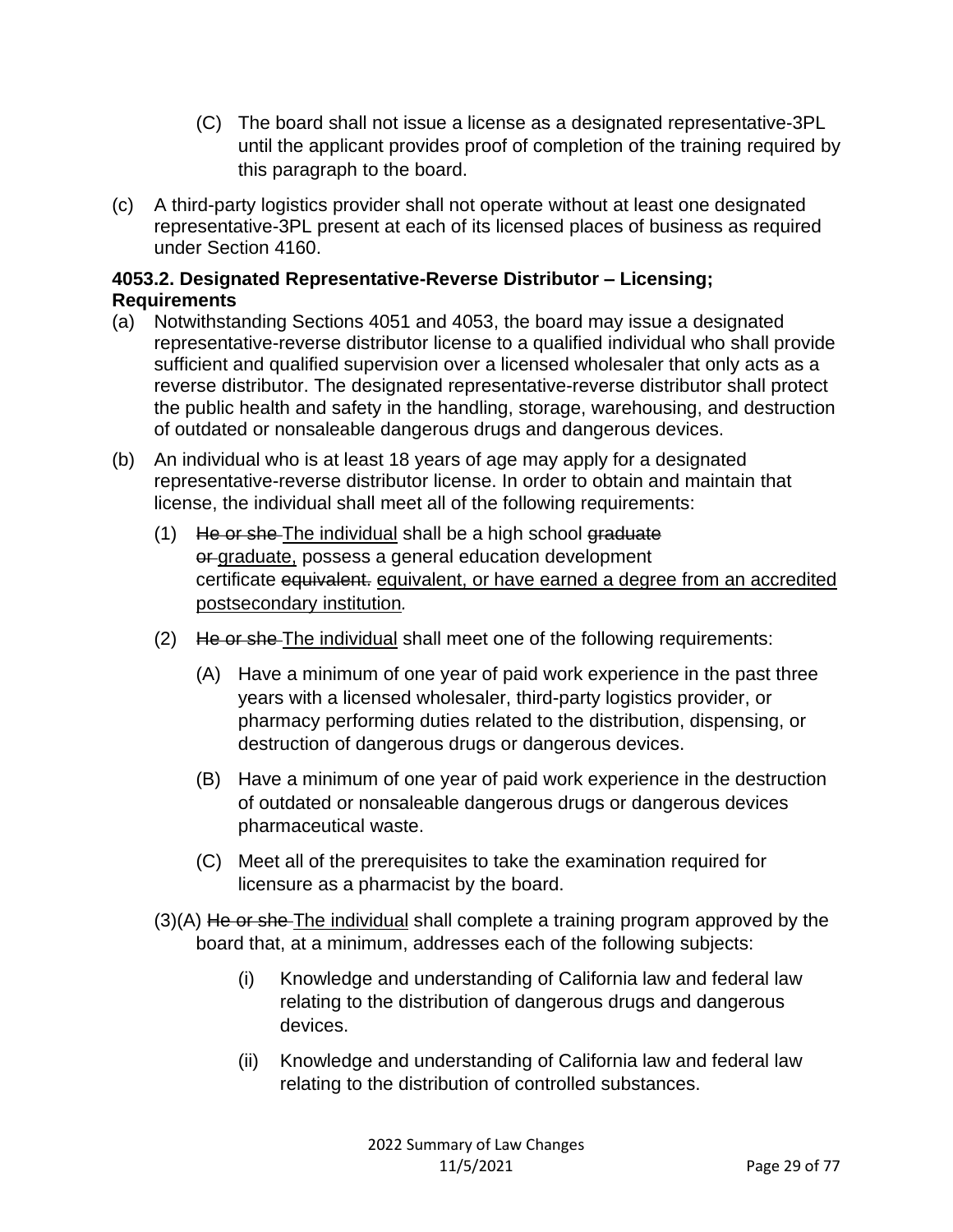(C) The board shall not issue a license as a designated representative-3PL until the applicant provides proof of completion of the training required by this paragraph to the board.

(c) A third-party logistics provider shall not operate without at least one designated representative-3PL present at each of its licensed places of business as required under Section 4160.

**4053.2. Designated Representative-Reverse Distributor – Licensing; Requirements**

(a) Notwithstanding Sections 4051 and 4053, the board may issue a designated representative-reverse distributor license to a qualified individual who shall provide sufficient and qualified supervision over a licensed wholesaler that only acts as a reverse distributor. The designated representative-reverse distributor shall protect the public health and safety in the handling, storage, warehousing, and destruction of outdated or nonsaleable dangerous drugs and dangerous devices.

(b) An individual who is at least 18 years of age may apply for a designated representative-reverse distributor license. In order to obtain and maintain that license, the individual shall meet all of the following requirements:

(1) ~~He or she~~ <u>The individual</u> shall be a high school ~~graduate or~~ <u>graduate,</u> possess a general education development certificate ~~equivalent.~~ <u>equivalent, or have earned a degree from an accredited postsecondary institution</u>.

(2) ~~He or she~~ <u>The individual</u> shall meet one of the following requirements:

(A) Have a minimum of one year of paid work experience in the past three years with a licensed wholesaler, third-party logistics provider, or pharmacy performing duties related to the distribution, dispensing, or destruction of dangerous drugs or dangerous devices.

(B) Have a minimum of one year of paid work experience in the destruction of outdated or nonsaleable dangerous drugs or dangerous devices pharmaceutical waste.

(C) Meet all of the prerequisites to take the examination required for licensure as a pharmacist by the board.

(3)(A) ~~He or she~~ <u>The individual</u> shall complete a training program approved by the board that, at a minimum, addresses each of the following subjects:

(i) Knowledge and understanding of California law and federal law relating to the distribution of dangerous drugs and dangerous devices.

(ii) Knowledge and understanding of California law and federal law relating to the distribution of controlled substances.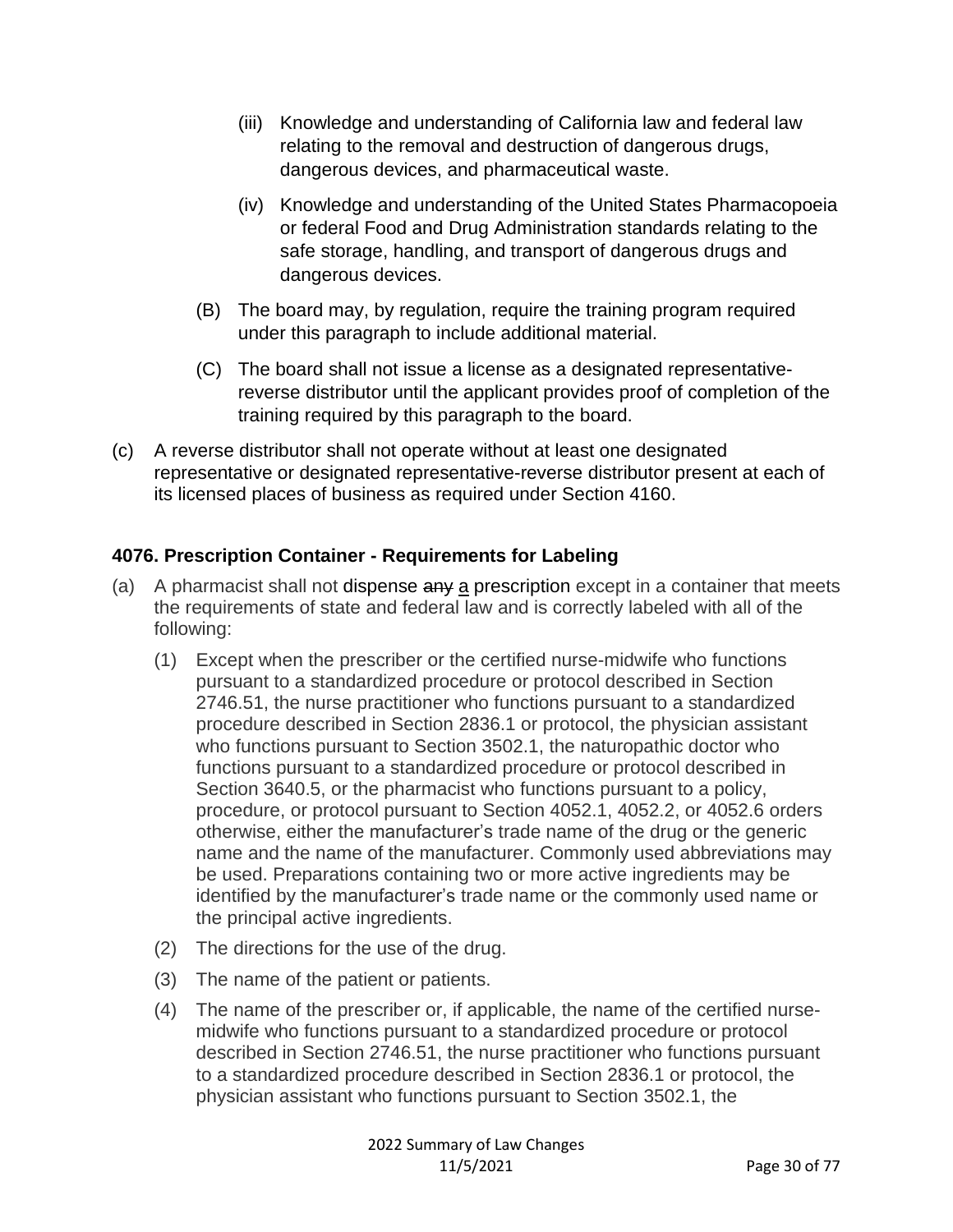(iii) Knowledge and understanding of California law and federal law relating to the removal and destruction of dangerous drugs, dangerous devices, and pharmaceutical waste.

(iv) Knowledge and understanding of the United States Pharmacopoeia or federal Food and Drug Administration standards relating to the safe storage, handling, and transport of dangerous drugs and dangerous devices.

(B) The board may, by regulation, require the training program required under this paragraph to include additional material.

(C) The board shall not issue a license as a designated representative-reverse distributor until the applicant provides proof of completion of the training required by this paragraph to the board.

(c) A reverse distributor shall not operate without at least one designated representative or designated representative-reverse distributor present at each of its licensed places of business as required under Section 4160.

### 4076. Prescription Container - Requirements for Labeling

(a) A pharmacist shall not dispense ~~any~~ <u>a</u> prescription except in a container that meets the requirements of state and federal law and is correctly labeled with all of the following:

(1) Except when the prescriber or the certified nurse-midwife who functions pursuant to a standardized procedure or protocol described in Section 2746.51, the nurse practitioner who functions pursuant to a standardized procedure described in Section 2836.1 or protocol, the physician assistant who functions pursuant to Section 3502.1, the naturopathic doctor who functions pursuant to a standardized procedure or protocol described in Section 3640.5, or the pharmacist who functions pursuant to a policy, procedure, or protocol pursuant to Section 4052.1, 4052.2, or 4052.6 orders otherwise, either the manufacturer's trade name of the drug or the generic name and the name of the manufacturer. Commonly used abbreviations may be used. Preparations containing two or more active ingredients may be identified by the manufacturer's trade name or the commonly used name or the principal active ingredients.

(2) The directions for the use of the drug.

(3) The name of the patient or patients.

(4) The name of the prescriber or, if applicable, the name of the certified nurse-midwife who functions pursuant to a standardized procedure or protocol described in Section 2746.51, the nurse practitioner who functions pursuant to a standardized procedure described in Section 2836.1 or protocol, the physician assistant who functions pursuant to Section 3502.1, the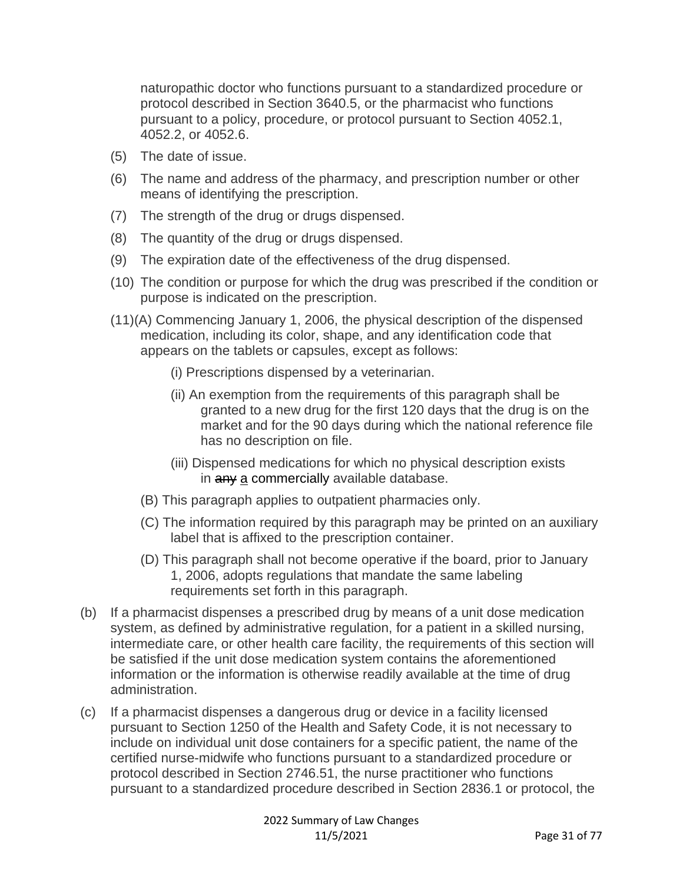naturopathic doctor who functions pursuant to a standardized procedure or protocol described in Section 3640.5, or the pharmacist who functions pursuant to a policy, procedure, or protocol pursuant to Section 4052.1, 4052.2, or 4052.6.

(5) The date of issue.

(6) The name and address of the pharmacy, and prescription number or other means of identifying the prescription.

(7) The strength of the drug or drugs dispensed.

(8) The quantity of the drug or drugs dispensed.

(9) The expiration date of the effectiveness of the drug dispensed.

(10) The condition or purpose for which the drug was prescribed if the condition or purpose is indicated on the prescription.

(11)(A) Commencing January 1, 2006, the physical description of the dispensed medication, including its color, shape, and any identification code that appears on the tablets or capsules, except as follows:

(i) Prescriptions dispensed by a veterinarian.

(ii) An exemption from the requirements of this paragraph shall be granted to a new drug for the first 120 days that the drug is on the market and for the 90 days during which the national reference file has no description on file.

(iii) Dispensed medications for which no physical description exists in ~~any~~ <u>a</u> commercially available database.

(B) This paragraph applies to outpatient pharmacies only.

(C) The information required by this paragraph may be printed on an auxiliary label that is affixed to the prescription container.

(D) This paragraph shall not become operative if the board, prior to January 1, 2006, adopts regulations that mandate the same labeling requirements set forth in this paragraph.

(b) If a pharmacist dispenses a prescribed drug by means of a unit dose medication system, as defined by administrative regulation, for a patient in a skilled nursing, intermediate care, or other health care facility, the requirements of this section will be satisfied if the unit dose medication system contains the aforementioned information or the information is otherwise readily available at the time of drug administration.

(c) If a pharmacist dispenses a dangerous drug or device in a facility licensed pursuant to Section 1250 of the Health and Safety Code, it is not necessary to include on individual unit dose containers for a specific patient, the name of the certified nurse-midwife who functions pursuant to a standardized procedure or protocol described in Section 2746.51, the nurse practitioner who functions pursuant to a standardized procedure described in Section 2836.1 or protocol, the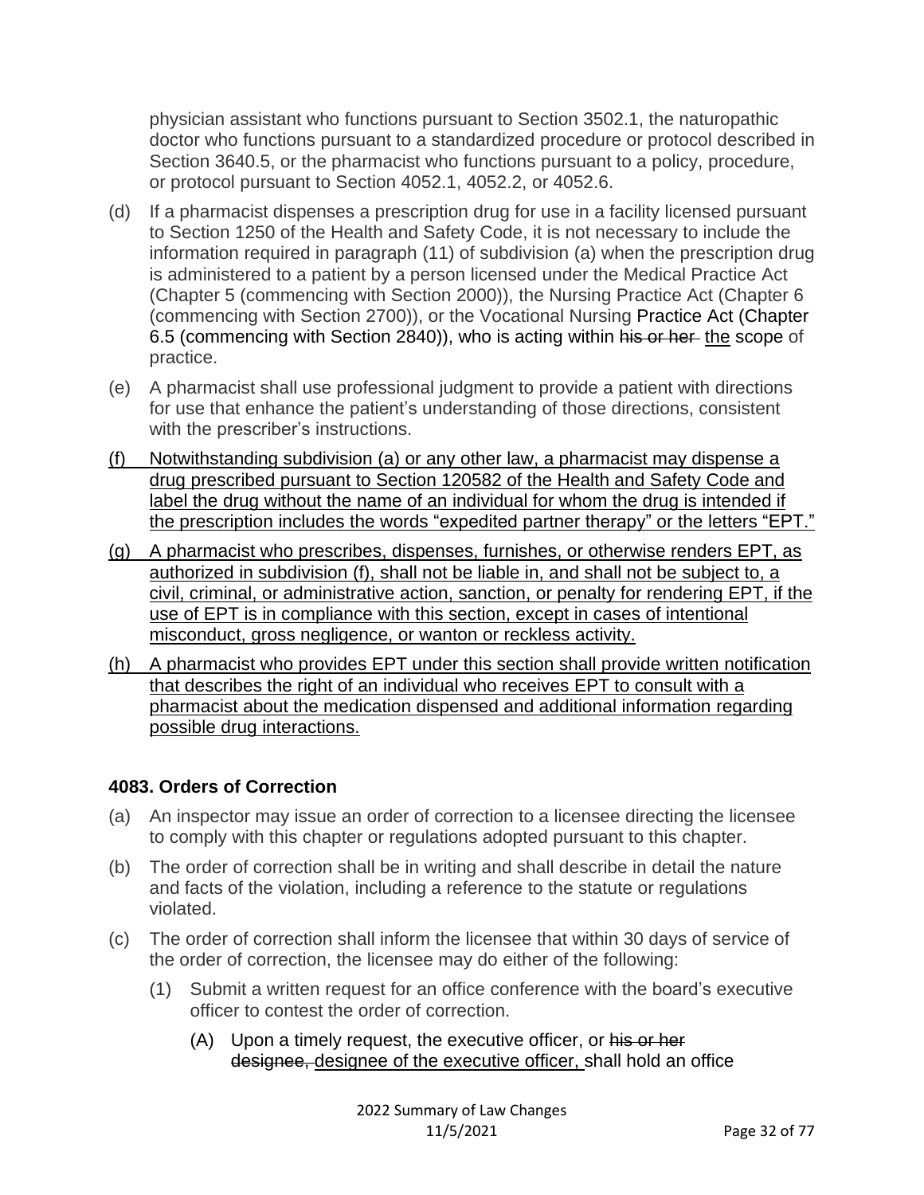physician assistant who functions pursuant to Section 3502.1, the naturopathic doctor who functions pursuant to a standardized procedure or protocol described in Section 3640.5, or the pharmacist who functions pursuant to a policy, procedure, or protocol pursuant to Section 4052.1, 4052.2, or 4052.6.

(d) If a pharmacist dispenses a prescription drug for use in a facility licensed pursuant to Section 1250 of the Health and Safety Code, it is not necessary to include the information required in paragraph (11) of subdivision (a) when the prescription drug is administered to a patient by a person licensed under the Medical Practice Act (Chapter 5 (commencing with Section 2000)), the Nursing Practice Act (Chapter 6 (commencing with Section 2700)), or the Vocational Nursing Practice Act (Chapter 6.5 (commencing with Section 2840)), who is acting within ~~his or her~~ <u>the</u> scope of practice.

(e) A pharmacist shall use professional judgment to provide a patient with directions for use that enhance the patient's understanding of those directions, consistent with the prescriber's instructions.

<u>(f) Notwithstanding subdivision (a) or any other law, a pharmacist may dispense a drug prescribed pursuant to Section 120582 of the Health and Safety Code and label the drug without the name of an individual for whom the drug is intended if the prescription includes the words "expedited partner therapy" or the letters "EPT."</u>

<u>(g) A pharmacist who prescribes, dispenses, furnishes, or otherwise renders EPT, as authorized in subdivision (f), shall not be liable in, and shall not be subject to, a civil, criminal, or administrative action, sanction, or penalty for rendering EPT, if the use of EPT is in compliance with this section, except in cases of intentional misconduct, gross negligence, or wanton or reckless activity.</u>

<u>(h) A pharmacist who provides EPT under this section shall provide written notification that describes the right of an individual who receives EPT to consult with a pharmacist about the medication dispensed and additional information regarding possible drug interactions.</u>

### 4083. Orders of Correction

(a) An inspector may issue an order of correction to a licensee directing the licensee to comply with this chapter or regulations adopted pursuant to this chapter.

(b) The order of correction shall be in writing and shall describe in detail the nature and facts of the violation, including a reference to the statute or regulations violated.

(c) The order of correction shall inform the licensee that within 30 days of service of the order of correction, the licensee may do either of the following:

  (1) Submit a written request for an office conference with the board's executive officer to contest the order of correction.

    (A) Upon a timely request, the executive officer, or ~~his or her designee,~~ <u>designee of the executive officer,</u> shall hold an office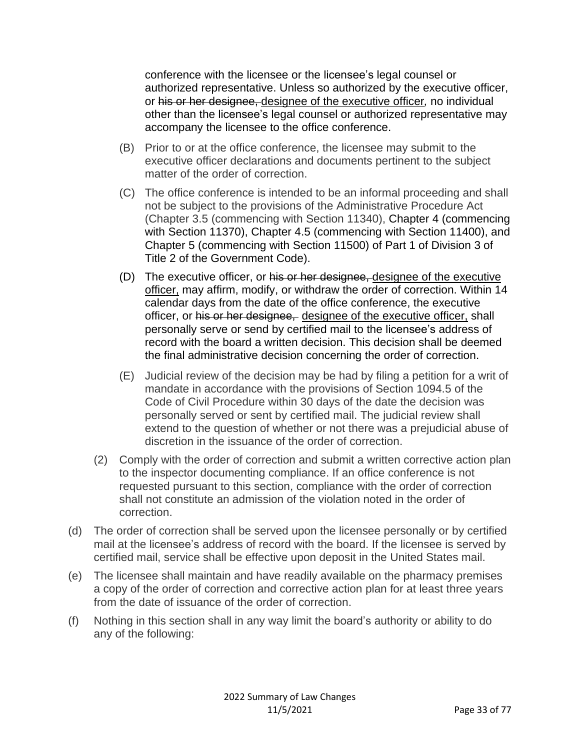conference with the licensee or the licensee's legal counsel or authorized representative. Unless so authorized by the executive officer, or ~~his or her designee,~~ <u>designee of the executive officer</u>, no individual other than the licensee's legal counsel or authorized representative may accompany the licensee to the office conference.

(B) Prior to or at the office conference, the licensee may submit to the executive officer declarations and documents pertinent to the subject matter of the order of correction.

(C) The office conference is intended to be an informal proceeding and shall not be subject to the provisions of the Administrative Procedure Act (Chapter 3.5 (commencing with Section 11340), Chapter 4 (commencing with Section 11370), Chapter 4.5 (commencing with Section 11400), and Chapter 5 (commencing with Section 11500) of Part 1 of Division 3 of Title 2 of the Government Code).

(D) The executive officer, or ~~his or her designee,~~ <u>designee of the executive officer,</u> may affirm, modify, or withdraw the order of correction. Within 14 calendar days from the date of the office conference, the executive officer, or ~~his or her designee,~~ <u>designee of the executive officer,</u> shall personally serve or send by certified mail to the licensee's address of record with the board a written decision. This decision shall be deemed the final administrative decision concerning the order of correction.

(E) Judicial review of the decision may be had by filing a petition for a writ of mandate in accordance with the provisions of Section 1094.5 of the Code of Civil Procedure within 30 days of the date the decision was personally served or sent by certified mail. The judicial review shall extend to the question of whether or not there was a prejudicial abuse of discretion in the issuance of the order of correction.

(2) Comply with the order of correction and submit a written corrective action plan to the inspector documenting compliance. If an office conference is not requested pursuant to this section, compliance with the order of correction shall not constitute an admission of the violation noted in the order of correction.

(d) The order of correction shall be served upon the licensee personally or by certified mail at the licensee's address of record with the board. If the licensee is served by certified mail, service shall be effective upon deposit in the United States mail.

(e) The licensee shall maintain and have readily available on the pharmacy premises a copy of the order of correction and corrective action plan for at least three years from the date of issuance of the order of correction.

(f) Nothing in this section shall in any way limit the board's authority or ability to do any of the following: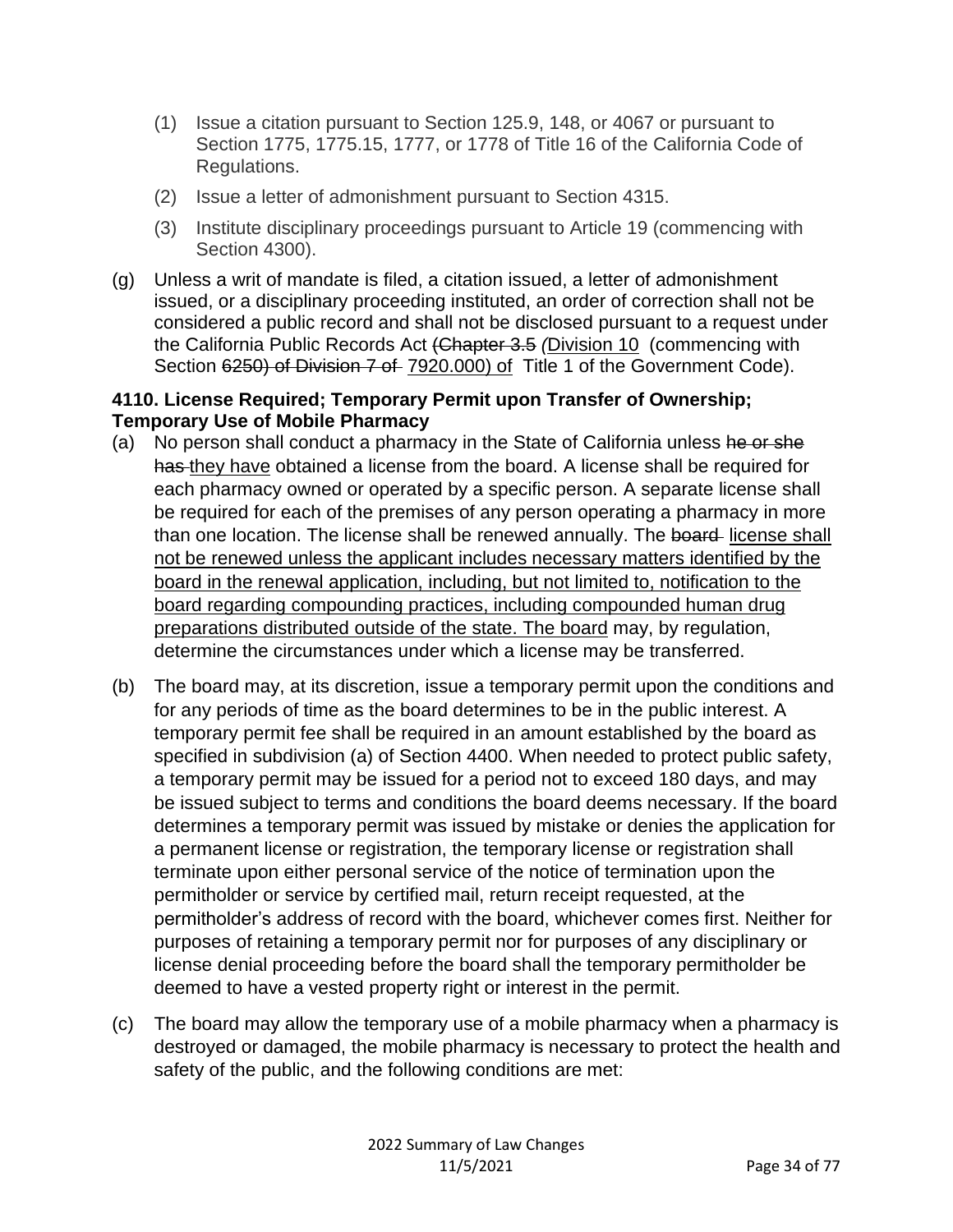(1) Issue a citation pursuant to Section 125.9, 148, or 4067 or pursuant to Section 1775, 1775.15, 1777, or 1778 of Title 16 of the California Code of Regulations.

(2) Issue a letter of admonishment pursuant to Section 4315.

(3) Institute disciplinary proceedings pursuant to Article 19 (commencing with Section 4300).

(g) Unless a writ of mandate is filed, a citation issued, a letter of admonishment issued, or a disciplinary proceeding instituted, an order of correction shall not be considered a public record and shall not be disclosed pursuant to a request under the California Public Records Act ~~(Chapter 3.5~~ (<u>Division 10</u> (commencing with Section ~~6250) of Division 7 of~~ <u>7920.000) of</u> Title 1 of the Government Code).

**4110. License Required; Temporary Permit upon Transfer of Ownership; Temporary Use of Mobile Pharmacy**

(a) No person shall conduct a pharmacy in the State of California unless ~~he or she has~~ <u>they have</u> obtained a license from the board. A license shall be required for each pharmacy owned or operated by a specific person. A separate license shall be required for each of the premises of any person operating a pharmacy in more than one location. The license shall be renewed annually. The ~~board~~ <u>license shall not be renewed unless the applicant includes necessary matters identified by the board in the renewal application, including, but not limited to, notification to the board regarding compounding practices, including compounded human drug preparations distributed outside of the state. The board</u> may, by regulation, determine the circumstances under which a license may be transferred.

(b) The board may, at its discretion, issue a temporary permit upon the conditions and for any periods of time as the board determines to be in the public interest. A temporary permit fee shall be required in an amount established by the board as specified in subdivision (a) of Section 4400. When needed to protect public safety, a temporary permit may be issued for a period not to exceed 180 days, and may be issued subject to terms and conditions the board deems necessary. If the board determines a temporary permit was issued by mistake or denies the application for a permanent license or registration, the temporary license or registration shall terminate upon either personal service of the notice of termination upon the permitholder or service by certified mail, return receipt requested, at the permitholder's address of record with the board, whichever comes first. Neither for purposes of retaining a temporary permit nor for purposes of any disciplinary or license denial proceeding before the board shall the temporary permitholder be deemed to have a vested property right or interest in the permit.

(c) The board may allow the temporary use of a mobile pharmacy when a pharmacy is destroyed or damaged, the mobile pharmacy is necessary to protect the health and safety of the public, and the following conditions are met: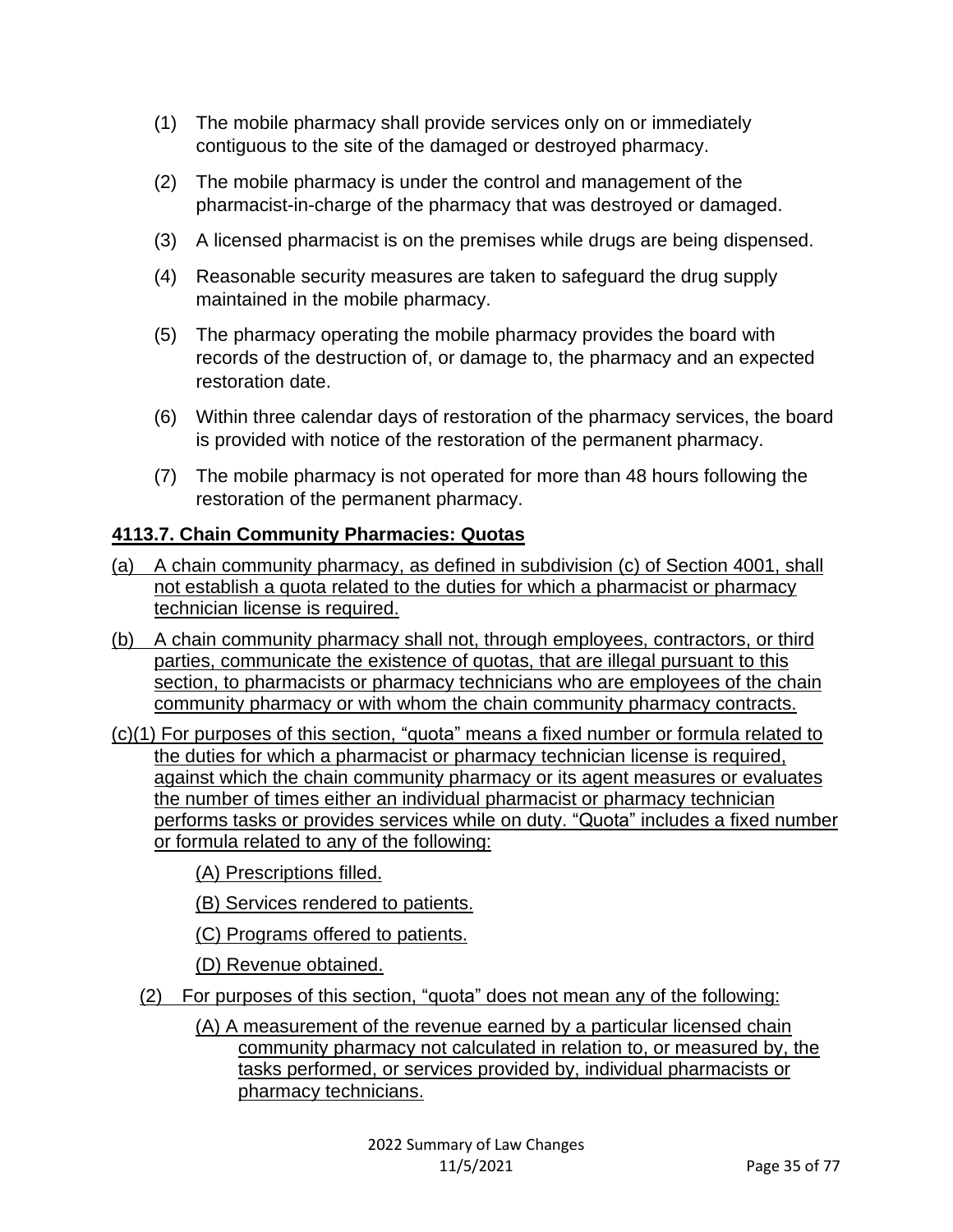(1) The mobile pharmacy shall provide services only on or immediately contiguous to the site of the damaged or destroyed pharmacy.

(2) The mobile pharmacy is under the control and management of the pharmacist-in-charge of the pharmacy that was destroyed or damaged.

(3) A licensed pharmacist is on the premises while drugs are being dispensed.

(4) Reasonable security measures are taken to safeguard the drug supply maintained in the mobile pharmacy.

(5) The pharmacy operating the mobile pharmacy provides the board with records of the destruction of, or damage to, the pharmacy and an expected restoration date.

(6) Within three calendar days of restoration of the pharmacy services, the board is provided with notice of the restoration of the permanent pharmacy.

(7) The mobile pharmacy is not operated for more than 48 hours following the restoration of the permanent pharmacy.

**4113.7. Chain Community Pharmacies: Quotas**

(a) A chain community pharmacy, as defined in subdivision (c) of Section 4001, shall not establish a quota related to the duties for which a pharmacist or pharmacy technician license is required.

(b) A chain community pharmacy shall not, through employees, contractors, or third parties, communicate the existence of quotas, that are illegal pursuant to this section, to pharmacists or pharmacy technicians who are employees of the chain community pharmacy or with whom the chain community pharmacy contracts.

(c)(1) For purposes of this section, "quota" means a fixed number or formula related to the duties for which a pharmacist or pharmacy technician license is required, against which the chain community pharmacy or its agent measures or evaluates the number of times either an individual pharmacist or pharmacy technician performs tasks or provides services while on duty. "Quota" includes a fixed number or formula related to any of the following:

(A) Prescriptions filled.

(B) Services rendered to patients.

(C) Programs offered to patients.

(D) Revenue obtained.

(2) For purposes of this section, "quota" does not mean any of the following:

(A) A measurement of the revenue earned by a particular licensed chain community pharmacy not calculated in relation to, or measured by, the tasks performed, or services provided by, individual pharmacists or pharmacy technicians.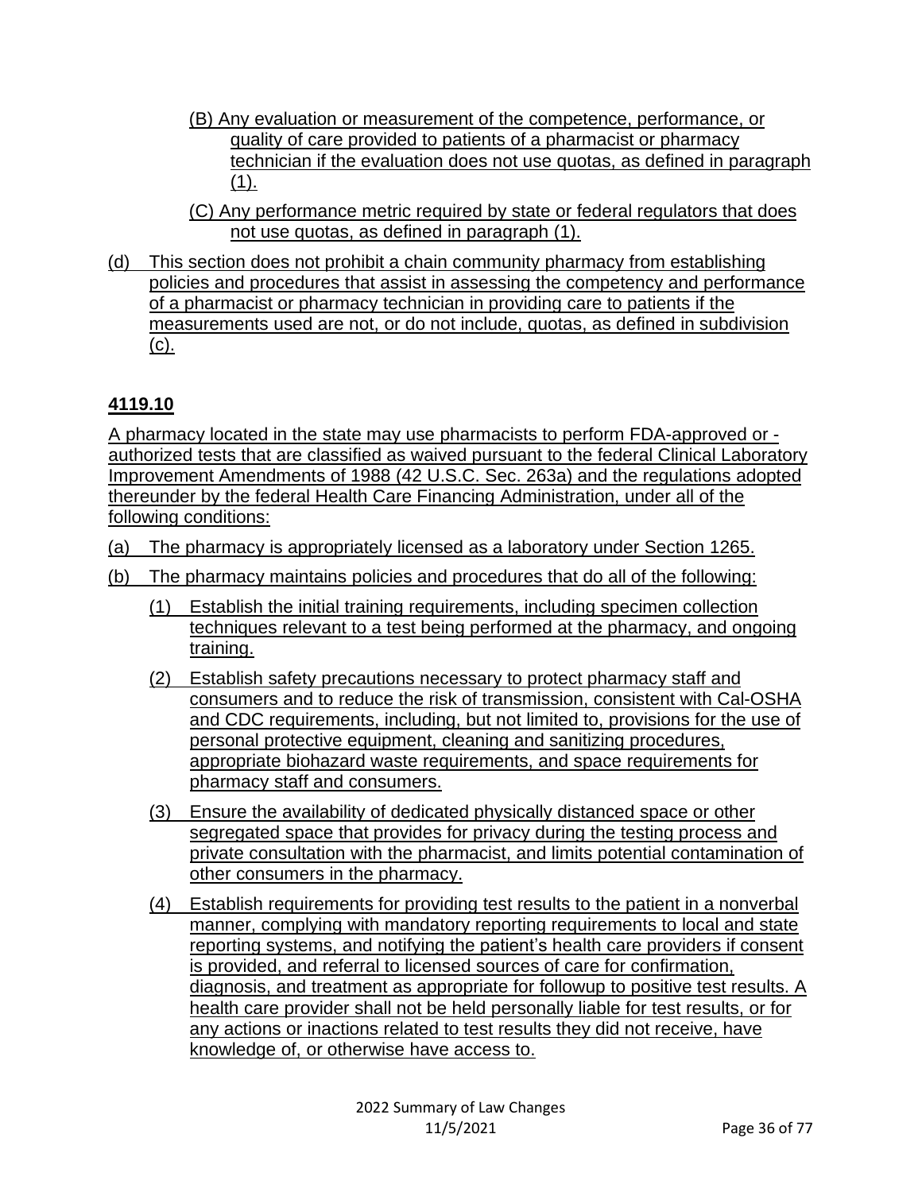(B) Any evaluation or measurement of the competence, performance, or quality of care provided to patients of a pharmacist or pharmacy technician if the evaluation does not use quotas, as defined in paragraph (1).

(C) Any performance metric required by state or federal regulators that does not use quotas, as defined in paragraph (1).

(d) This section does not prohibit a chain community pharmacy from establishing policies and procedures that assist in assessing the competency and performance of a pharmacist or pharmacy technician in providing care to patients if the measurements used are not, or do not include, quotas, as defined in subdivision (c).

### 4119.10

A pharmacy located in the state may use pharmacists to perform FDA-approved or -authorized tests that are classified as waived pursuant to the federal Clinical Laboratory Improvement Amendments of 1988 (42 U.S.C. Sec. 263a) and the regulations adopted thereunder by the federal Health Care Financing Administration, under all of the following conditions:

(a) The pharmacy is appropriately licensed as a laboratory under Section 1265.

(b) The pharmacy maintains policies and procedures that do all of the following:

(1) Establish the initial training requirements, including specimen collection techniques relevant to a test being performed at the pharmacy, and ongoing training.

(2) Establish safety precautions necessary to protect pharmacy staff and consumers and to reduce the risk of transmission, consistent with Cal-OSHA and CDC requirements, including, but not limited to, provisions for the use of personal protective equipment, cleaning and sanitizing procedures, appropriate biohazard waste requirements, and space requirements for pharmacy staff and consumers.

(3) Ensure the availability of dedicated physically distanced space or other segregated space that provides for privacy during the testing process and private consultation with the pharmacist, and limits potential contamination of other consumers in the pharmacy.

(4) Establish requirements for providing test results to the patient in a nonverbal manner, complying with mandatory reporting requirements to local and state reporting systems, and notifying the patient's health care providers if consent is provided, and referral to licensed sources of care for confirmation, diagnosis, and treatment as appropriate for followup to positive test results. A health care provider shall not be held personally liable for test results, or for any actions or inactions related to test results they did not receive, have knowledge of, or otherwise have access to.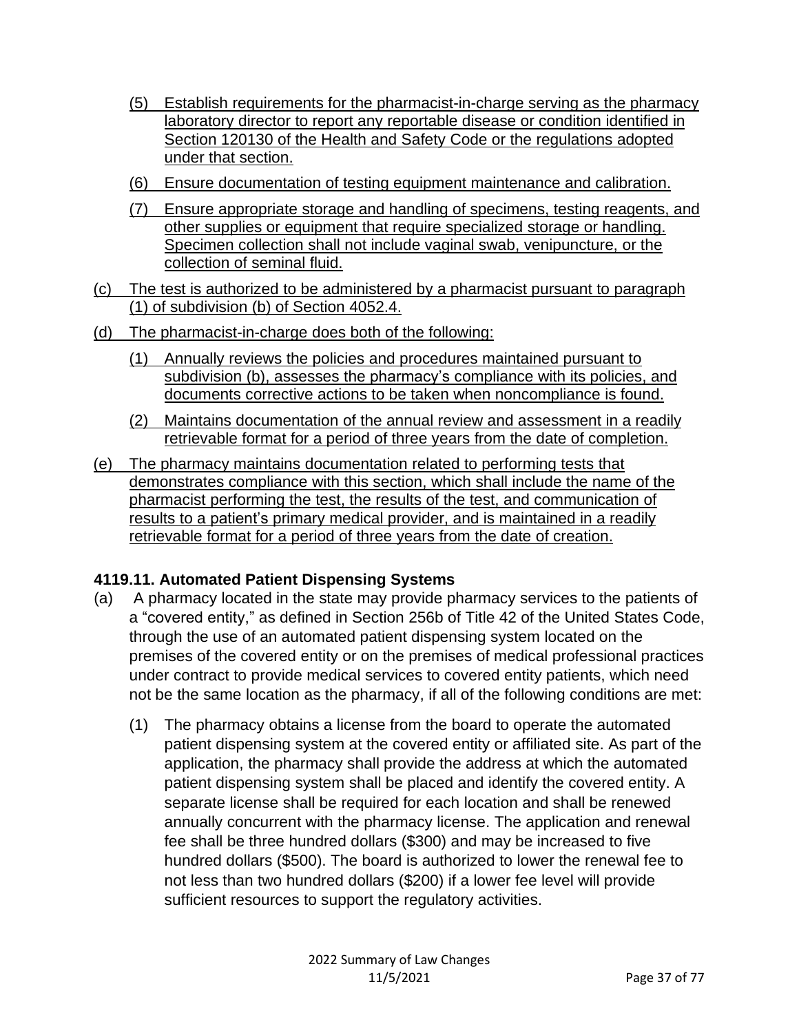(5) Establish requirements for the pharmacist-in-charge serving as the pharmacy laboratory director to report any reportable disease or condition identified in Section 120130 of the Health and Safety Code or the regulations adopted under that section.

(6) Ensure documentation of testing equipment maintenance and calibration.

(7) Ensure appropriate storage and handling of specimens, testing reagents, and other supplies or equipment that require specialized storage or handling. Specimen collection shall not include vaginal swab, venipuncture, or the collection of seminal fluid.

(c) The test is authorized to be administered by a pharmacist pursuant to paragraph (1) of subdivision (b) of Section 4052.4.

(d) The pharmacist-in-charge does both of the following:

(1) Annually reviews the policies and procedures maintained pursuant to subdivision (b), assesses the pharmacy's compliance with its policies, and documents corrective actions to be taken when noncompliance is found.

(2) Maintains documentation of the annual review and assessment in a readily retrievable format for a period of three years from the date of completion.

(e) The pharmacy maintains documentation related to performing tests that demonstrates compliance with this section, which shall include the name of the pharmacist performing the test, the results of the test, and communication of results to a patient's primary medical provider, and is maintained in a readily retrievable format for a period of three years from the date of creation.

### 4119.11. Automated Patient Dispensing Systems

(a) A pharmacy located in the state may provide pharmacy services to the patients of a "covered entity," as defined in Section 256b of Title 42 of the United States Code, through the use of an automated patient dispensing system located on the premises of the covered entity or on the premises of medical professional practices under contract to provide medical services to covered entity patients, which need not be the same location as the pharmacy, if all of the following conditions are met:

(1) The pharmacy obtains a license from the board to operate the automated patient dispensing system at the covered entity or affiliated site. As part of the application, the pharmacy shall provide the address at which the automated patient dispensing system shall be placed and identify the covered entity. A separate license shall be required for each location and shall be renewed annually concurrent with the pharmacy license. The application and renewal fee shall be three hundred dollars ($300) and may be increased to five hundred dollars ($500). The board is authorized to lower the renewal fee to not less than two hundred dollars ($200) if a lower fee level will provide sufficient resources to support the regulatory activities.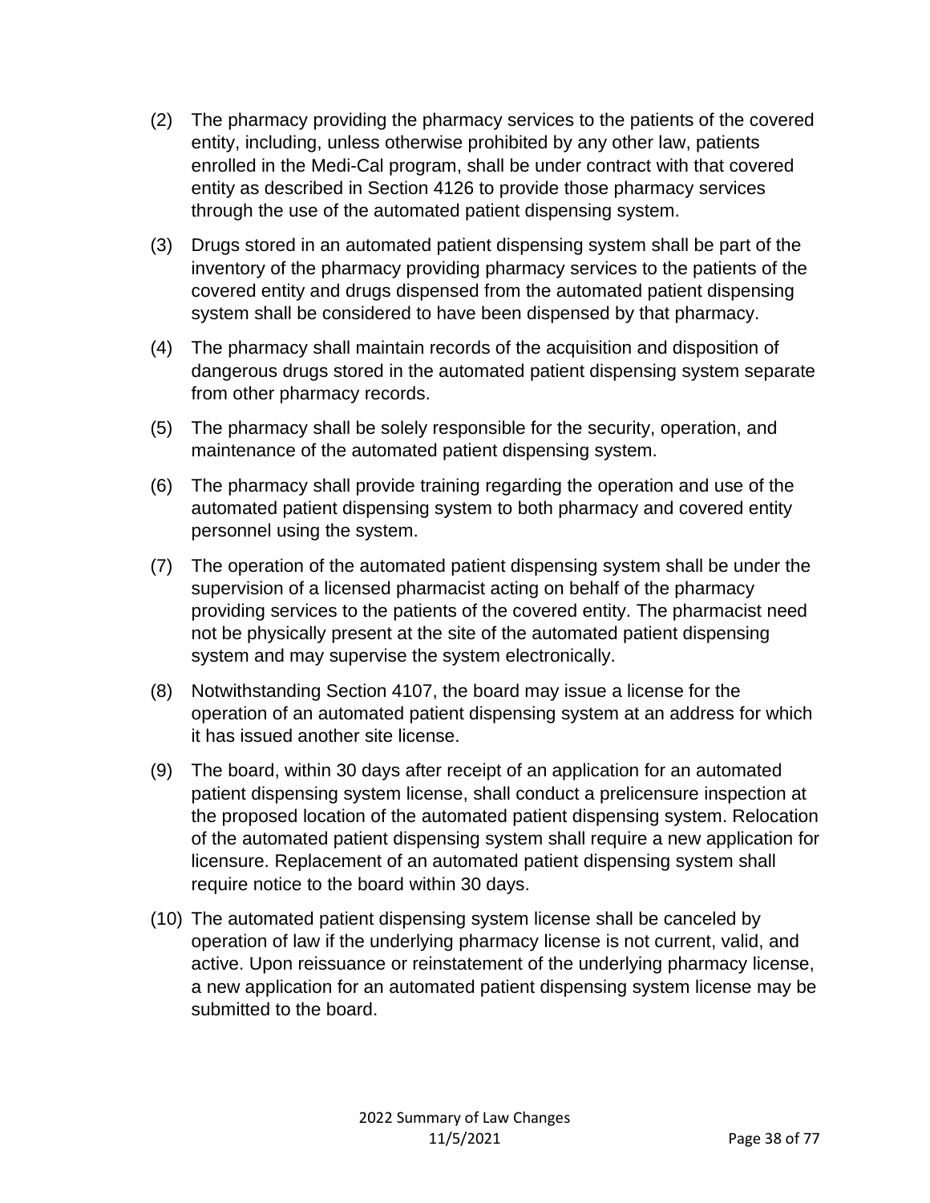(2) The pharmacy providing the pharmacy services to the patients of the covered entity, including, unless otherwise prohibited by any other law, patients enrolled in the Medi-Cal program, shall be under contract with that covered entity as described in Section 4126 to provide those pharmacy services through the use of the automated patient dispensing system.

(3) Drugs stored in an automated patient dispensing system shall be part of the inventory of the pharmacy providing pharmacy services to the patients of the covered entity and drugs dispensed from the automated patient dispensing system shall be considered to have been dispensed by that pharmacy.

(4) The pharmacy shall maintain records of the acquisition and disposition of dangerous drugs stored in the automated patient dispensing system separate from other pharmacy records.

(5) The pharmacy shall be solely responsible for the security, operation, and maintenance of the automated patient dispensing system.

(6) The pharmacy shall provide training regarding the operation and use of the automated patient dispensing system to both pharmacy and covered entity personnel using the system.

(7) The operation of the automated patient dispensing system shall be under the supervision of a licensed pharmacist acting on behalf of the pharmacy providing services to the patients of the covered entity. The pharmacist need not be physically present at the site of the automated patient dispensing system and may supervise the system electronically.

(8) Notwithstanding Section 4107, the board may issue a license for the operation of an automated patient dispensing system at an address for which it has issued another site license.

(9) The board, within 30 days after receipt of an application for an automated patient dispensing system license, shall conduct a prelicensure inspection at the proposed location of the automated patient dispensing system. Relocation of the automated patient dispensing system shall require a new application for licensure. Replacement of an automated patient dispensing system shall require notice to the board within 30 days.

(10) The automated patient dispensing system license shall be canceled by operation of law if the underlying pharmacy license is not current, valid, and active. Upon reissuance or reinstatement of the underlying pharmacy license, a new application for an automated patient dispensing system license may be submitted to the board.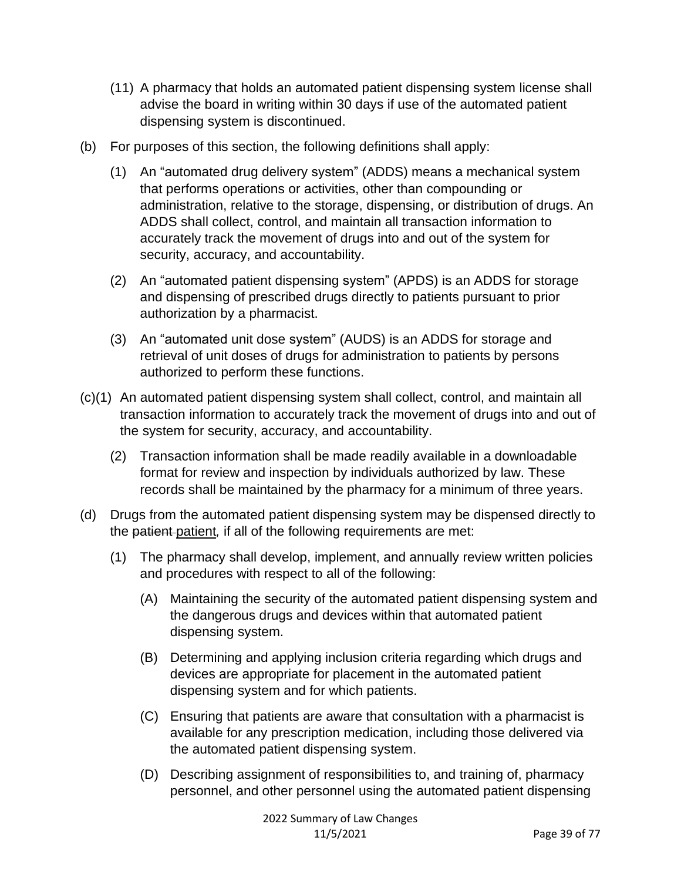(11) A pharmacy that holds an automated patient dispensing system license shall advise the board in writing within 30 days if use of the automated patient dispensing system is discontinued.

(b) For purposes of this section, the following definitions shall apply:

(1) An "automated drug delivery system" (ADDS) means a mechanical system that performs operations or activities, other than compounding or administration, relative to the storage, dispensing, or distribution of drugs. An ADDS shall collect, control, and maintain all transaction information to accurately track the movement of drugs into and out of the system for security, accuracy, and accountability.

(2) An "automated patient dispensing system" (APDS) is an ADDS for storage and dispensing of prescribed drugs directly to patients pursuant to prior authorization by a pharmacist.

(3) An "automated unit dose system" (AUDS) is an ADDS for storage and retrieval of unit doses of drugs for administration to patients by persons authorized to perform these functions.

(c)(1) An automated patient dispensing system shall collect, control, and maintain all transaction information to accurately track the movement of drugs into and out of the system for security, accuracy, and accountability.

(2) Transaction information shall be made readily available in a downloadable format for review and inspection by individuals authorized by law. These records shall be maintained by the pharmacy for a minimum of three years.

(d) Drugs from the automated patient dispensing system may be dispensed directly to the ~~patient~~ <u>patient</u>*,* if all of the following requirements are met:

(1) The pharmacy shall develop, implement, and annually review written policies and procedures with respect to all of the following:

(A) Maintaining the security of the automated patient dispensing system and the dangerous drugs and devices within that automated patient dispensing system.

(B) Determining and applying inclusion criteria regarding which drugs and devices are appropriate for placement in the automated patient dispensing system and for which patients.

(C) Ensuring that patients are aware that consultation with a pharmacist is available for any prescription medication, including those delivered via the automated patient dispensing system.

(D) Describing assignment of responsibilities to, and training of, pharmacy personnel, and other personnel using the automated patient dispensing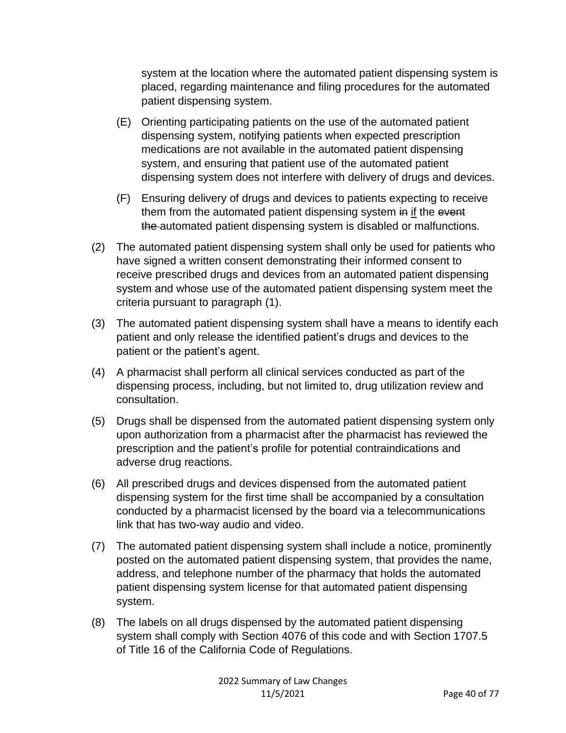system at the location where the automated patient dispensing system is placed, regarding maintenance and filing procedures for the automated patient dispensing system.

(E) Orienting participating patients on the use of the automated patient dispensing system, notifying patients when expected prescription medications are not available in the automated patient dispensing system, and ensuring that patient use of the automated patient dispensing system does not interfere with delivery of drugs and devices.

(F) Ensuring delivery of drugs and devices to patients expecting to receive them from the automated patient dispensing system ~~in~~ <u>if</u> the ~~event the~~ automated patient dispensing system is disabled or malfunctions.

(2) The automated patient dispensing system shall only be used for patients who have signed a written consent demonstrating their informed consent to receive prescribed drugs and devices from an automated patient dispensing system and whose use of the automated patient dispensing system meet the criteria pursuant to paragraph (1).

(3) The automated patient dispensing system shall have a means to identify each patient and only release the identified patient's drugs and devices to the patient or the patient's agent.

(4) A pharmacist shall perform all clinical services conducted as part of the dispensing process, including, but not limited to, drug utilization review and consultation.

(5) Drugs shall be dispensed from the automated patient dispensing system only upon authorization from a pharmacist after the pharmacist has reviewed the prescription and the patient's profile for potential contraindications and adverse drug reactions.

(6) All prescribed drugs and devices dispensed from the automated patient dispensing system for the first time shall be accompanied by a consultation conducted by a pharmacist licensed by the board via a telecommunications link that has two-way audio and video.

(7) The automated patient dispensing system shall include a notice, prominently posted on the automated patient dispensing system, that provides the name, address, and telephone number of the pharmacy that holds the automated patient dispensing system license for that automated patient dispensing system.

(8) The labels on all drugs dispensed by the automated patient dispensing system shall comply with Section 4076 of this code and with Section 1707.5 of Title 16 of the California Code of Regulations.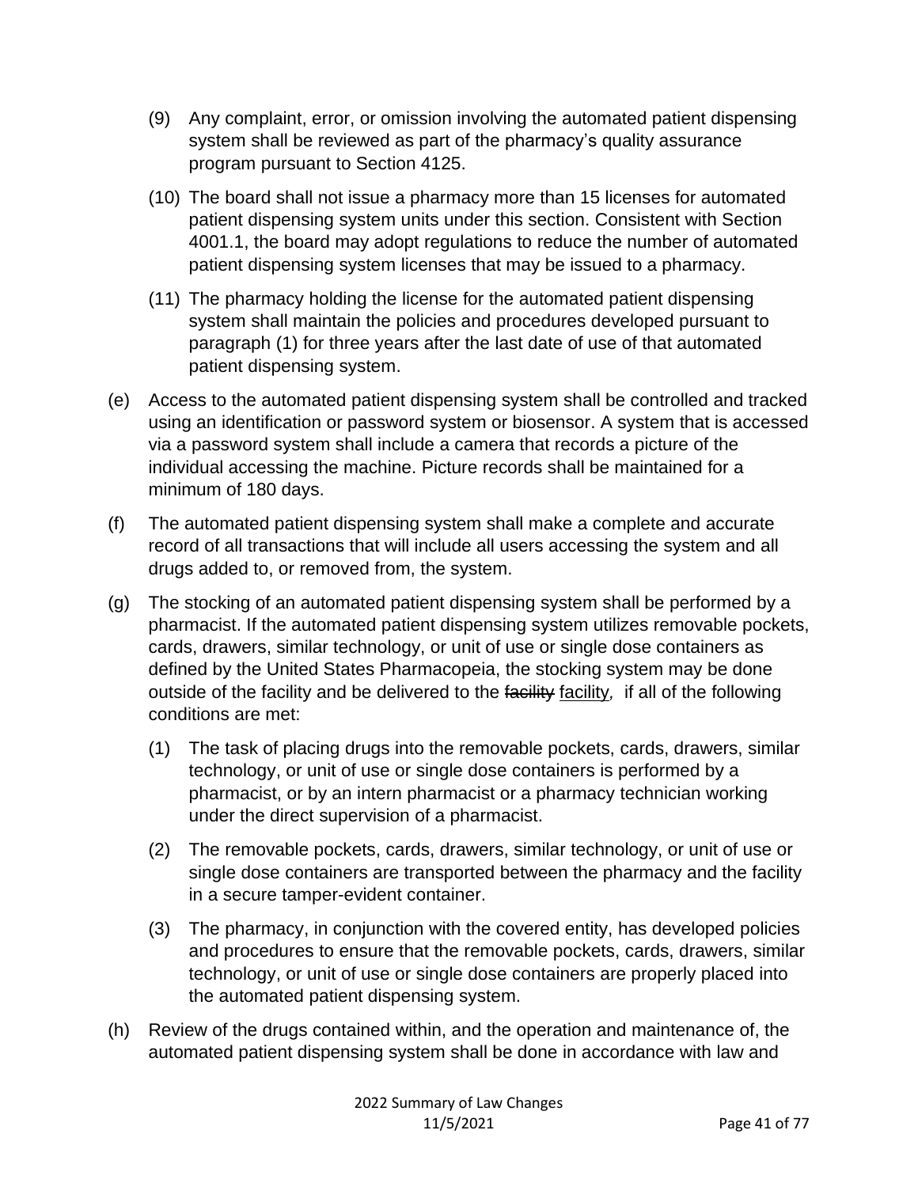(9) Any complaint, error, or omission involving the automated patient dispensing system shall be reviewed as part of the pharmacy's quality assurance program pursuant to Section 4125.

(10) The board shall not issue a pharmacy more than 15 licenses for automated patient dispensing system units under this section. Consistent with Section 4001.1, the board may adopt regulations to reduce the number of automated patient dispensing system licenses that may be issued to a pharmacy.

(11) The pharmacy holding the license for the automated patient dispensing system shall maintain the policies and procedures developed pursuant to paragraph (1) for three years after the last date of use of that automated patient dispensing system.

(e) Access to the automated patient dispensing system shall be controlled and tracked using an identification or password system or biosensor. A system that is accessed via a password system shall include a camera that records a picture of the individual accessing the machine. Picture records shall be maintained for a minimum of 180 days.

(f) The automated patient dispensing system shall make a complete and accurate record of all transactions that will include all users accessing the system and all drugs added to, or removed from, the system.

(g) The stocking of an automated patient dispensing system shall be performed by a pharmacist. If the automated patient dispensing system utilizes removable pockets, cards, drawers, similar technology, or unit of use or single dose containers as defined by the United States Pharmacopeia, the stocking system may be done outside of the facility and be delivered to the ~~facility~~ <u>facility</u>*,* if all of the following conditions are met:

(1) The task of placing drugs into the removable pockets, cards, drawers, similar technology, or unit of use or single dose containers is performed by a pharmacist, or by an intern pharmacist or a pharmacy technician working under the direct supervision of a pharmacist.

(2) The removable pockets, cards, drawers, similar technology, or unit of use or single dose containers are transported between the pharmacy and the facility in a secure tamper-evident container.

(3) The pharmacy, in conjunction with the covered entity, has developed policies and procedures to ensure that the removable pockets, cards, drawers, similar technology, or unit of use or single dose containers are properly placed into the automated patient dispensing system.

(h) Review of the drugs contained within, and the operation and maintenance of, the automated patient dispensing system shall be done in accordance with law and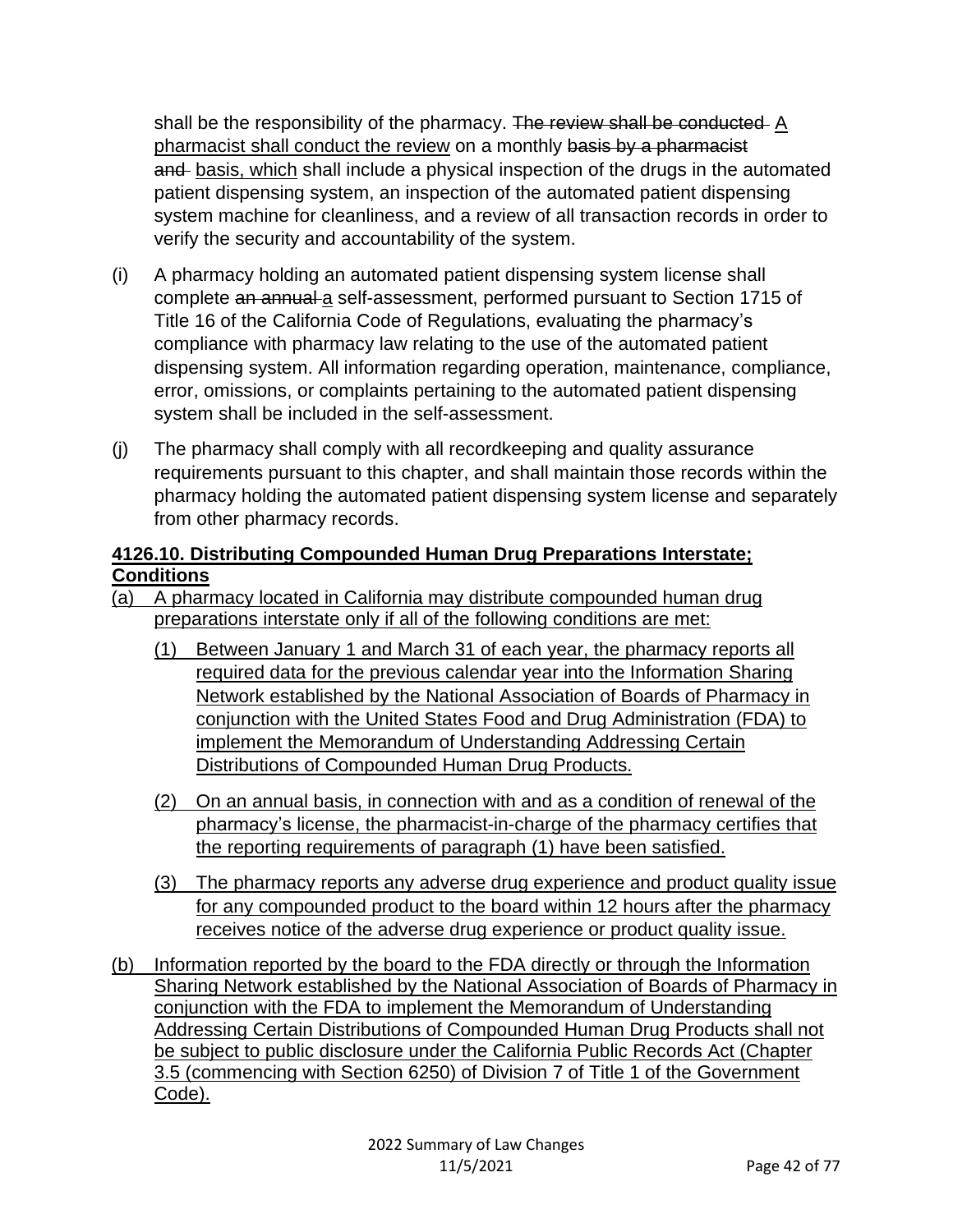shall be the responsibility of the pharmacy. ~~The review shall be conducted~~ <u>A pharmacist shall conduct the review</u> on a monthly ~~basis by a pharmacist and~~ <u>basis, which</u> shall include a physical inspection of the drugs in the automated patient dispensing system, an inspection of the automated patient dispensing system machine for cleanliness, and a review of all transaction records in order to verify the security and accountability of the system.

(i) A pharmacy holding an automated patient dispensing system license shall complete ~~an annual~~ <u>a</u> self-assessment, performed pursuant to Section 1715 of Title 16 of the California Code of Regulations, evaluating the pharmacy's compliance with pharmacy law relating to the use of the automated patient dispensing system. All information regarding operation, maintenance, compliance, error, omissions, or complaints pertaining to the automated patient dispensing system shall be included in the self-assessment.

(j) The pharmacy shall comply with all recordkeeping and quality assurance requirements pursuant to this chapter, and shall maintain those records within the pharmacy holding the automated patient dispensing system license and separately from other pharmacy records.

**<u>4126.10. Distributing Compounded Human Drug Preparations Interstate; Conditions</u>**

<u>(a) A pharmacy located in California may distribute compounded human drug preparations interstate only if all of the following conditions are met:</u>

<u>(1) Between January 1 and March 31 of each year, the pharmacy reports all required data for the previous calendar year into the Information Sharing Network established by the National Association of Boards of Pharmacy in conjunction with the United States Food and Drug Administration (FDA) to implement the Memorandum of Understanding Addressing Certain Distributions of Compounded Human Drug Products.</u>

<u>(2) On an annual basis, in connection with and as a condition of renewal of the pharmacy's license, the pharmacist-in-charge of the pharmacy certifies that the reporting requirements of paragraph (1) have been satisfied.</u>

<u>(3) The pharmacy reports any adverse drug experience and product quality issue for any compounded product to the board within 12 hours after the pharmacy receives notice of the adverse drug experience or product quality issue.</u>

<u>(b) Information reported by the board to the FDA directly or through the Information Sharing Network established by the National Association of Boards of Pharmacy in conjunction with the FDA to implement the Memorandum of Understanding Addressing Certain Distributions of Compounded Human Drug Products shall not be subject to public disclosure under the California Public Records Act (Chapter 3.5 (commencing with Section 6250) of Division 7 of Title 1 of the Government Code).</u>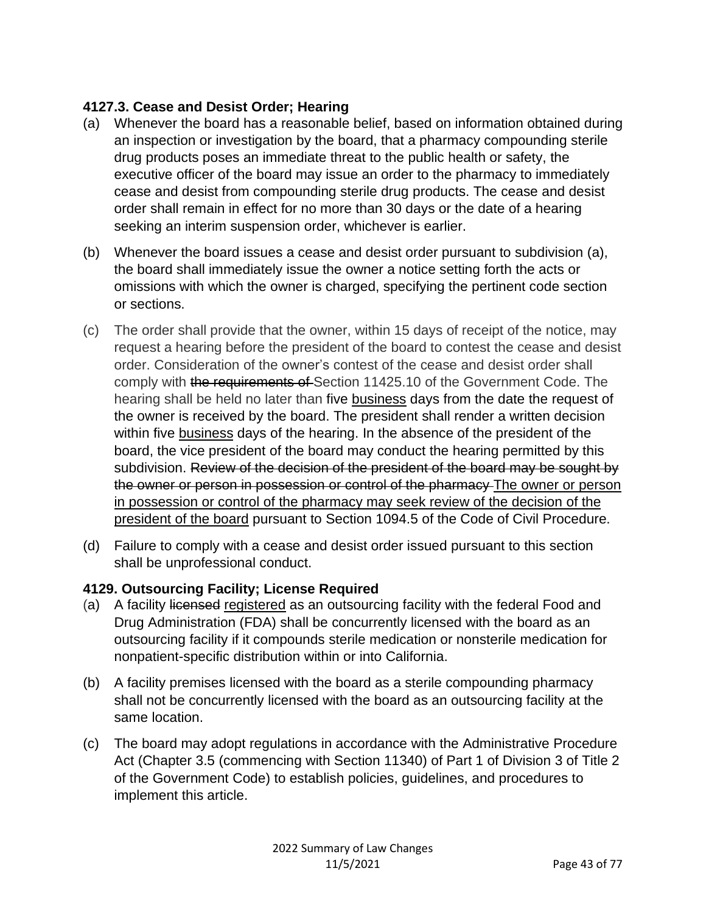### 4127.3. Cease and Desist Order; Hearing

(a) Whenever the board has a reasonable belief, based on information obtained during an inspection or investigation by the board, that a pharmacy compounding sterile drug products poses an immediate threat to the public health or safety, the executive officer of the board may issue an order to the pharmacy to immediately cease and desist from compounding sterile drug products. The cease and desist order shall remain in effect for no more than 30 days or the date of a hearing seeking an interim suspension order, whichever is earlier.

(b) Whenever the board issues a cease and desist order pursuant to subdivision (a), the board shall immediately issue the owner a notice setting forth the acts or omissions with which the owner is charged, specifying the pertinent code section or sections.

(c) The order shall provide that the owner, within 15 days of receipt of the notice, may request a hearing before the president of the board to contest the cease and desist order. Consideration of the owner's contest of the cease and desist order shall comply with ~~the requirements of~~ Section 11425.10 of the Government Code. The hearing shall be held no later than five <u>business</u> days from the date the request of the owner is received by the board. The president shall render a written decision within five <u>business</u> days of the hearing. In the absence of the president of the board, the vice president of the board may conduct the hearing permitted by this subdivision. ~~Review of the decision of the president of the board may be sought by the owner or person in possession or control of the pharmacy~~ <u>The owner or person in possession or control of the pharmacy may seek review of the decision of the president of the board</u> pursuant to Section 1094.5 of the Code of Civil Procedure.

(d) Failure to comply with a cease and desist order issued pursuant to this section shall be unprofessional conduct.

### 4129. Outsourcing Facility; License Required

(a) A facility ~~licensed~~ <u>registered</u> as an outsourcing facility with the federal Food and Drug Administration (FDA) shall be concurrently licensed with the board as an outsourcing facility if it compounds sterile medication or nonsterile medication for nonpatient-specific distribution within or into California.

(b) A facility premises licensed with the board as a sterile compounding pharmacy shall not be concurrently licensed with the board as an outsourcing facility at the same location.

(c) The board may adopt regulations in accordance with the Administrative Procedure Act (Chapter 3.5 (commencing with Section 11340) of Part 1 of Division 3 of Title 2 of the Government Code) to establish policies, guidelines, and procedures to implement this article.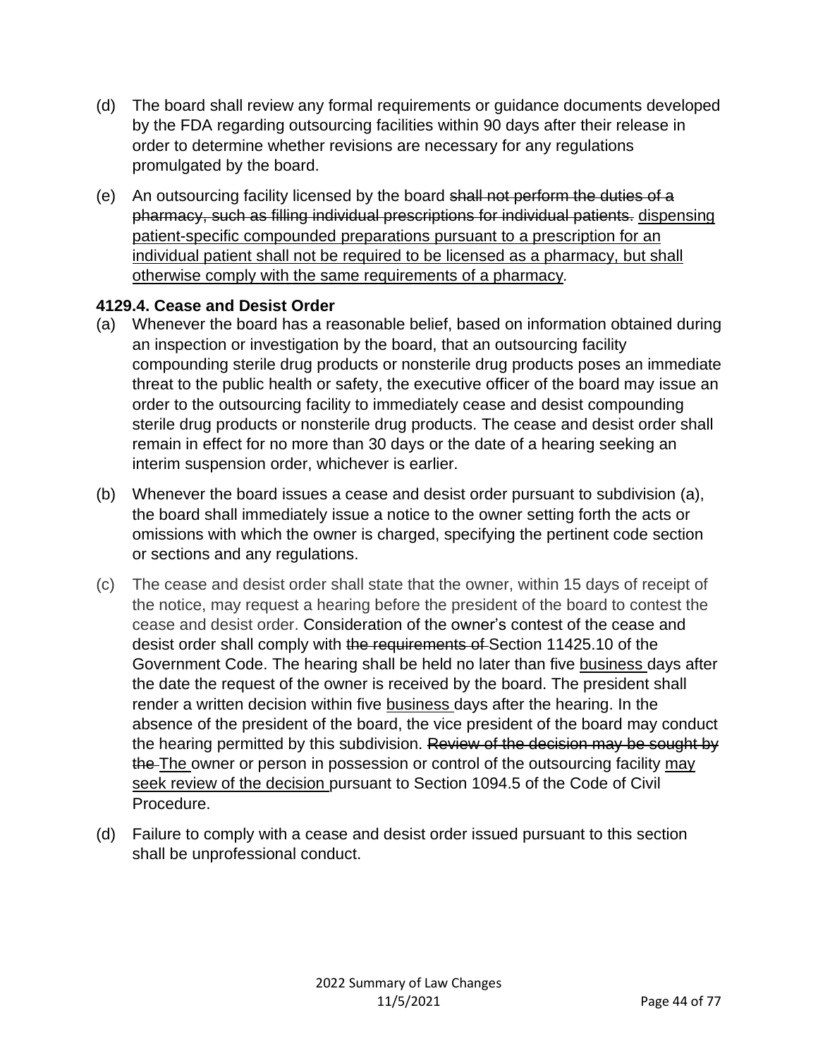(d) The board shall review any formal requirements or guidance documents developed by the FDA regarding outsourcing facilities within 90 days after their release in order to determine whether revisions are necessary for any regulations promulgated by the board.

(e) An outsourcing facility licensed by the board ~~shall not perform the duties of a pharmacy, such as filling individual prescriptions for individual patients.~~ <u>dispensing patient-specific compounded preparations pursuant to a prescription for an individual patient shall not be required to be licensed as a pharmacy, but shall otherwise comply with the same requirements of a pharmacy</u>.

**4129.4. Cease and Desist Order**

(a) Whenever the board has a reasonable belief, based on information obtained during an inspection or investigation by the board, that an outsourcing facility compounding sterile drug products or nonsterile drug products poses an immediate threat to the public health or safety, the executive officer of the board may issue an order to the outsourcing facility to immediately cease and desist compounding sterile drug products or nonsterile drug products. The cease and desist order shall remain in effect for no more than 30 days or the date of a hearing seeking an interim suspension order, whichever is earlier.

(b) Whenever the board issues a cease and desist order pursuant to subdivision (a), the board shall immediately issue a notice to the owner setting forth the acts or omissions with which the owner is charged, specifying the pertinent code section or sections and any regulations.

(c) The cease and desist order shall state that the owner, within 15 days of receipt of the notice, may request a hearing before the president of the board to contest the cease and desist order. Consideration of the owner's contest of the cease and desist order shall comply with ~~the requirements of~~ Section 11425.10 of the Government Code. The hearing shall be held no later than five <u>business</u> days after the date the request of the owner is received by the board. The president shall render a written decision within five <u>business</u> days after the hearing. In the absence of the president of the board, the vice president of the board may conduct the hearing permitted by this subdivision. ~~Review of the decision may be sought by the~~ <u>The</u> owner or person in possession or control of the outsourcing facility <u>may seek review of the decision</u> pursuant to Section 1094.5 of the Code of Civil Procedure.

(d) Failure to comply with a cease and desist order issued pursuant to this section shall be unprofessional conduct.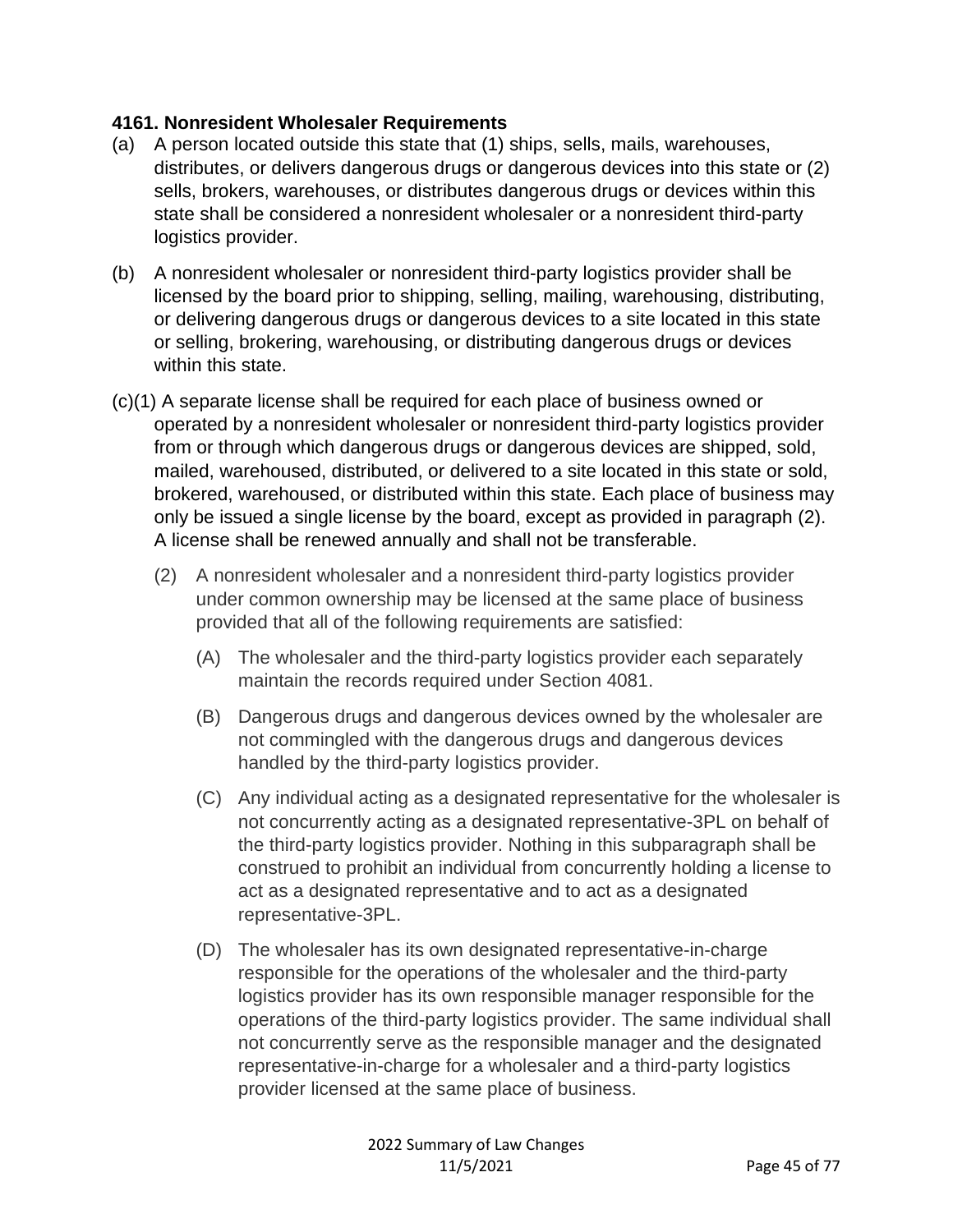**4161. Nonresident Wholesaler Requirements**

(a) A person located outside this state that (1) ships, sells, mails, warehouses, distributes, or delivers dangerous drugs or dangerous devices into this state or (2) sells, brokers, warehouses, or distributes dangerous drugs or devices within this state shall be considered a nonresident wholesaler or a nonresident third-party logistics provider.

(b) A nonresident wholesaler or nonresident third-party logistics provider shall be licensed by the board prior to shipping, selling, mailing, warehousing, distributing, or delivering dangerous drugs or dangerous devices to a site located in this state or selling, brokering, warehousing, or distributing dangerous drugs or devices within this state.

(c)(1) A separate license shall be required for each place of business owned or operated by a nonresident wholesaler or nonresident third-party logistics provider from or through which dangerous drugs or dangerous devices are shipped, sold, mailed, warehoused, distributed, or delivered to a site located in this state or sold, brokered, warehoused, or distributed within this state. Each place of business may only be issued a single license by the board, except as provided in paragraph (2). A license shall be renewed annually and shall not be transferable.

(2) A nonresident wholesaler and a nonresident third-party logistics provider under common ownership may be licensed at the same place of business provided that all of the following requirements are satisfied:

(A) The wholesaler and the third-party logistics provider each separately maintain the records required under Section 4081.

(B) Dangerous drugs and dangerous devices owned by the wholesaler are not commingled with the dangerous drugs and dangerous devices handled by the third-party logistics provider.

(C) Any individual acting as a designated representative for the wholesaler is not concurrently acting as a designated representative-3PL on behalf of the third-party logistics provider. Nothing in this subparagraph shall be construed to prohibit an individual from concurrently holding a license to act as a designated representative and to act as a designated representative-3PL.

(D) The wholesaler has its own designated representative-in-charge responsible for the operations of the wholesaler and the third-party logistics provider has its own responsible manager responsible for the operations of the third-party logistics provider. The same individual shall not concurrently serve as the responsible manager and the designated representative-in-charge for a wholesaler and a third-party logistics provider licensed at the same place of business.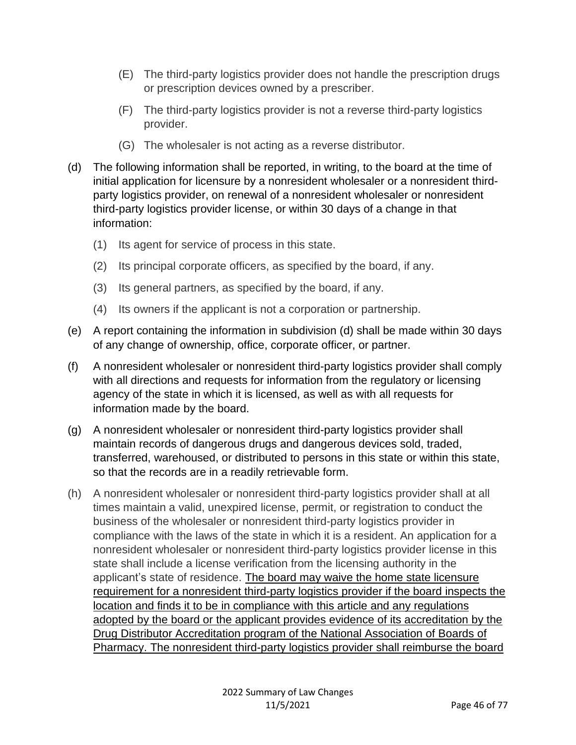(E) The third-party logistics provider does not handle the prescription drugs or prescription devices owned by a prescriber.

(F) The third-party logistics provider is not a reverse third-party logistics provider.

(G) The wholesaler is not acting as a reverse distributor.

(d) The following information shall be reported, in writing, to the board at the time of initial application for licensure by a nonresident wholesaler or a nonresident third-party logistics provider, on renewal of a nonresident wholesaler or nonresident third-party logistics provider license, or within 30 days of a change in that information:

(1) Its agent for service of process in this state.

(2) Its principal corporate officers, as specified by the board, if any.

(3) Its general partners, as specified by the board, if any.

(4) Its owners if the applicant is not a corporation or partnership.

(e) A report containing the information in subdivision (d) shall be made within 30 days of any change of ownership, office, corporate officer, or partner.

(f) A nonresident wholesaler or nonresident third-party logistics provider shall comply with all directions and requests for information from the regulatory or licensing agency of the state in which it is licensed, as well as with all requests for information made by the board.

(g) A nonresident wholesaler or nonresident third-party logistics provider shall maintain records of dangerous drugs and dangerous devices sold, traded, transferred, warehoused, or distributed to persons in this state or within this state, so that the records are in a readily retrievable form.

(h) A nonresident wholesaler or nonresident third-party logistics provider shall at all times maintain a valid, unexpired license, permit, or registration to conduct the business of the wholesaler or nonresident third-party logistics provider in compliance with the laws of the state in which it is a resident. An application for a nonresident wholesaler or nonresident third-party logistics provider license in this state shall include a license verification from the licensing authority in the applicant's state of residence. <u>The board may waive the home state licensure requirement for a nonresident third-party logistics provider if the board inspects the location and finds it to be in compliance with this article and any regulations adopted by the board or the applicant provides evidence of its accreditation by the Drug Distributor Accreditation program of the National Association of Boards of Pharmacy. The nonresident third-party logistics provider shall reimburse the board</u>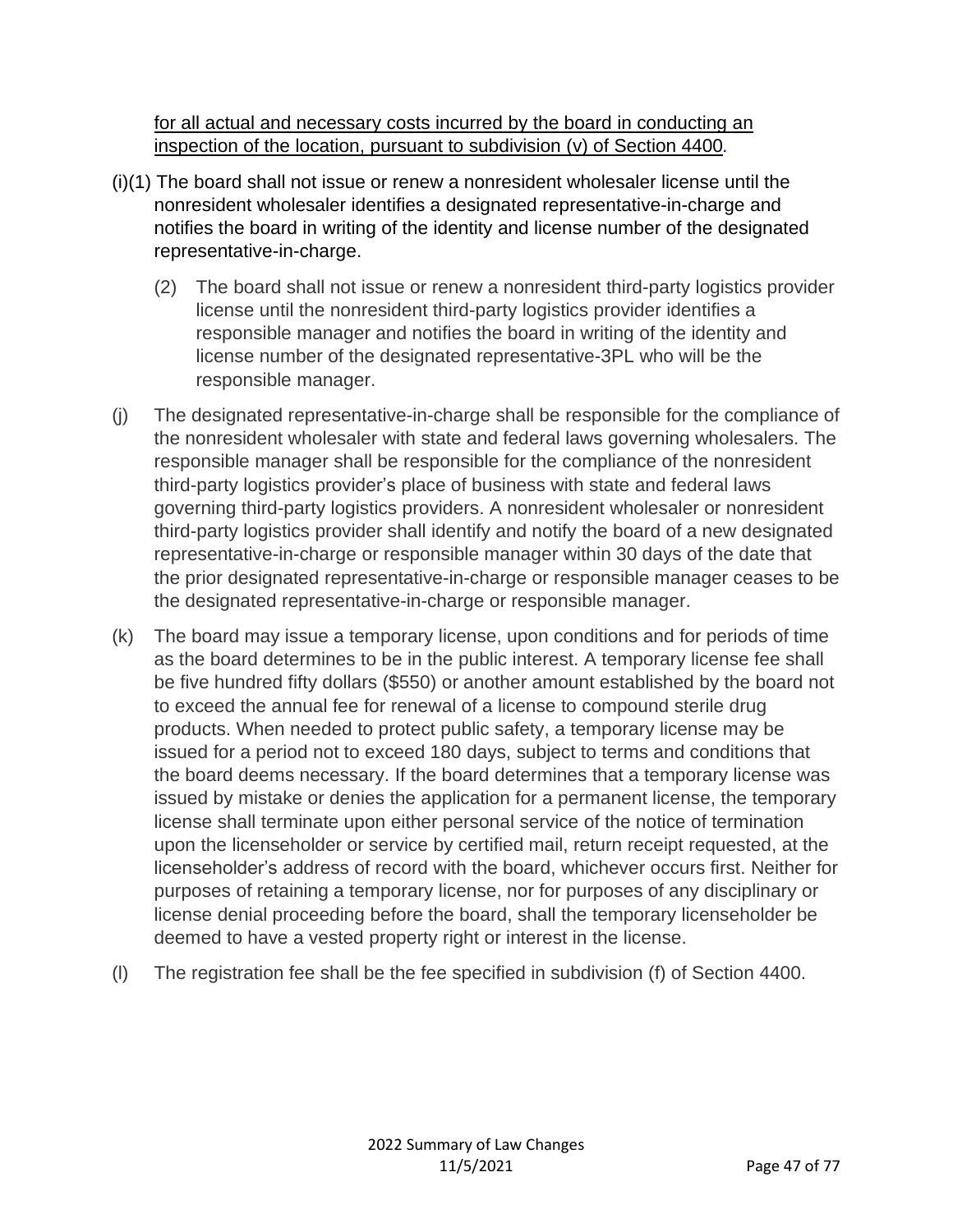<u>for all actual and necessary costs incurred by the board in conducting an inspection of the location, pursuant to subdivision (v) of Section 4400</u>.

(i)(1) The board shall not issue or renew a nonresident wholesaler license until the nonresident wholesaler identifies a designated representative-in-charge and notifies the board in writing of the identity and license number of the designated representative-in-charge.

(2) The board shall not issue or renew a nonresident third-party logistics provider license until the nonresident third-party logistics provider identifies a responsible manager and notifies the board in writing of the identity and license number of the designated representative-3PL who will be the responsible manager.

(j) The designated representative-in-charge shall be responsible for the compliance of the nonresident wholesaler with state and federal laws governing wholesalers. The responsible manager shall be responsible for the compliance of the nonresident third-party logistics provider's place of business with state and federal laws governing third-party logistics providers. A nonresident wholesaler or nonresident third-party logistics provider shall identify and notify the board of a new designated representative-in-charge or responsible manager within 30 days of the date that the prior designated representative-in-charge or responsible manager ceases to be the designated representative-in-charge or responsible manager.

(k) The board may issue a temporary license, upon conditions and for periods of time as the board determines to be in the public interest. A temporary license fee shall be five hundred fifty dollars ($550) or another amount established by the board not to exceed the annual fee for renewal of a license to compound sterile drug products. When needed to protect public safety, a temporary license may be issued for a period not to exceed 180 days, subject to terms and conditions that the board deems necessary. If the board determines that a temporary license was issued by mistake or denies the application for a permanent license, the temporary license shall terminate upon either personal service of the notice of termination upon the licenseholder or service by certified mail, return receipt requested, at the licenseholder's address of record with the board, whichever occurs first. Neither for purposes of retaining a temporary license, nor for purposes of any disciplinary or license denial proceeding before the board, shall the temporary licenseholder be deemed to have a vested property right or interest in the license.

(l) The registration fee shall be the fee specified in subdivision (f) of Section 4400.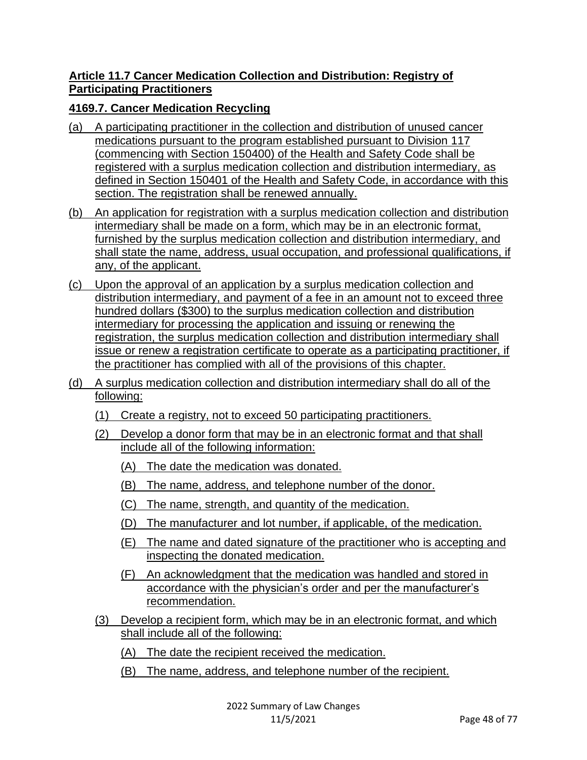**Article 11.7 Cancer Medication Collection and Distribution: Registry of Participating Practitioners**

**4169.7. Cancer Medication Recycling**

(a) A participating practitioner in the collection and distribution of unused cancer medications pursuant to the program established pursuant to Division 117 (commencing with Section 150400) of the Health and Safety Code shall be registered with a surplus medication collection and distribution intermediary, as defined in Section 150401 of the Health and Safety Code, in accordance with this section. The registration shall be renewed annually.

(b) An application for registration with a surplus medication collection and distribution intermediary shall be made on a form, which may be in an electronic format, furnished by the surplus medication collection and distribution intermediary, and shall state the name, address, usual occupation, and professional qualifications, if any, of the applicant.

(c) Upon the approval of an application by a surplus medication collection and distribution intermediary, and payment of a fee in an amount not to exceed three hundred dollars ($300) to the surplus medication collection and distribution intermediary for processing the application and issuing or renewing the registration, the surplus medication collection and distribution intermediary shall issue or renew a registration certificate to operate as a participating practitioner, if the practitioner has complied with all of the provisions of this chapter.

(d) A surplus medication collection and distribution intermediary shall do all of the following:

- (1) Create a registry, not to exceed 50 participating practitioners.
- (2) Develop a donor form that may be in an electronic format and that shall include all of the following information:
  - (A) The date the medication was donated.
  - (B) The name, address, and telephone number of the donor.
  - (C) The name, strength, and quantity of the medication.
  - (D) The manufacturer and lot number, if applicable, of the medication.
  - (E) The name and dated signature of the practitioner who is accepting and inspecting the donated medication.
  - (F) An acknowledgment that the medication was handled and stored in accordance with the physician's order and per the manufacturer's recommendation.
- (3) Develop a recipient form, which may be in an electronic format, and which shall include all of the following:
  - (A) The date the recipient received the medication.
  - (B) The name, address, and telephone number of the recipient.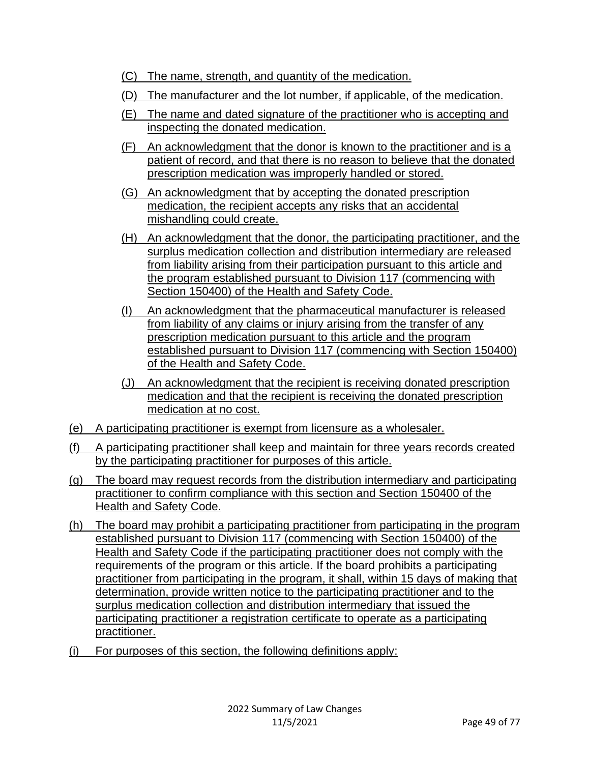(C) The name, strength, and quantity of the medication.

(D) The manufacturer and the lot number, if applicable, of the medication.

(E) The name and dated signature of the practitioner who is accepting and inspecting the donated medication.

(F) An acknowledgment that the donor is known to the practitioner and is a patient of record, and that there is no reason to believe that the donated prescription medication was improperly handled or stored.

(G) An acknowledgment that by accepting the donated prescription medication, the recipient accepts any risks that an accidental mishandling could create.

(H) An acknowledgment that the donor, the participating practitioner, and the surplus medication collection and distribution intermediary are released from liability arising from their participation pursuant to this article and the program established pursuant to Division 117 (commencing with Section 150400) of the Health and Safety Code.

(I) An acknowledgment that the pharmaceutical manufacturer is released from liability of any claims or injury arising from the transfer of any prescription medication pursuant to this article and the program established pursuant to Division 117 (commencing with Section 150400) of the Health and Safety Code.

(J) An acknowledgment that the recipient is receiving donated prescription medication and that the recipient is receiving the donated prescription medication at no cost.

(e) A participating practitioner is exempt from licensure as a wholesaler.

(f) A participating practitioner shall keep and maintain for three years records created by the participating practitioner for purposes of this article.

(g) The board may request records from the distribution intermediary and participating practitioner to confirm compliance with this section and Section 150400 of the Health and Safety Code.

(h) The board may prohibit a participating practitioner from participating in the program established pursuant to Division 117 (commencing with Section 150400) of the Health and Safety Code if the participating practitioner does not comply with the requirements of the program or this article. If the board prohibits a participating practitioner from participating in the program, it shall, within 15 days of making that determination, provide written notice to the participating practitioner and to the surplus medication collection and distribution intermediary that issued the participating practitioner a registration certificate to operate as a participating practitioner.

(i) For purposes of this section, the following definitions apply: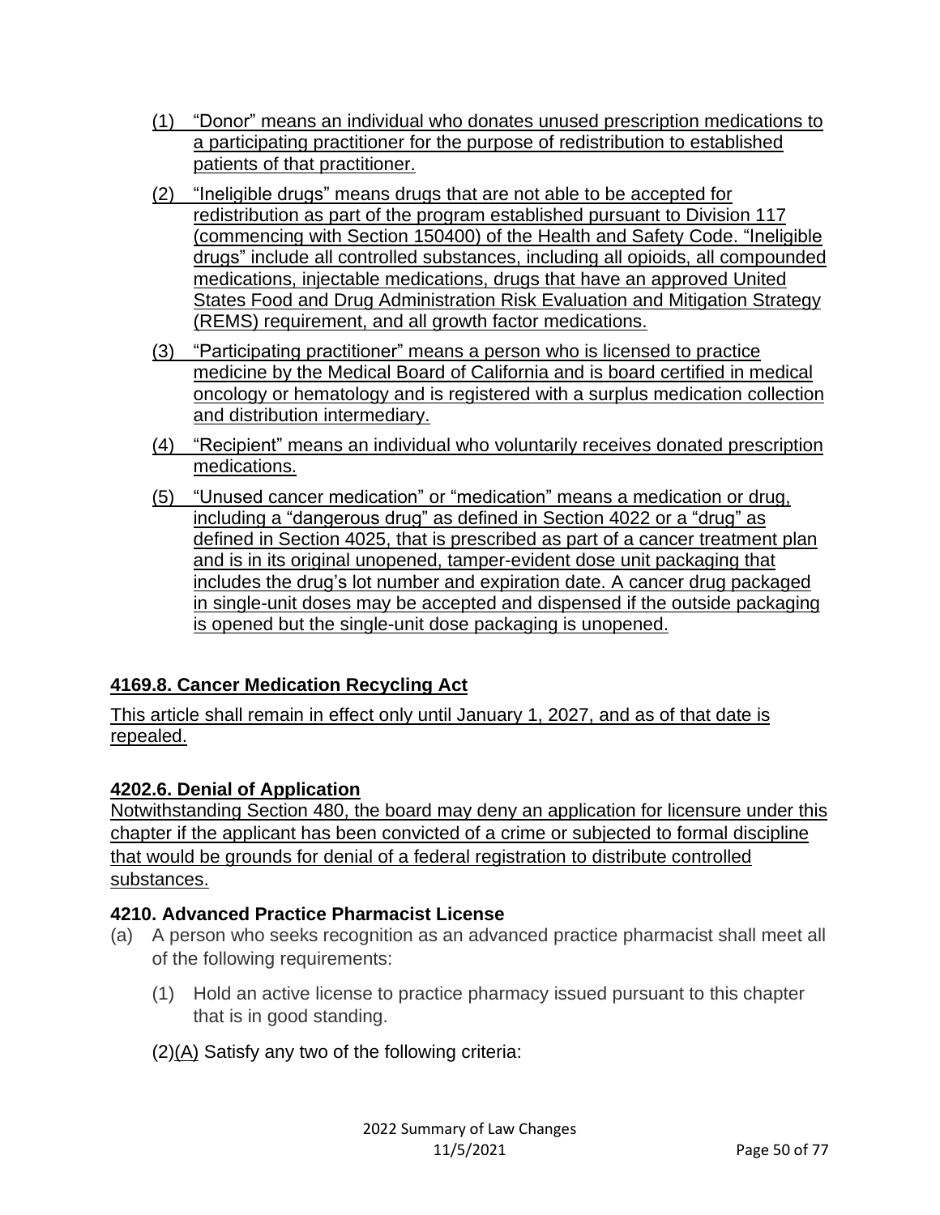(1) "Donor" means an individual who donates unused prescription medications to a participating practitioner for the purpose of redistribution to established patients of that practitioner.

(2) "Ineligible drugs" means drugs that are not able to be accepted for redistribution as part of the program established pursuant to Division 117 (commencing with Section 150400) of the Health and Safety Code. "Ineligible drugs" include all controlled substances, including all opioids, all compounded medications, injectable medications, drugs that have an approved United States Food and Drug Administration Risk Evaluation and Mitigation Strategy (REMS) requirement, and all growth factor medications.

(3) "Participating practitioner" means a person who is licensed to practice medicine by the Medical Board of California and is board certified in medical oncology or hematology and is registered with a surplus medication collection and distribution intermediary.

(4) "Recipient" means an individual who voluntarily receives donated prescription medications.

(5) "Unused cancer medication" or "medication" means a medication or drug, including a "dangerous drug" as defined in Section 4022 or a "drug" as defined in Section 4025, that is prescribed as part of a cancer treatment plan and is in its original unopened, tamper-evident dose unit packaging that includes the drug's lot number and expiration date. A cancer drug packaged in single-unit doses may be accepted and dispensed if the outside packaging is opened but the single-unit dose packaging is unopened.

### 4169.8. Cancer Medication Recycling Act

This article shall remain in effect only until January 1, 2027, and as of that date is repealed.

### 4202.6. Denial of Application

Notwithstanding Section 480, the board may deny an application for licensure under this chapter if the applicant has been convicted of a crime or subjected to formal discipline that would be grounds for denial of a federal registration to distribute controlled substances.

### 4210. Advanced Practice Pharmacist License

(a) A person who seeks recognition as an advanced practice pharmacist shall meet all of the following requirements:

(1) Hold an active license to practice pharmacy issued pursuant to this chapter that is in good standing.

(2)(A) Satisfy any two of the following criteria: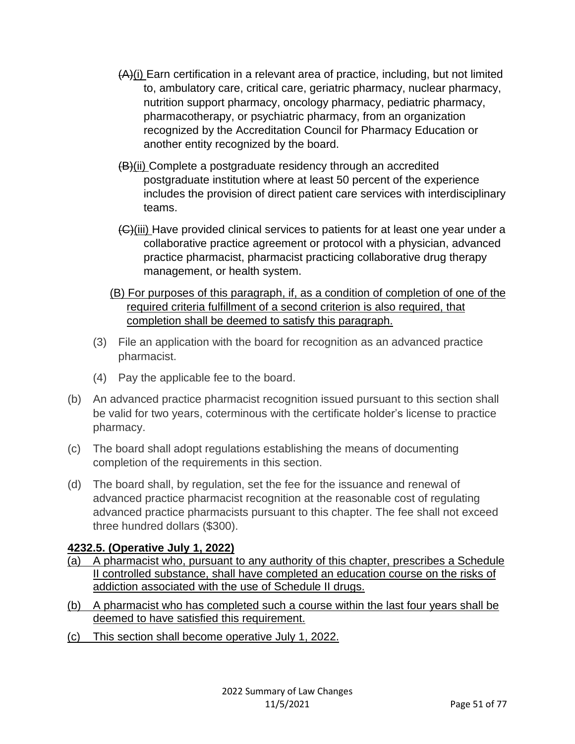~~(A)~~(i) Earn certification in a relevant area of practice, including, but not limited to, ambulatory care, critical care, geriatric pharmacy, nuclear pharmacy, nutrition support pharmacy, oncology pharmacy, pediatric pharmacy, pharmacotherapy, or psychiatric pharmacy, from an organization recognized by the Accreditation Council for Pharmacy Education or another entity recognized by the board.

~~(B)~~(ii) Complete a postgraduate residency through an accredited postgraduate institution where at least 50 percent of the experience includes the provision of direct patient care services with interdisciplinary teams.

~~(C)~~(iii) Have provided clinical services to patients for at least one year under a collaborative practice agreement or protocol with a physician, advanced practice pharmacist, pharmacist practicing collaborative drug therapy management, or health system.

<u>(B) For purposes of this paragraph, if, as a condition of completion of one of the required criteria fulfillment of a second criterion is also required, that completion shall be deemed to satisfy this paragraph.</u>

(3) File an application with the board for recognition as an advanced practice pharmacist.

(4) Pay the applicable fee to the board.

(b) An advanced practice pharmacist recognition issued pursuant to this section shall be valid for two years, coterminous with the certificate holder's license to practice pharmacy.

(c) The board shall adopt regulations establishing the means of documenting completion of the requirements in this section.

(d) The board shall, by regulation, set the fee for the issuance and renewal of advanced practice pharmacist recognition at the reasonable cost of regulating advanced practice pharmacists pursuant to this chapter. The fee shall not exceed three hundred dollars ($300).

**<u>4232.5. (Operative July 1, 2022)</u>**

<u>(a) A pharmacist who, pursuant to any authority of this chapter, prescribes a Schedule II controlled substance, shall have completed an education course on the risks of addiction associated with the use of Schedule II drugs.</u>

<u>(b) A pharmacist who has completed such a course within the last four years shall be deemed to have satisfied this requirement.</u>

<u>(c) This section shall become operative July 1, 2022.</u>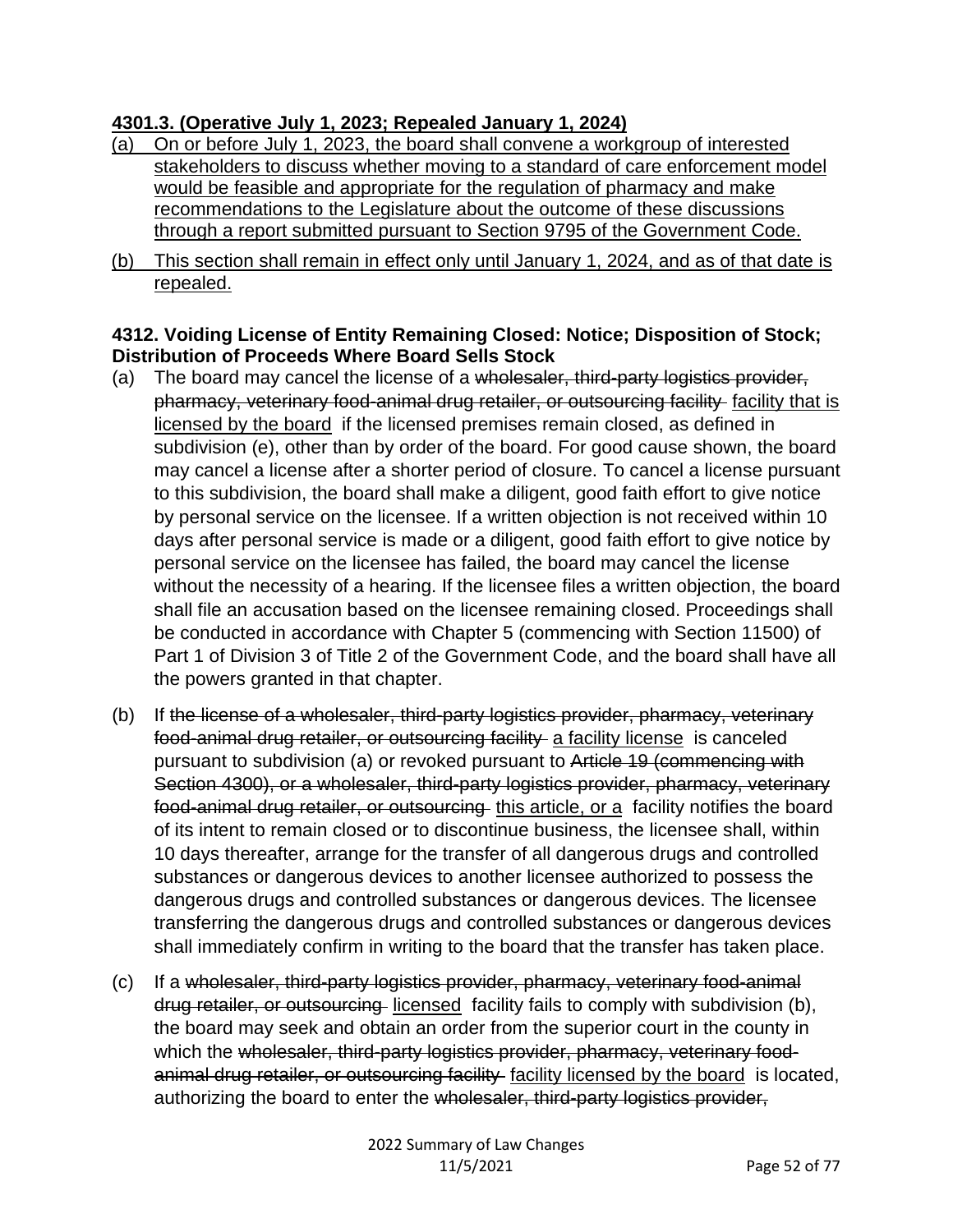**4301.3. (Operative July 1, 2023; Repealed January 1, 2024)**

(a) On or before July 1, 2023, the board shall convene a workgroup of interested stakeholders to discuss whether moving to a standard of care enforcement model would be feasible and appropriate for the regulation of pharmacy and make recommendations to the Legislature about the outcome of these discussions through a report submitted pursuant to Section 9795 of the Government Code.

(b) This section shall remain in effect only until January 1, 2024, and as of that date is repealed.

**4312. Voiding License of Entity Remaining Closed: Notice; Disposition of Stock; Distribution of Proceeds Where Board Sells Stock**

(a) The board may cancel the license of a ~~wholesaler, third-party logistics provider, pharmacy, veterinary food-animal drug retailer, or outsourcing facility~~ facility that is licensed by the board if the licensed premises remain closed, as defined in subdivision (e), other than by order of the board. For good cause shown, the board may cancel a license after a shorter period of closure. To cancel a license pursuant to this subdivision, the board shall make a diligent, good faith effort to give notice by personal service on the licensee. If a written objection is not received within 10 days after personal service is made or a diligent, good faith effort to give notice by personal service on the licensee has failed, the board may cancel the license without the necessity of a hearing. If the licensee files a written objection, the board shall file an accusation based on the licensee remaining closed. Proceedings shall be conducted in accordance with Chapter 5 (commencing with Section 11500) of Part 1 of Division 3 of Title 2 of the Government Code, and the board shall have all the powers granted in that chapter.

(b) If ~~the license of a wholesaler, third-party logistics provider, pharmacy, veterinary food-animal drug retailer, or outsourcing facility~~ a facility license is canceled pursuant to subdivision (a) or revoked pursuant to ~~Article 19 (commencing with Section 4300), or a wholesaler, third-party logistics provider, pharmacy, veterinary food-animal drug retailer, or outsourcing~~ this article, or a facility notifies the board of its intent to remain closed or to discontinue business, the licensee shall, within 10 days thereafter, arrange for the transfer of all dangerous drugs and controlled substances or dangerous devices to another licensee authorized to possess the dangerous drugs and controlled substances or dangerous devices. The licensee transferring the dangerous drugs and controlled substances or dangerous devices shall immediately confirm in writing to the board that the transfer has taken place.

(c) If a ~~wholesaler, third-party logistics provider, pharmacy, veterinary food-animal drug retailer, or outsourcing~~ licensed facility fails to comply with subdivision (b), the board may seek and obtain an order from the superior court in the county in which the ~~wholesaler, third-party logistics provider, pharmacy, veterinary food-animal drug retailer, or outsourcing facility~~ facility licensed by the board is located, authorizing the board to enter the ~~wholesaler, third-party logistics provider,~~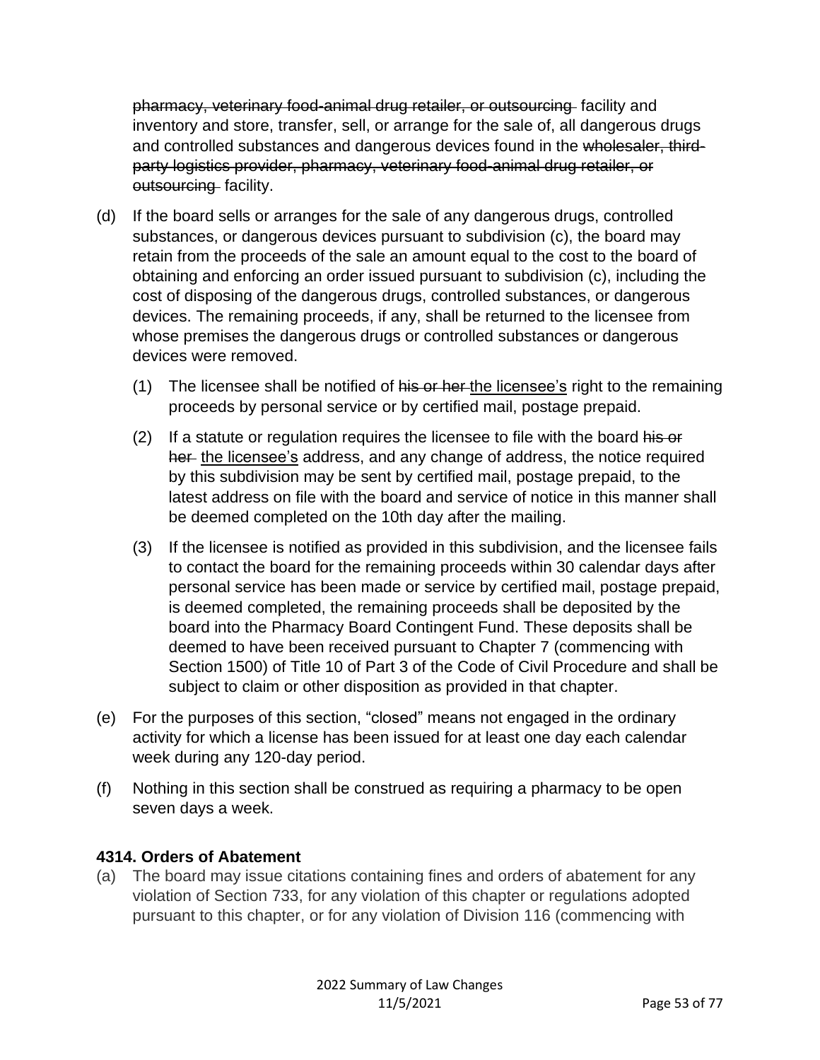~~pharmacy, veterinary food-animal drug retailer, or outsourcing~~ facility and inventory and store, transfer, sell, or arrange for the sale of, all dangerous drugs and controlled substances and dangerous devices found in the ~~wholesaler, third-party logistics provider, pharmacy, veterinary food-animal drug retailer, or outsourcing~~ facility.

(d) If the board sells or arranges for the sale of any dangerous drugs, controlled substances, or dangerous devices pursuant to subdivision (c), the board may retain from the proceeds of the sale an amount equal to the cost to the board of obtaining and enforcing an order issued pursuant to subdivision (c), including the cost of disposing of the dangerous drugs, controlled substances, or dangerous devices. The remaining proceeds, if any, shall be returned to the licensee from whose premises the dangerous drugs or controlled substances or dangerous devices were removed.

  (1) The licensee shall be notified of ~~his or her~~ <u>the licensee's</u> right to the remaining proceeds by personal service or by certified mail, postage prepaid.

  (2) If a statute or regulation requires the licensee to file with the board ~~his or her~~ <u>the licensee's</u> address, and any change of address, the notice required by this subdivision may be sent by certified mail, postage prepaid, to the latest address on file with the board and service of notice in this manner shall be deemed completed on the 10th day after the mailing.

  (3) If the licensee is notified as provided in this subdivision, and the licensee fails to contact the board for the remaining proceeds within 30 calendar days after personal service has been made or service by certified mail, postage prepaid, is deemed completed, the remaining proceeds shall be deposited by the board into the Pharmacy Board Contingent Fund. These deposits shall be deemed to have been received pursuant to Chapter 7 (commencing with Section 1500) of Title 10 of Part 3 of the Code of Civil Procedure and shall be subject to claim or other disposition as provided in that chapter.

(e) For the purposes of this section, "closed" means not engaged in the ordinary activity for which a license has been issued for at least one day each calendar week during any 120-day period.

(f) Nothing in this section shall be construed as requiring a pharmacy to be open seven days a week.

**4314. Orders of Abatement**

(a) The board may issue citations containing fines and orders of abatement for any violation of Section 733, for any violation of this chapter or regulations adopted pursuant to this chapter, or for any violation of Division 116 (commencing with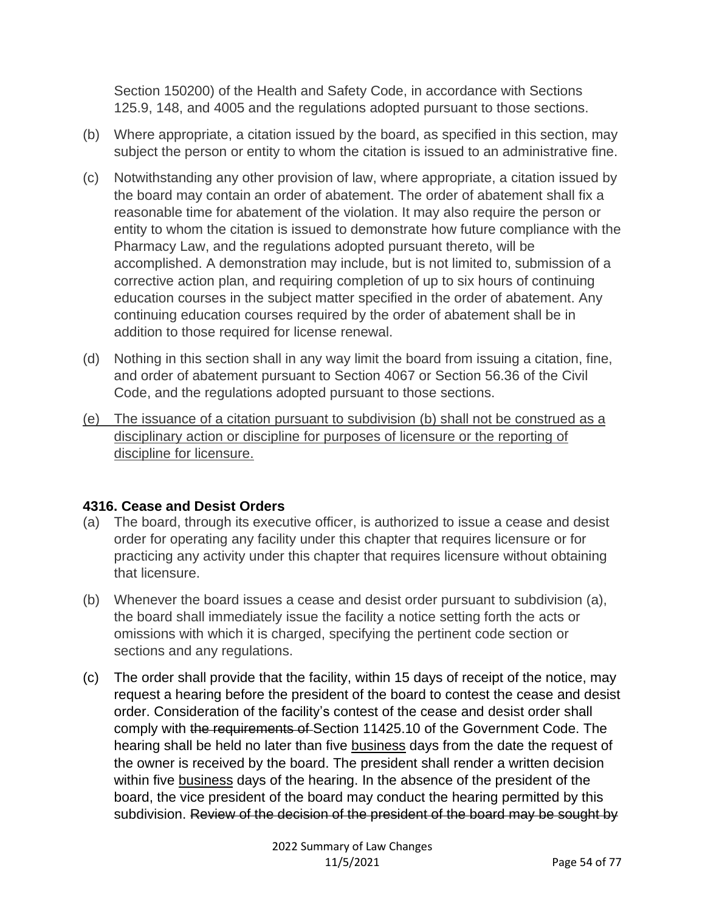Section 150200) of the Health and Safety Code, in accordance with Sections 125.9, 148, and 4005 and the regulations adopted pursuant to those sections.

(b) Where appropriate, a citation issued by the board, as specified in this section, may subject the person or entity to whom the citation is issued to an administrative fine.

(c) Notwithstanding any other provision of law, where appropriate, a citation issued by the board may contain an order of abatement. The order of abatement shall fix a reasonable time for abatement of the violation. It may also require the person or entity to whom the citation is issued to demonstrate how future compliance with the Pharmacy Law, and the regulations adopted pursuant thereto, will be accomplished. A demonstration may include, but is not limited to, submission of a corrective action plan, and requiring completion of up to six hours of continuing education courses in the subject matter specified in the order of abatement. Any continuing education courses required by the order of abatement shall be in addition to those required for license renewal.

(d) Nothing in this section shall in any way limit the board from issuing a citation, fine, and order of abatement pursuant to Section 4067 or Section 56.36 of the Civil Code, and the regulations adopted pursuant to those sections.

<u>(e) The issuance of a citation pursuant to subdivision (b) shall not be construed as a disciplinary action or discipline for purposes of licensure or the reporting of discipline for licensure.</u>

**4316. Cease and Desist Orders**

(a) The board, through its executive officer, is authorized to issue a cease and desist order for operating any facility under this chapter that requires licensure or for practicing any activity under this chapter that requires licensure without obtaining that licensure.

(b) Whenever the board issues a cease and desist order pursuant to subdivision (a), the board shall immediately issue the facility a notice setting forth the acts or omissions with which it is charged, specifying the pertinent code section or sections and any regulations.

(c) The order shall provide that the facility, within 15 days of receipt of the notice, may request a hearing before the president of the board to contest the cease and desist order. Consideration of the facility's contest of the cease and desist order shall comply with ~~the requirements of~~ Section 11425.10 of the Government Code. The hearing shall be held no later than five <u>business</u> days from the date the request of the owner is received by the board. The president shall render a written decision within five <u>business</u> days of the hearing. In the absence of the president of the board, the vice president of the board may conduct the hearing permitted by this subdivision. ~~Review of the decision of the president of the board may be sought by~~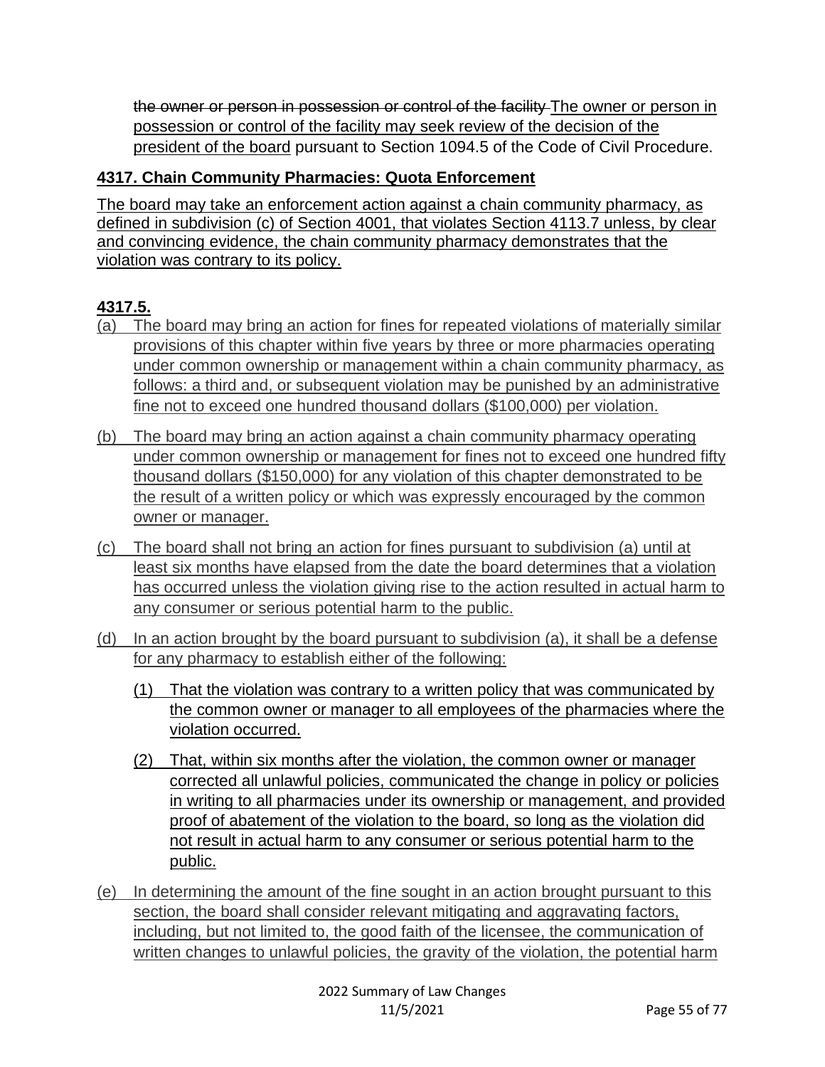~~the owner or person in possession or control of the facility~~ The owner or person in possession or control of the facility may seek review of the decision of the president of the board pursuant to Section 1094.5 of the Code of Civil Procedure.

## 4317. Chain Community Pharmacies: Quota Enforcement

The board may take an enforcement action against a chain community pharmacy, as defined in subdivision (c) of Section 4001, that violates Section 4113.7 unless, by clear and convincing evidence, the chain community pharmacy demonstrates that the violation was contrary to its policy.

## 4317.5.

(a) The board may bring an action for fines for repeated violations of materially similar provisions of this chapter within five years by three or more pharmacies operating under common ownership or management within a chain community pharmacy, as follows: a third and, or subsequent violation may be punished by an administrative fine not to exceed one hundred thousand dollars ($100,000) per violation.

(b) The board may bring an action against a chain community pharmacy operating under common ownership or management for fines not to exceed one hundred fifty thousand dollars ($150,000) for any violation of this chapter demonstrated to be the result of a written policy or which was expressly encouraged by the common owner or manager.

(c) The board shall not bring an action for fines pursuant to subdivision (a) until at least six months have elapsed from the date the board determines that a violation has occurred unless the violation giving rise to the action resulted in actual harm to any consumer or serious potential harm to the public.

(d) In an action brought by the board pursuant to subdivision (a), it shall be a defense for any pharmacy to establish either of the following:

   (1) That the violation was contrary to a written policy that was communicated by the common owner or manager to all employees of the pharmacies where the violation occurred.

   (2) That, within six months after the violation, the common owner or manager corrected all unlawful policies, communicated the change in policy or policies in writing to all pharmacies under its ownership or management, and provided proof of abatement of the violation to the board, so long as the violation did not result in actual harm to any consumer or serious potential harm to the public.

(e) In determining the amount of the fine sought in an action brought pursuant to this section, the board shall consider relevant mitigating and aggravating factors, including, but not limited to, the good faith of the licensee, the communication of written changes to unlawful policies, the gravity of the violation, the potential harm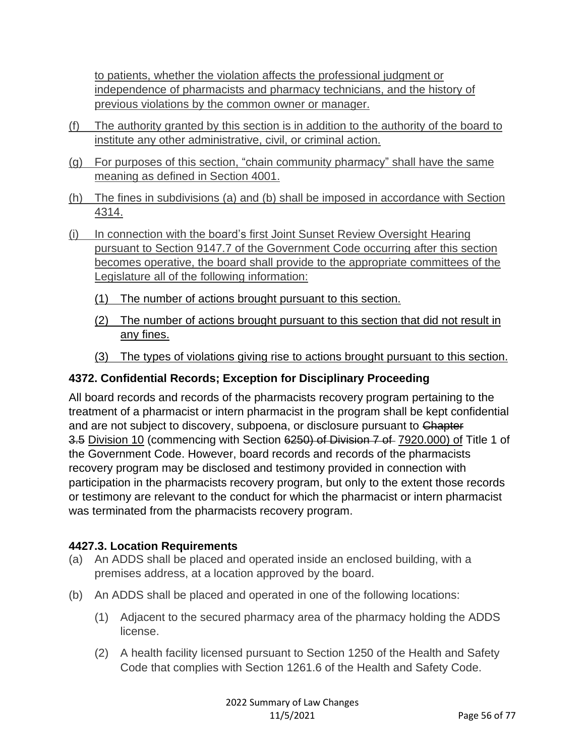to patients, whether the violation affects the professional judgment or independence of pharmacists and pharmacy technicians, and the history of previous violations by the common owner or manager.

(f) The authority granted by this section is in addition to the authority of the board to institute any other administrative, civil, or criminal action.

(g) For purposes of this section, "chain community pharmacy" shall have the same meaning as defined in Section 4001.

(h) The fines in subdivisions (a) and (b) shall be imposed in accordance with Section 4314.

(i) In connection with the board's first Joint Sunset Review Oversight Hearing pursuant to Section 9147.7 of the Government Code occurring after this section becomes operative, the board shall provide to the appropriate committees of the Legislature all of the following information:

  (1) The number of actions brought pursuant to this section.

  (2) The number of actions brought pursuant to this section that did not result in any fines.

  (3) The types of violations giving rise to actions brought pursuant to this section.

### 4372. Confidential Records; Exception for Disciplinary Proceeding

All board records and records of the pharmacists recovery program pertaining to the treatment of a pharmacist or intern pharmacist in the program shall be kept confidential and are not subject to discovery, subpoena, or disclosure pursuant to ~~Chapter 3.5~~ Division 10 (commencing with Section ~~6250) of Division 7 of~~ 7920.000) of Title 1 of the Government Code. However, board records and records of the pharmacists recovery program may be disclosed and testimony provided in connection with participation in the pharmacists recovery program, but only to the extent those records or testimony are relevant to the conduct for which the pharmacist or intern pharmacist was terminated from the pharmacists recovery program.

### 4427.3. Location Requirements

(a) An ADDS shall be placed and operated inside an enclosed building, with a premises address, at a location approved by the board.

(b) An ADDS shall be placed and operated in one of the following locations:

  (1) Adjacent to the secured pharmacy area of the pharmacy holding the ADDS license.

  (2) A health facility licensed pursuant to Section 1250 of the Health and Safety Code that complies with Section 1261.6 of the Health and Safety Code.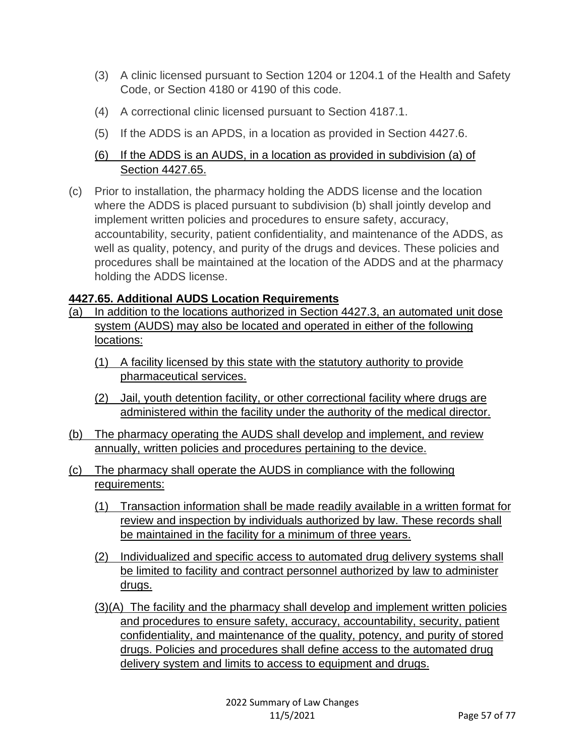(3) A clinic licensed pursuant to Section 1204 or 1204.1 of the Health and Safety Code, or Section 4180 or 4190 of this code.

(4) A correctional clinic licensed pursuant to Section 4187.1.

(5) If the ADDS is an APDS, in a location as provided in Section 4427.6.

(6) If the ADDS is an AUDS, in a location as provided in subdivision (a) of Section 4427.65.

(c) Prior to installation, the pharmacy holding the ADDS license and the location where the ADDS is placed pursuant to subdivision (b) shall jointly develop and implement written policies and procedures to ensure safety, accuracy, accountability, security, patient confidentiality, and maintenance of the ADDS, as well as quality, potency, and purity of the drugs and devices. These policies and procedures shall be maintained at the location of the ADDS and at the pharmacy holding the ADDS license.

**4427.65. Additional AUDS Location Requirements**

(a) In addition to the locations authorized in Section 4427.3, an automated unit dose system (AUDS) may also be located and operated in either of the following locations:

(1) A facility licensed by this state with the statutory authority to provide pharmaceutical services.

(2) Jail, youth detention facility, or other correctional facility where drugs are administered within the facility under the authority of the medical director.

(b) The pharmacy operating the AUDS shall develop and implement, and review annually, written policies and procedures pertaining to the device.

(c) The pharmacy shall operate the AUDS in compliance with the following requirements:

(1) Transaction information shall be made readily available in a written format for review and inspection by individuals authorized by law. These records shall be maintained in the facility for a minimum of three years.

(2) Individualized and specific access to automated drug delivery systems shall be limited to facility and contract personnel authorized by law to administer drugs.

(3)(A) The facility and the pharmacy shall develop and implement written policies and procedures to ensure safety, accuracy, accountability, security, patient confidentiality, and maintenance of the quality, potency, and purity of stored drugs. Policies and procedures shall define access to the automated drug delivery system and limits to access to equipment and drugs.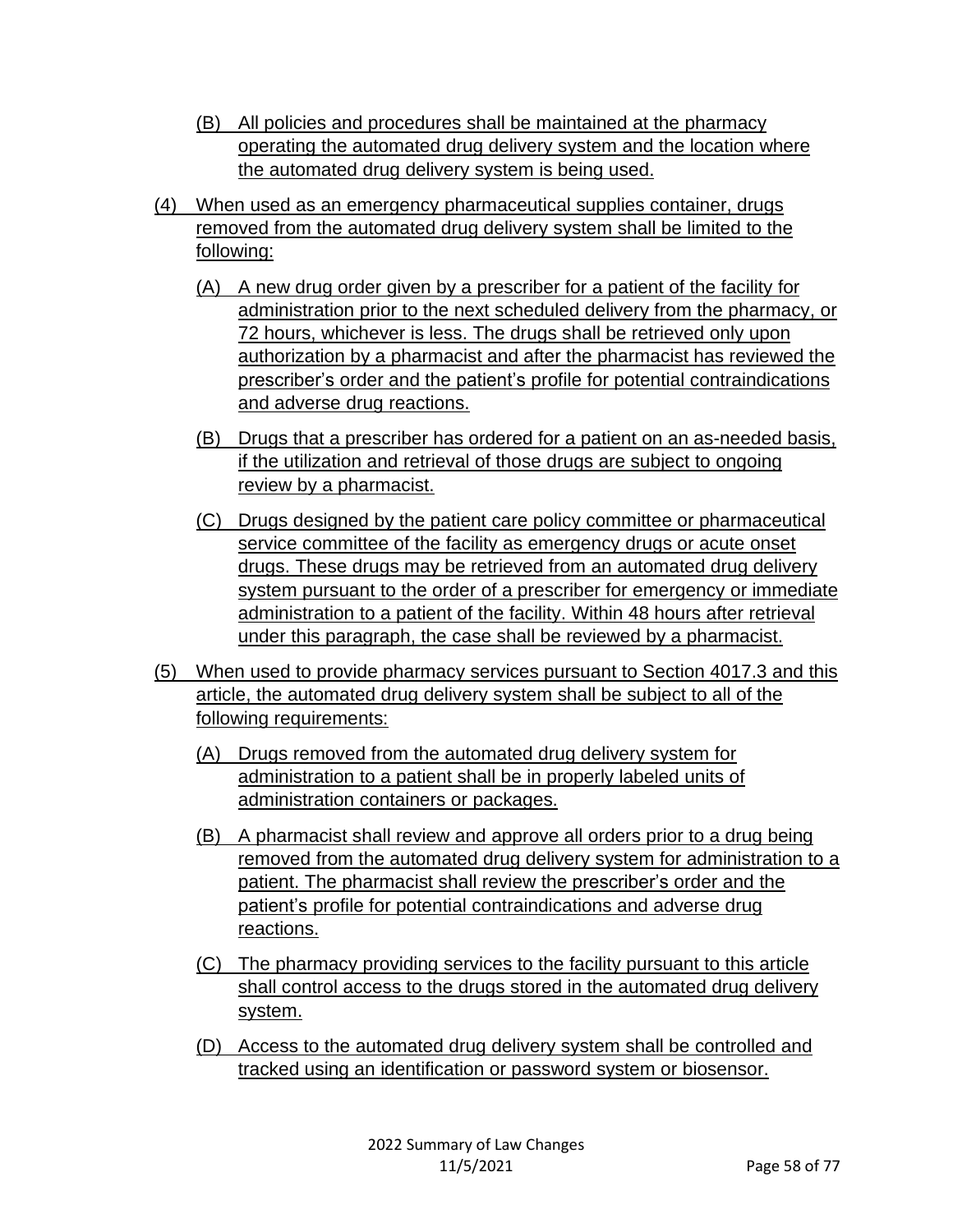(B) All policies and procedures shall be maintained at the pharmacy operating the automated drug delivery system and the location where the automated drug delivery system is being used.

(4) When used as an emergency pharmaceutical supplies container, drugs removed from the automated drug delivery system shall be limited to the following:

(A) A new drug order given by a prescriber for a patient of the facility for administration prior to the next scheduled delivery from the pharmacy, or 72 hours, whichever is less. The drugs shall be retrieved only upon authorization by a pharmacist and after the pharmacist has reviewed the prescriber's order and the patient's profile for potential contraindications and adverse drug reactions.

(B) Drugs that a prescriber has ordered for a patient on an as-needed basis, if the utilization and retrieval of those drugs are subject to ongoing review by a pharmacist.

(C) Drugs designed by the patient care policy committee or pharmaceutical service committee of the facility as emergency drugs or acute onset drugs. These drugs may be retrieved from an automated drug delivery system pursuant to the order of a prescriber for emergency or immediate administration to a patient of the facility. Within 48 hours after retrieval under this paragraph, the case shall be reviewed by a pharmacist.

(5) When used to provide pharmacy services pursuant to Section 4017.3 and this article, the automated drug delivery system shall be subject to all of the following requirements:

(A) Drugs removed from the automated drug delivery system for administration to a patient shall be in properly labeled units of administration containers or packages.

(B) A pharmacist shall review and approve all orders prior to a drug being removed from the automated drug delivery system for administration to a patient. The pharmacist shall review the prescriber's order and the patient's profile for potential contraindications and adverse drug reactions.

(C) The pharmacy providing services to the facility pursuant to this article shall control access to the drugs stored in the automated drug delivery system.

(D) Access to the automated drug delivery system shall be controlled and tracked using an identification or password system or biosensor.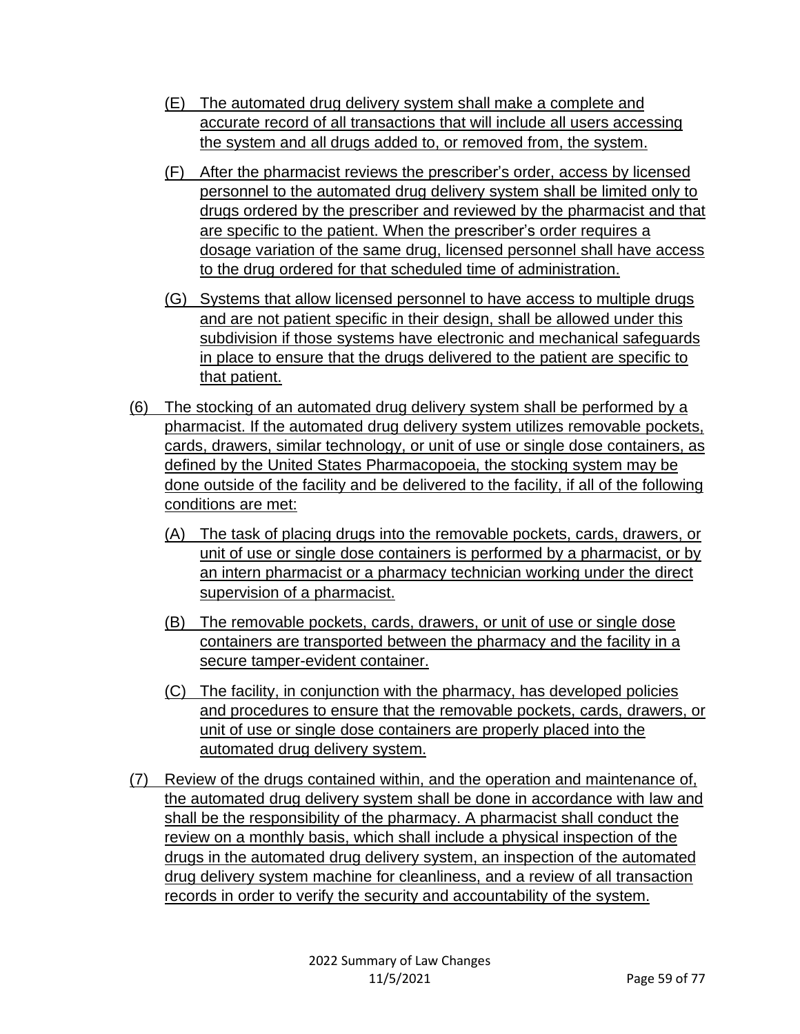(E) The automated drug delivery system shall make a complete and accurate record of all transactions that will include all users accessing the system and all drugs added to, or removed from, the system.

(F) After the pharmacist reviews the prescriber's order, access by licensed personnel to the automated drug delivery system shall be limited only to drugs ordered by the prescriber and reviewed by the pharmacist and that are specific to the patient. When the prescriber's order requires a dosage variation of the same drug, licensed personnel shall have access to the drug ordered for that scheduled time of administration.

(G) Systems that allow licensed personnel to have access to multiple drugs and are not patient specific in their design, shall be allowed under this subdivision if those systems have electronic and mechanical safeguards in place to ensure that the drugs delivered to the patient are specific to that patient.

(6) The stocking of an automated drug delivery system shall be performed by a pharmacist. If the automated drug delivery system utilizes removable pockets, cards, drawers, similar technology, or unit of use or single dose containers, as defined by the United States Pharmacopoeia, the stocking system may be done outside of the facility and be delivered to the facility, if all of the following conditions are met:

(A) The task of placing drugs into the removable pockets, cards, drawers, or unit of use or single dose containers is performed by a pharmacist, or by an intern pharmacist or a pharmacy technician working under the direct supervision of a pharmacist.

(B) The removable pockets, cards, drawers, or unit of use or single dose containers are transported between the pharmacy and the facility in a secure tamper-evident container.

(C) The facility, in conjunction with the pharmacy, has developed policies and procedures to ensure that the removable pockets, cards, drawers, or unit of use or single dose containers are properly placed into the automated drug delivery system.

(7) Review of the drugs contained within, and the operation and maintenance of, the automated drug delivery system shall be done in accordance with law and shall be the responsibility of the pharmacy. A pharmacist shall conduct the review on a monthly basis, which shall include a physical inspection of the drugs in the automated drug delivery system, an inspection of the automated drug delivery system machine for cleanliness, and a review of all transaction records in order to verify the security and accountability of the system.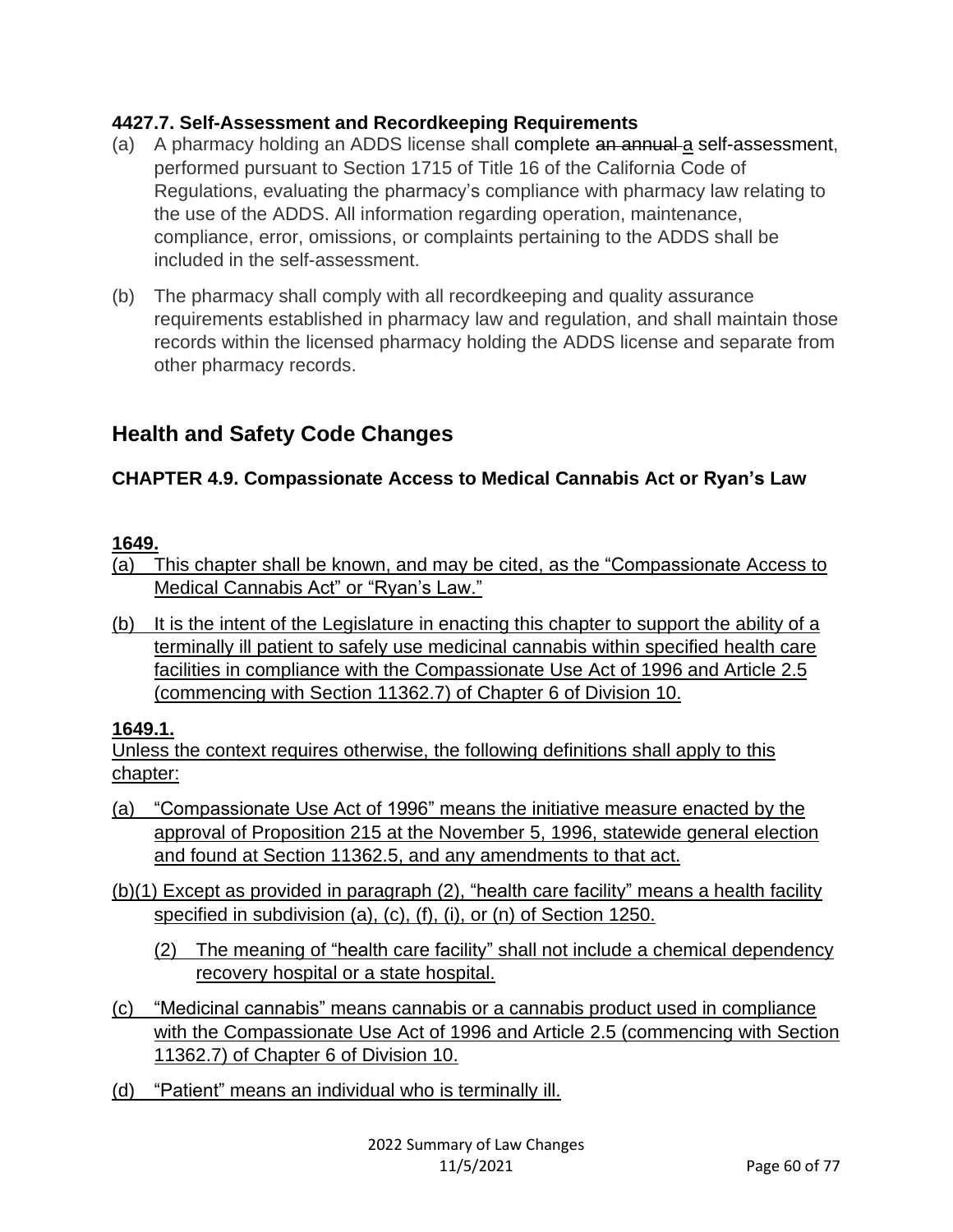#### 4427.7. Self-Assessment and Recordkeeping Requirements

(a) A pharmacy holding an ADDS license shall complete ~~an annual~~ <u>a</u> self-assessment, performed pursuant to Section 1715 of Title 16 of the California Code of Regulations, evaluating the pharmacy's compliance with pharmacy law relating to the use of the ADDS. All information regarding operation, maintenance, compliance, error, omissions, or complaints pertaining to the ADDS shall be included in the self-assessment.

(b) The pharmacy shall comply with all recordkeeping and quality assurance requirements established in pharmacy law and regulation, and shall maintain those records within the licensed pharmacy holding the ADDS license and separate from other pharmacy records.

## Health and Safety Code Changes

### CHAPTER 4.9. Compassionate Access to Medical Cannabis Act or Ryan's Law

<u>**1649.**</u>

<u>(a) This chapter shall be known, and may be cited, as the "Compassionate Access to Medical Cannabis Act" or "Ryan's Law."</u>

<u>(b) It is the intent of the Legislature in enacting this chapter to support the ability of a terminally ill patient to safely use medicinal cannabis within specified health care facilities in compliance with the Compassionate Use Act of 1996 and Article 2.5 (commencing with Section 11362.7) of Chapter 6 of Division 10.</u>

<u>**1649.1.**</u>

<u>Unless the context requires otherwise, the following definitions shall apply to this chapter:</u>

<u>(a) "Compassionate Use Act of 1996" means the initiative measure enacted by the approval of Proposition 215 at the November 5, 1996, statewide general election and found at Section 11362.5, and any amendments to that act.</u>

<u>(b)(1) Except as provided in paragraph (2), "health care facility" means a health facility specified in subdivision (a), (c), (f), (i), or (n) of Section 1250.</u>

<u>(2) The meaning of "health care facility" shall not include a chemical dependency recovery hospital or a state hospital.</u>

<u>(c) "Medicinal cannabis" means cannabis or a cannabis product used in compliance with the Compassionate Use Act of 1996 and Article 2.5 (commencing with Section 11362.7) of Chapter 6 of Division 10.</u>

<u>(d) "Patient" means an individual who is terminally ill.</u>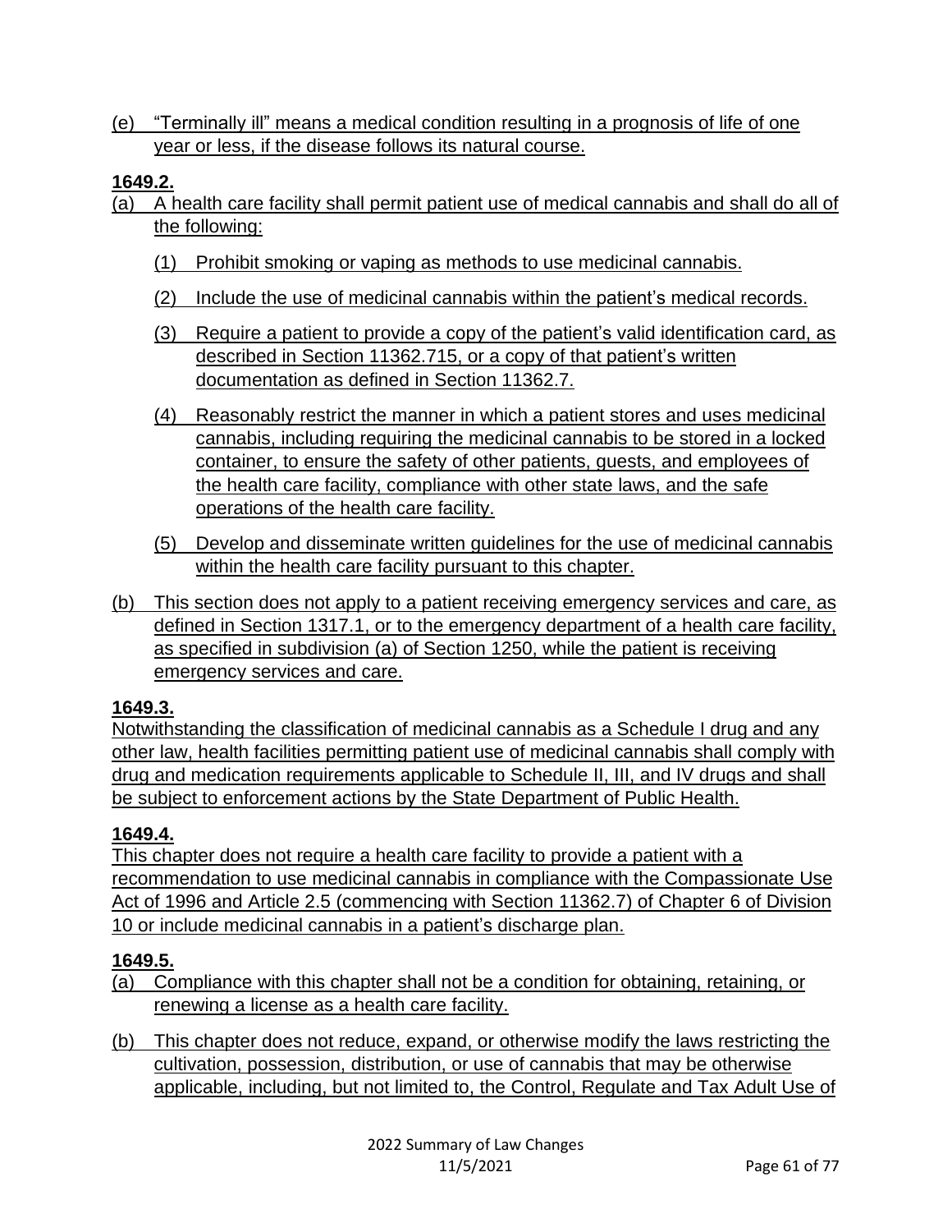(e) "Terminally ill" means a medical condition resulting in a prognosis of life of one year or less, if the disease follows its natural course.

**1649.2.**

(a) A health care facility shall permit patient use of medical cannabis and shall do all of the following:

(1) Prohibit smoking or vaping as methods to use medicinal cannabis.

(2) Include the use of medicinal cannabis within the patient's medical records.

(3) Require a patient to provide a copy of the patient's valid identification card, as described in Section 11362.715, or a copy of that patient's written documentation as defined in Section 11362.7.

(4) Reasonably restrict the manner in which a patient stores and uses medicinal cannabis, including requiring the medicinal cannabis to be stored in a locked container, to ensure the safety of other patients, guests, and employees of the health care facility, compliance with other state laws, and the safe operations of the health care facility.

(5) Develop and disseminate written guidelines for the use of medicinal cannabis within the health care facility pursuant to this chapter.

(b) This section does not apply to a patient receiving emergency services and care, as defined in Section 1317.1, or to the emergency department of a health care facility, as specified in subdivision (a) of Section 1250, while the patient is receiving emergency services and care.

**1649.3.**

Notwithstanding the classification of medicinal cannabis as a Schedule I drug and any other law, health facilities permitting patient use of medicinal cannabis shall comply with drug and medication requirements applicable to Schedule II, III, and IV drugs and shall be subject to enforcement actions by the State Department of Public Health.

**1649.4.**

This chapter does not require a health care facility to provide a patient with a recommendation to use medicinal cannabis in compliance with the Compassionate Use Act of 1996 and Article 2.5 (commencing with Section 11362.7) of Chapter 6 of Division 10 or include medicinal cannabis in a patient's discharge plan.

**1649.5.**

(a) Compliance with this chapter shall not be a condition for obtaining, retaining, or renewing a license as a health care facility.

(b) This chapter does not reduce, expand, or otherwise modify the laws restricting the cultivation, possession, distribution, or use of cannabis that may be otherwise applicable, including, but not limited to, the Control, Regulate and Tax Adult Use of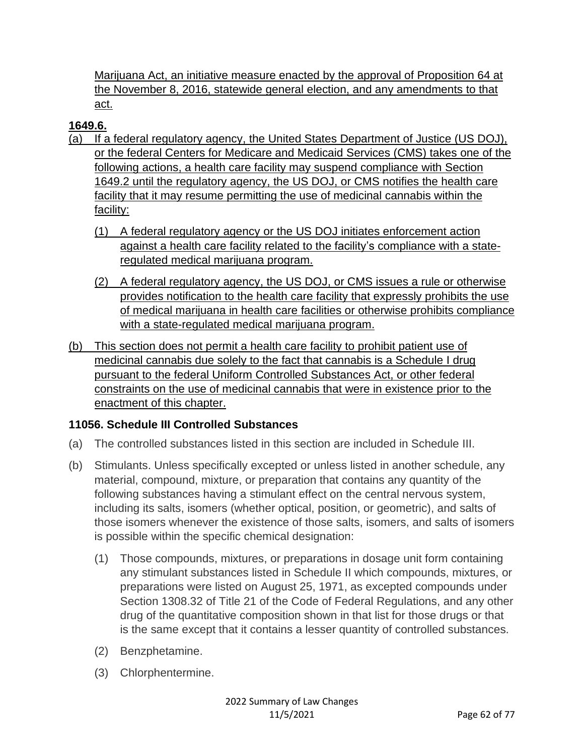Marijuana Act, an initiative measure enacted by the approval of Proposition 64 at the November 8, 2016, statewide general election, and any amendments to that act.

**1649.6.**

(a) If a federal regulatory agency, the United States Department of Justice (US DOJ), or the federal Centers for Medicare and Medicaid Services (CMS) takes one of the following actions, a health care facility may suspend compliance with Section 1649.2 until the regulatory agency, the US DOJ, or CMS notifies the health care facility that it may resume permitting the use of medicinal cannabis within the facility:

   (1) A federal regulatory agency or the US DOJ initiates enforcement action against a health care facility related to the facility's compliance with a state-regulated medical marijuana program.

   (2) A federal regulatory agency, the US DOJ, or CMS issues a rule or otherwise provides notification to the health care facility that expressly prohibits the use of medical marijuana in health care facilities or otherwise prohibits compliance with a state-regulated medical marijuana program.

(b) This section does not permit a health care facility to prohibit patient use of medicinal cannabis due solely to the fact that cannabis is a Schedule I drug pursuant to the federal Uniform Controlled Substances Act, or other federal constraints on the use of medicinal cannabis that were in existence prior to the enactment of this chapter.

**11056. Schedule III Controlled Substances**

(a) The controlled substances listed in this section are included in Schedule III.

(b) Stimulants. Unless specifically excepted or unless listed in another schedule, any material, compound, mixture, or preparation that contains any quantity of the following substances having a stimulant effect on the central nervous system, including its salts, isomers (whether optical, position, or geometric), and salts of those isomers whenever the existence of those salts, isomers, and salts of isomers is possible within the specific chemical designation:

   (1) Those compounds, mixtures, or preparations in dosage unit form containing any stimulant substances listed in Schedule II which compounds, mixtures, or preparations were listed on August 25, 1971, as excepted compounds under Section 1308.32 of Title 21 of the Code of Federal Regulations, and any other drug of the quantitative composition shown in that list for those drugs or that is the same except that it contains a lesser quantity of controlled substances.

   (2) Benzphetamine.

   (3) Chlorphentermine.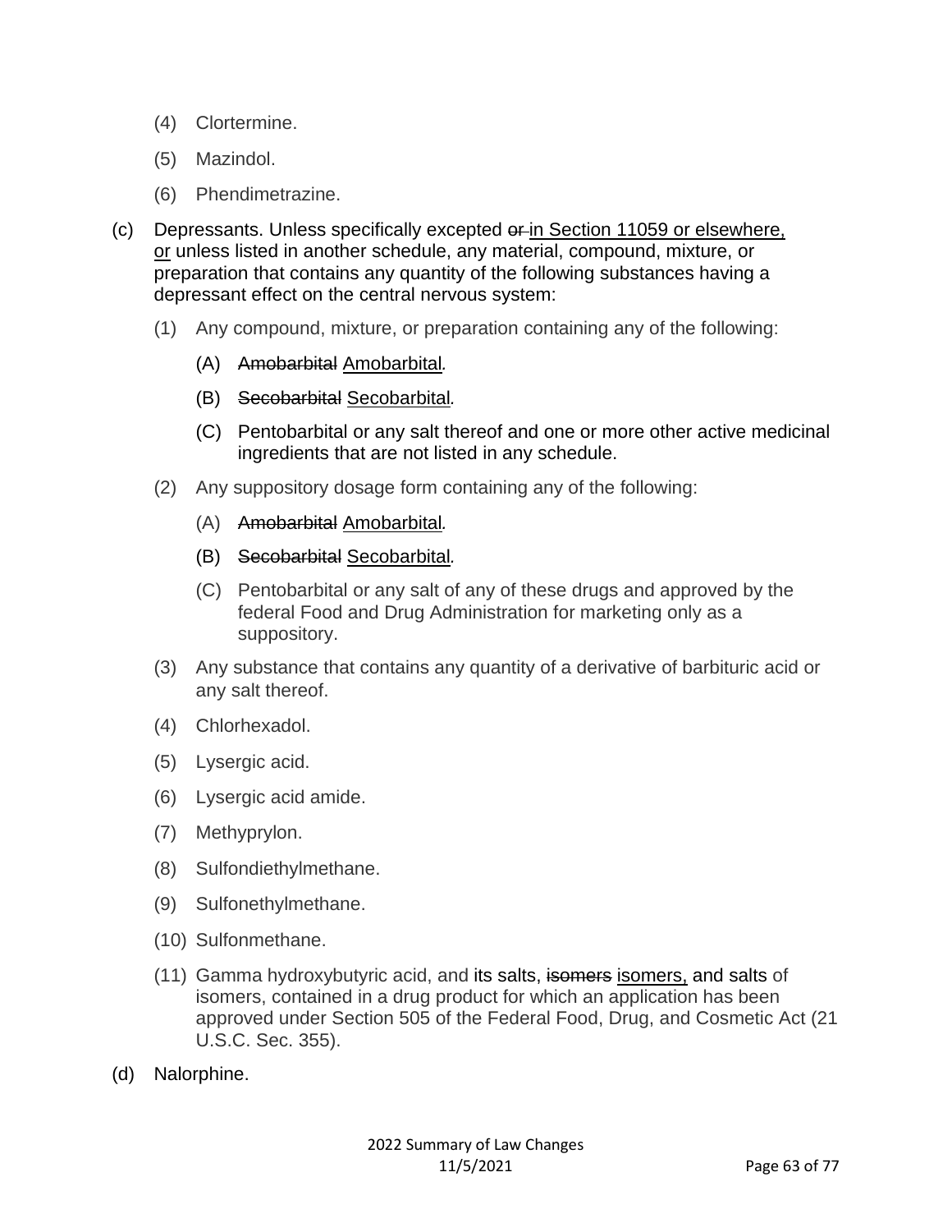(4) Clortermine.

(5) Mazindol.

(6) Phendimetrazine.

(c) Depressants. Unless specifically excepted ~~or~~ <u>in Section 11059 or elsewhere, or</u> unless listed in another schedule, any material, compound, mixture, or preparation that contains any quantity of the following substances having a depressant effect on the central nervous system:

(1) Any compound, mixture, or preparation containing any of the following:

(A) ~~Amobarbital~~ <u>Amobarbital</u>.

(B) ~~Secobarbital~~ <u>Secobarbital</u>.

(C) Pentobarbital or any salt thereof and one or more other active medicinal ingredients that are not listed in any schedule.

(2) Any suppository dosage form containing any of the following:

(A) ~~Amobarbital~~ <u>Amobarbital</u>.

(B) ~~Secobarbital~~ <u>Secobarbital</u>.

(C) Pentobarbital or any salt of any of these drugs and approved by the federal Food and Drug Administration for marketing only as a suppository.

(3) Any substance that contains any quantity of a derivative of barbituric acid or any salt thereof.

(4) Chlorhexadol.

(5) Lysergic acid.

(6) Lysergic acid amide.

(7) Methyprylon.

(8) Sulfondiethylmethane.

(9) Sulfonethylmethane.

(10) Sulfonmethane.

(11) Gamma hydroxybutyric acid, and its salts, ~~isomers~~ <u>isomers,</u> and salts of isomers, contained in a drug product for which an application has been approved under Section 505 of the Federal Food, Drug, and Cosmetic Act (21 U.S.C. Sec. 355).

(d) Nalorphine.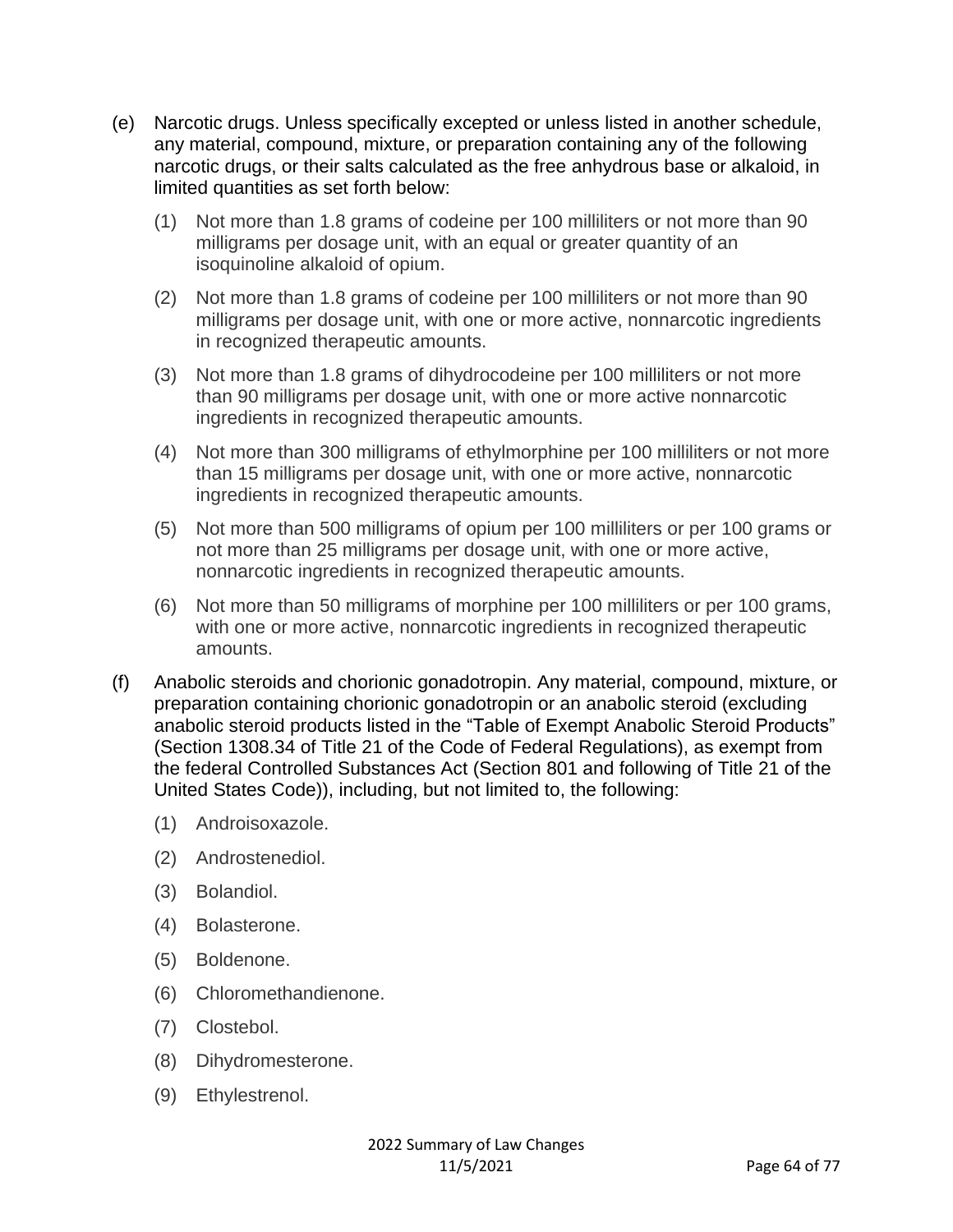(e) Narcotic drugs. Unless specifically excepted or unless listed in another schedule, any material, compound, mixture, or preparation containing any of the following narcotic drugs, or their salts calculated as the free anhydrous base or alkaloid, in limited quantities as set forth below:

   (1) Not more than 1.8 grams of codeine per 100 milliliters or not more than 90 milligrams per dosage unit, with an equal or greater quantity of an isoquinoline alkaloid of opium.

   (2) Not more than 1.8 grams of codeine per 100 milliliters or not more than 90 milligrams per dosage unit, with one or more active, nonnarcotic ingredients in recognized therapeutic amounts.

   (3) Not more than 1.8 grams of dihydrocodeine per 100 milliliters or not more than 90 milligrams per dosage unit, with one or more active nonnarcotic ingredients in recognized therapeutic amounts.

   (4) Not more than 300 milligrams of ethylmorphine per 100 milliliters or not more than 15 milligrams per dosage unit, with one or more active, nonnarcotic ingredients in recognized therapeutic amounts.

   (5) Not more than 500 milligrams of opium per 100 milliliters or per 100 grams or not more than 25 milligrams per dosage unit, with one or more active, nonnarcotic ingredients in recognized therapeutic amounts.

   (6) Not more than 50 milligrams of morphine per 100 milliliters or per 100 grams, with one or more active, nonnarcotic ingredients in recognized therapeutic amounts.

(f) Anabolic steroids and chorionic gonadotropin. Any material, compound, mixture, or preparation containing chorionic gonadotropin or an anabolic steroid (excluding anabolic steroid products listed in the "Table of Exempt Anabolic Steroid Products" (Section 1308.34 of Title 21 of the Code of Federal Regulations), as exempt from the federal Controlled Substances Act (Section 801 and following of Title 21 of the United States Code)), including, but not limited to, the following:

   (1) Androisoxazole.

   (2) Androstenediol.

   (3) Bolandiol.

   (4) Bolasterone.

   (5) Boldenone.

   (6) Chloromethandienone.

   (7) Clostebol.

   (8) Dihydromesterone.

   (9) Ethylestrenol.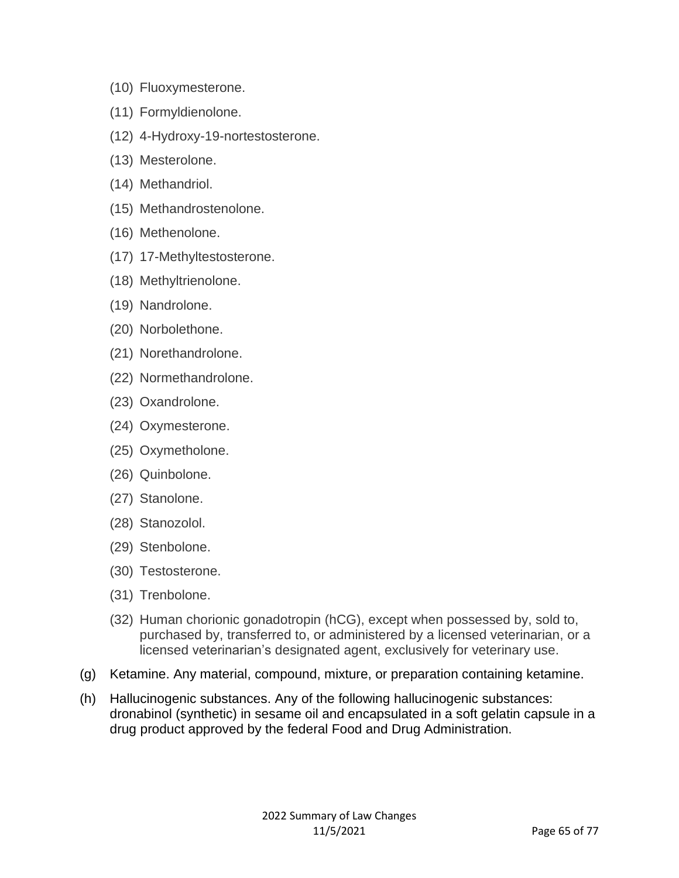(10) Fluoxymesterone.

(11) Formyldienolone.

(12) 4-Hydroxy-19-nortestosterone.

(13) Mesterolone.

(14) Methandriol.

(15) Methandrostenolone.

(16) Methenolone.

(17) 17-Methyltestosterone.

(18) Methyltrienolone.

(19) Nandrolone.

(20) Norbolethone.

(21) Norethandrolone.

(22) Normethandrolone.

(23) Oxandrolone.

(24) Oxymesterone.

(25) Oxymetholone.

(26) Quinbolone.

(27) Stanolone.

(28) Stanozolol.

(29) Stenbolone.

(30) Testosterone.

(31) Trenbolone.

(32) Human chorionic gonadotropin (hCG), except when possessed by, sold to, purchased by, transferred to, or administered by a licensed veterinarian, or a licensed veterinarian's designated agent, exclusively for veterinary use.

(g) Ketamine. Any material, compound, mixture, or preparation containing ketamine.

(h) Hallucinogenic substances. Any of the following hallucinogenic substances: dronabinol (synthetic) in sesame oil and encapsulated in a soft gelatin capsule in a drug product approved by the federal Food and Drug Administration.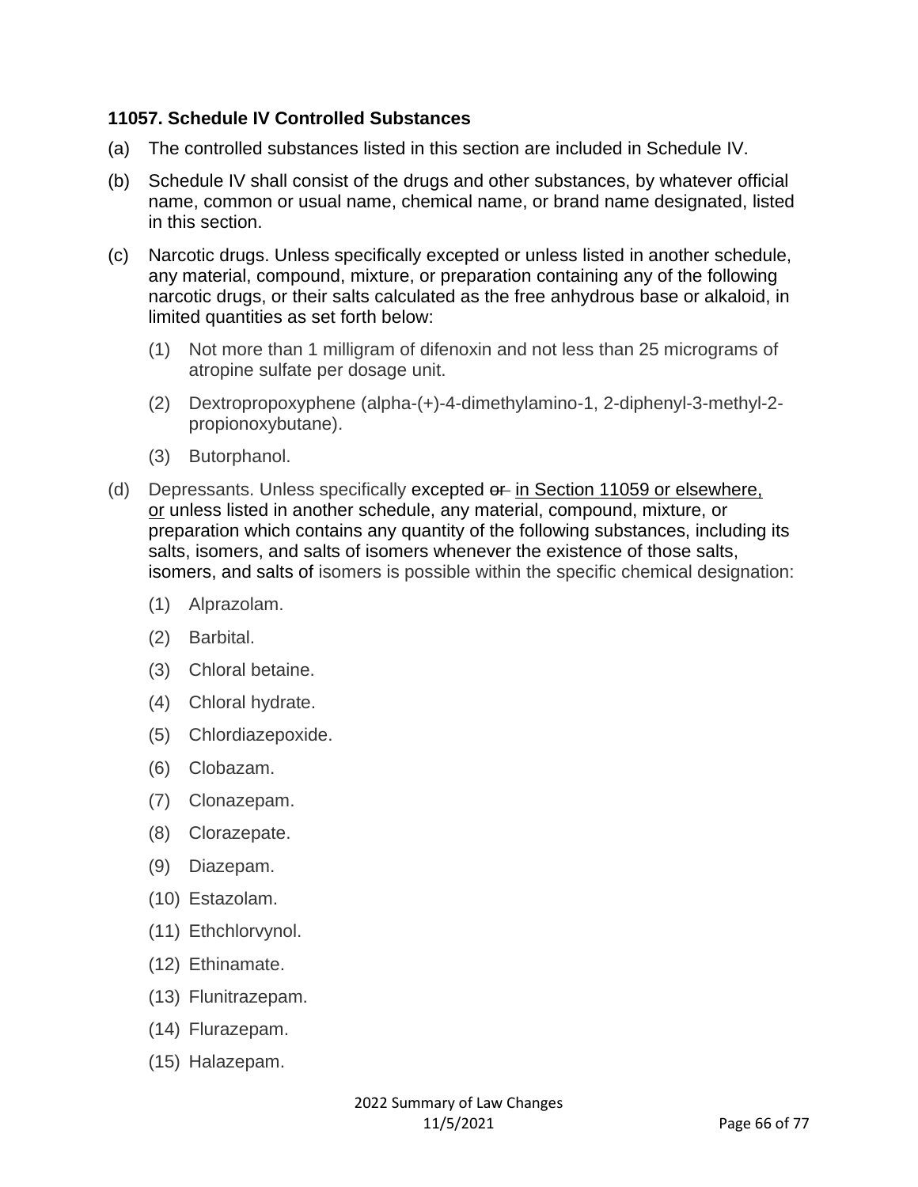**11057. Schedule IV Controlled Substances**

(a) The controlled substances listed in this section are included in Schedule IV.

(b) Schedule IV shall consist of the drugs and other substances, by whatever official name, common or usual name, chemical name, or brand name designated, listed in this section.

(c) Narcotic drugs. Unless specifically excepted or unless listed in another schedule, any material, compound, mixture, or preparation containing any of the following narcotic drugs, or their salts calculated as the free anhydrous base or alkaloid, in limited quantities as set forth below:

(1) Not more than 1 milligram of difenoxin and not less than 25 micrograms of atropine sulfate per dosage unit.

(2) Dextropropoxyphene (alpha-(+)-4-dimethylamino-1, 2-diphenyl-3-methyl-2-propionoxybutane).

(3) Butorphanol.

(d) Depressants. Unless specifically excepted ~~or~~ <u>in Section 11059 or elsewhere, or</u> unless listed in another schedule, any material, compound, mixture, or preparation which contains any quantity of the following substances, including its salts, isomers, and salts of isomers whenever the existence of those salts, isomers, and salts of isomers is possible within the specific chemical designation:

(1) Alprazolam.

(2) Barbital.

(3) Chloral betaine.

(4) Chloral hydrate.

(5) Chlordiazepoxide.

(6) Clobazam.

(7) Clonazepam.

(8) Clorazepate.

(9) Diazepam.

(10) Estazolam.

(11) Ethchlorvynol.

(12) Ethinamate.

(13) Flunitrazepam.

(14) Flurazepam.

(15) Halazepam.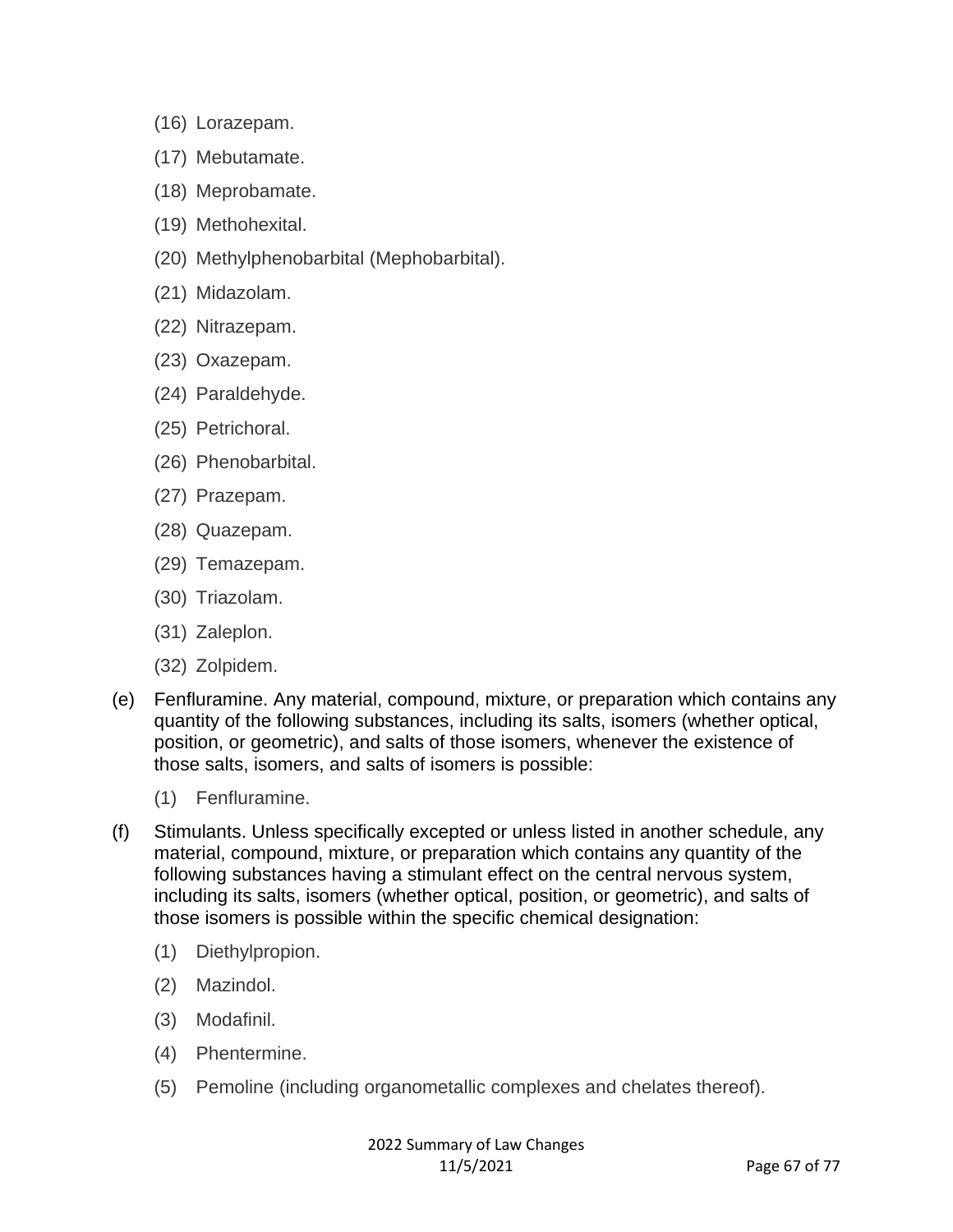(16) Lorazepam.

(17) Mebutamate.

(18) Meprobamate.

(19) Methohexital.

(20) Methylphenobarbital (Mephobarbital).

(21) Midazolam.

(22) Nitrazepam.

(23) Oxazepam.

(24) Paraldehyde.

(25) Petrichoral.

(26) Phenobarbital.

(27) Prazepam.

(28) Quazepam.

(29) Temazepam.

(30) Triazolam.

(31) Zaleplon.

(32) Zolpidem.

(e) Fenfluramine. Any material, compound, mixture, or preparation which contains any quantity of the following substances, including its salts, isomers (whether optical, position, or geometric), and salts of those isomers, whenever the existence of those salts, isomers, and salts of isomers is possible:

(1) Fenfluramine.

(f) Stimulants. Unless specifically excepted or unless listed in another schedule, any material, compound, mixture, or preparation which contains any quantity of the following substances having a stimulant effect on the central nervous system, including its salts, isomers (whether optical, position, or geometric), and salts of those isomers is possible within the specific chemical designation:

(1) Diethylpropion.

(2) Mazindol.

(3) Modafinil.

(4) Phentermine.

(5) Pemoline (including organometallic complexes and chelates thereof).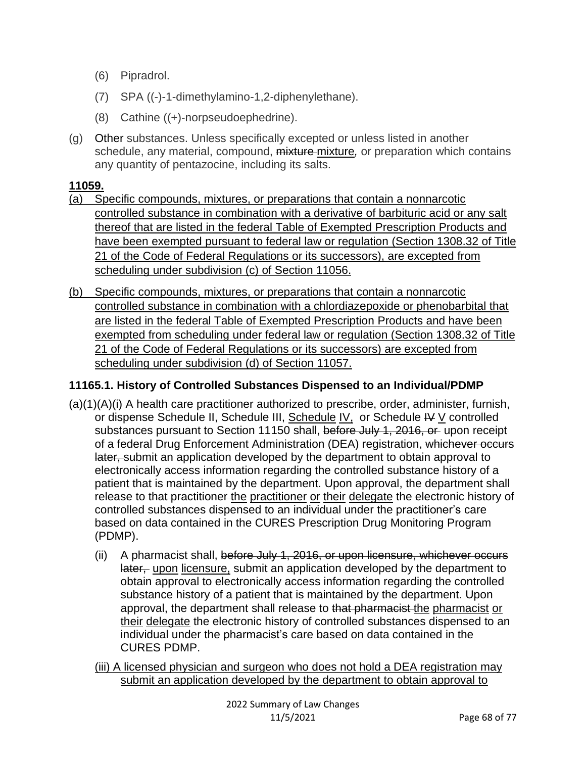(6) Pipradrol.

(7) SPA ((-)-1-dimethylamino-1,2-diphenylethane).

(8) Cathine ((+)-norpseudoephedrine).

(g) Other substances. Unless specifically excepted or unless listed in another schedule, any material, compound, ~~mixture~~ <u>mixture,</u> or preparation which contains any quantity of pentazocine, including its salts.

### <u>11059.</u>

<u>(a) Specific compounds, mixtures, or preparations that contain a nonnarcotic controlled substance in combination with a derivative of barbituric acid or any salt thereof that are listed in the federal Table of Exempted Prescription Products and have been exempted pursuant to federal law or regulation (Section 1308.32 of Title 21 of the Code of Federal Regulations or its successors), are excepted from scheduling under subdivision (c) of Section 11056.</u>

<u>(b) Specific compounds, mixtures, or preparations that contain a nonnarcotic controlled substance in combination with a chlordiazepoxide or phenobarbital that are listed in the federal Table of Exempted Prescription Products and have been exempted from scheduling under federal law or regulation (Section 1308.32 of Title 21 of the Code of Federal Regulations or its successors) are excepted from scheduling under subdivision (d) of Section 11057.</u>

### 11165.1. History of Controlled Substances Dispensed to an Individual/PDMP

(a)(1)(A)(i) A health care practitioner authorized to prescribe, order, administer, furnish, or dispense Schedule II, Schedule III, <u>Schedule IV,</u> or Schedule ~~IV~~ <u>V</u> controlled substances pursuant to Section 11150 shall, ~~before July 1, 2016, or~~ upon receipt of a federal Drug Enforcement Administration (DEA) registration, ~~whichever occurs later,~~ submit an application developed by the department to obtain approval to electronically access information regarding the controlled substance history of a patient that is maintained by the department. Upon approval, the department shall release to ~~that practitioner~~ <u>the practitioner or their delegate</u> the electronic history of controlled substances dispensed to an individual under the practitioner's care based on data contained in the CURES Prescription Drug Monitoring Program (PDMP).

(ii) A pharmacist shall, ~~before July 1, 2016, or upon licensure, whichever occurs later,~~ <u>upon licensure,</u> submit an application developed by the department to obtain approval to electronically access information regarding the controlled substance history of a patient that is maintained by the department. Upon approval, the department shall release to ~~that pharmacist~~ <u>the pharmacist or their delegate</u> the electronic history of controlled substances dispensed to an individual under the pharmacist's care based on data contained in the CURES PDMP.

<u>(iii) A licensed physician and surgeon who does not hold a DEA registration may submit an application developed by the department to obtain approval to</u>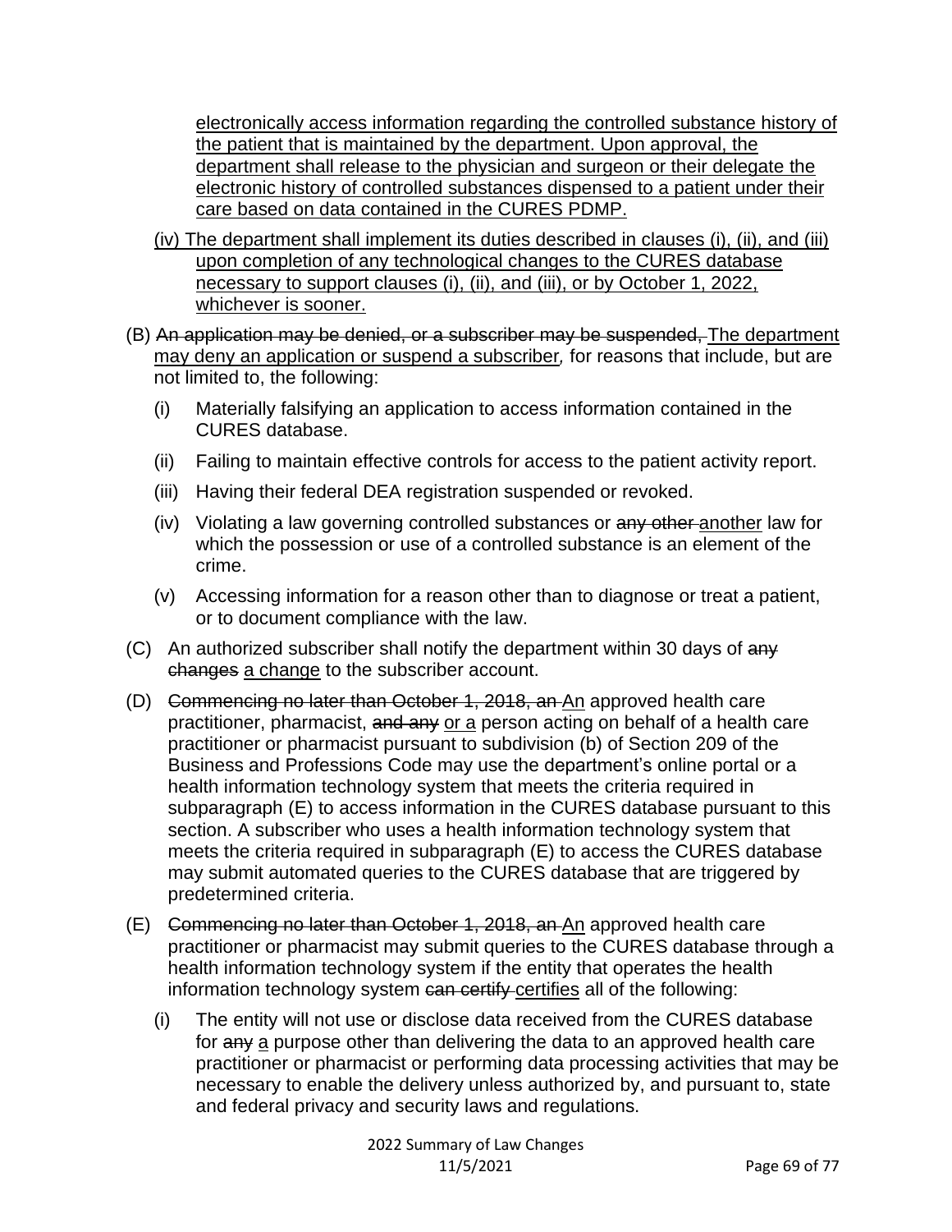electronically access information regarding the controlled substance history of the patient that is maintained by the department. Upon approval, the department shall release to the physician and surgeon or their delegate the electronic history of controlled substances dispensed to a patient under their care based on data contained in the CURES PDMP.

(iv) The department shall implement its duties described in clauses (i), (ii), and (iii) upon completion of any technological changes to the CURES database necessary to support clauses (i), (ii), and (iii), or by October 1, 2022, whichever is sooner.

(B) ~~An application may be denied, or a subscriber may be suspended,~~ The department may deny an application or suspend a subscriber*,* for reasons that include, but are not limited to, the following:

(i) Materially falsifying an application to access information contained in the CURES database.

(ii) Failing to maintain effective controls for access to the patient activity report.

(iii) Having their federal DEA registration suspended or revoked.

(iv) Violating a law governing controlled substances or ~~any other~~ another law for which the possession or use of a controlled substance is an element of the crime.

(v) Accessing information for a reason other than to diagnose or treat a patient, or to document compliance with the law.

(C) An authorized subscriber shall notify the department within 30 days of ~~any changes~~ a change to the subscriber account.

(D) ~~Commencing no later than October 1, 2018, an~~ An approved health care practitioner, pharmacist, ~~and any~~ or a person acting on behalf of a health care practitioner or pharmacist pursuant to subdivision (b) of Section 209 of the Business and Professions Code may use the department's online portal or a health information technology system that meets the criteria required in subparagraph (E) to access information in the CURES database pursuant to this section. A subscriber who uses a health information technology system that meets the criteria required in subparagraph (E) to access the CURES database may submit automated queries to the CURES database that are triggered by predetermined criteria.

(E) ~~Commencing no later than October 1, 2018, an~~ An approved health care practitioner or pharmacist may submit queries to the CURES database through a health information technology system if the entity that operates the health information technology system ~~can certify~~ certifies all of the following:

(i) The entity will not use or disclose data received from the CURES database for ~~any~~ a purpose other than delivering the data to an approved health care practitioner or pharmacist or performing data processing activities that may be necessary to enable the delivery unless authorized by, and pursuant to, state and federal privacy and security laws and regulations.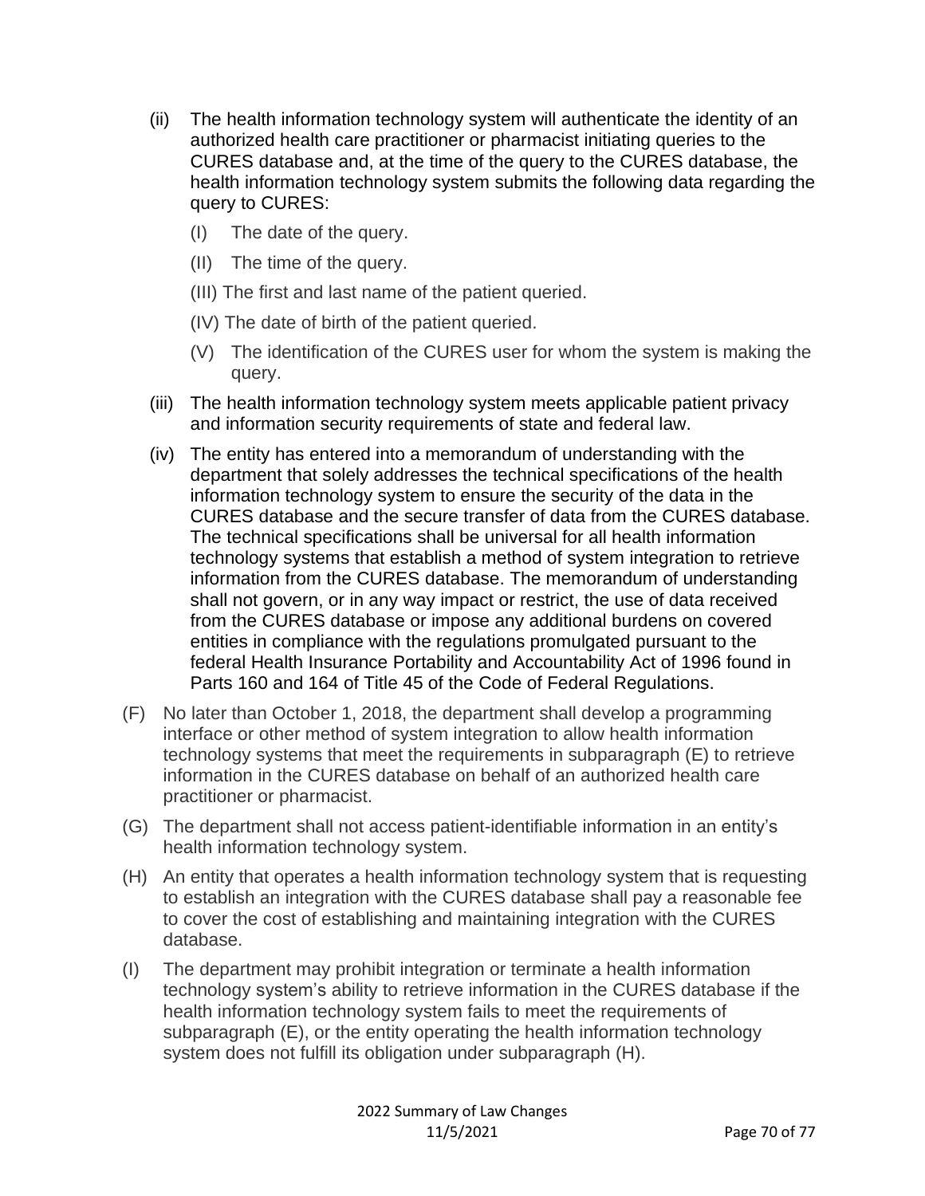(ii) The health information technology system will authenticate the identity of an authorized health care practitioner or pharmacist initiating queries to the CURES database and, at the time of the query to the CURES database, the health information technology system submits the following data regarding the query to CURES:

   (I) The date of the query.

   (II) The time of the query.

   (III) The first and last name of the patient queried.

   (IV) The date of birth of the patient queried.

   (V) The identification of the CURES user for whom the system is making the query.

(iii) The health information technology system meets applicable patient privacy and information security requirements of state and federal law.

(iv) The entity has entered into a memorandum of understanding with the department that solely addresses the technical specifications of the health information technology system to ensure the security of the data in the CURES database and the secure transfer of data from the CURES database. The technical specifications shall be universal for all health information technology systems that establish a method of system integration to retrieve information from the CURES database. The memorandum of understanding shall not govern, or in any way impact or restrict, the use of data received from the CURES database or impose any additional burdens on covered entities in compliance with the regulations promulgated pursuant to the federal Health Insurance Portability and Accountability Act of 1996 found in Parts 160 and 164 of Title 45 of the Code of Federal Regulations.

(F) No later than October 1, 2018, the department shall develop a programming interface or other method of system integration to allow health information technology systems that meet the requirements in subparagraph (E) to retrieve information in the CURES database on behalf of an authorized health care practitioner or pharmacist.

(G) The department shall not access patient-identifiable information in an entity's health information technology system.

(H) An entity that operates a health information technology system that is requesting to establish an integration with the CURES database shall pay a reasonable fee to cover the cost of establishing and maintaining integration with the CURES database.

(I) The department may prohibit integration or terminate a health information technology system's ability to retrieve information in the CURES database if the health information technology system fails to meet the requirements of subparagraph (E), or the entity operating the health information technology system does not fulfill its obligation under subparagraph (H).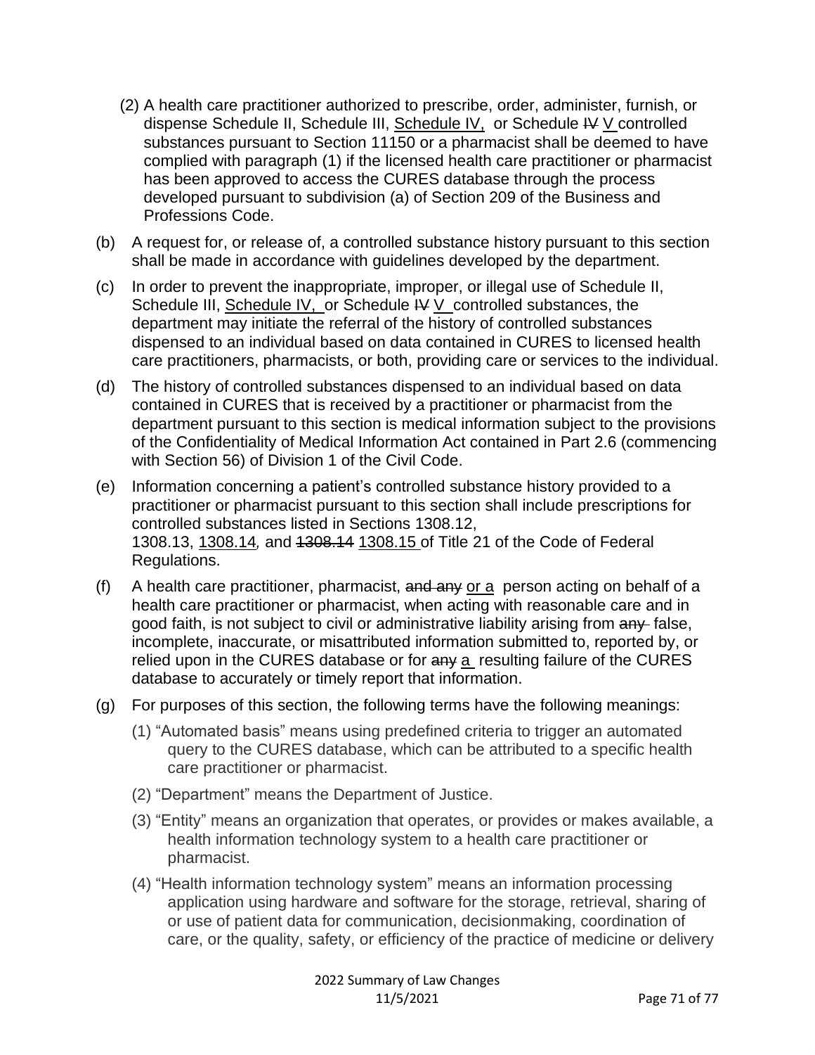(2) A health care practitioner authorized to prescribe, order, administer, furnish, or dispense Schedule II, Schedule III, <u>Schedule IV,</u> or Schedule ~~IV~~ <u>V</u> controlled substances pursuant to Section 11150 or a pharmacist shall be deemed to have complied with paragraph (1) if the licensed health care practitioner or pharmacist has been approved to access the CURES database through the process developed pursuant to subdivision (a) of Section 209 of the Business and Professions Code.

(b) A request for, or release of, a controlled substance history pursuant to this section shall be made in accordance with guidelines developed by the department.

(c) In order to prevent the inappropriate, improper, or illegal use of Schedule II, Schedule III, <u>Schedule IV,</u> or Schedule ~~IV~~ <u>V</u> controlled substances, the department may initiate the referral of the history of controlled substances dispensed to an individual based on data contained in CURES to licensed health care practitioners, pharmacists, or both, providing care or services to the individual.

(d) The history of controlled substances dispensed to an individual based on data contained in CURES that is received by a practitioner or pharmacist from the department pursuant to this section is medical information subject to the provisions of the Confidentiality of Medical Information Act contained in Part 2.6 (commencing with Section 56) of Division 1 of the Civil Code.

(e) Information concerning a patient's controlled substance history provided to a practitioner or pharmacist pursuant to this section shall include prescriptions for controlled substances listed in Sections 1308.12, 1308.13, <u>1308.14</u>*,* and ~~1308.14~~ <u>1308.15</u> of Title 21 of the Code of Federal Regulations.

(f) A health care practitioner, pharmacist, ~~and any~~ <u>or a</u> person acting on behalf of a health care practitioner or pharmacist, when acting with reasonable care and in good faith, is not subject to civil or administrative liability arising from ~~any~~ false, incomplete, inaccurate, or misattributed information submitted to, reported by, or relied upon in the CURES database or for ~~any~~ <u>a</u> resulting failure of the CURES database to accurately or timely report that information.

(g) For purposes of this section, the following terms have the following meanings:

(1) "Automated basis" means using predefined criteria to trigger an automated query to the CURES database, which can be attributed to a specific health care practitioner or pharmacist.

(2) "Department" means the Department of Justice.

(3) "Entity" means an organization that operates, or provides or makes available, a health information technology system to a health care practitioner or pharmacist.

(4) "Health information technology system" means an information processing application using hardware and software for the storage, retrieval, sharing of or use of patient data for communication, decisionmaking, coordination of care, or the quality, safety, or efficiency of the practice of medicine or delivery

2022 Summary of Law Changes
11/5/2021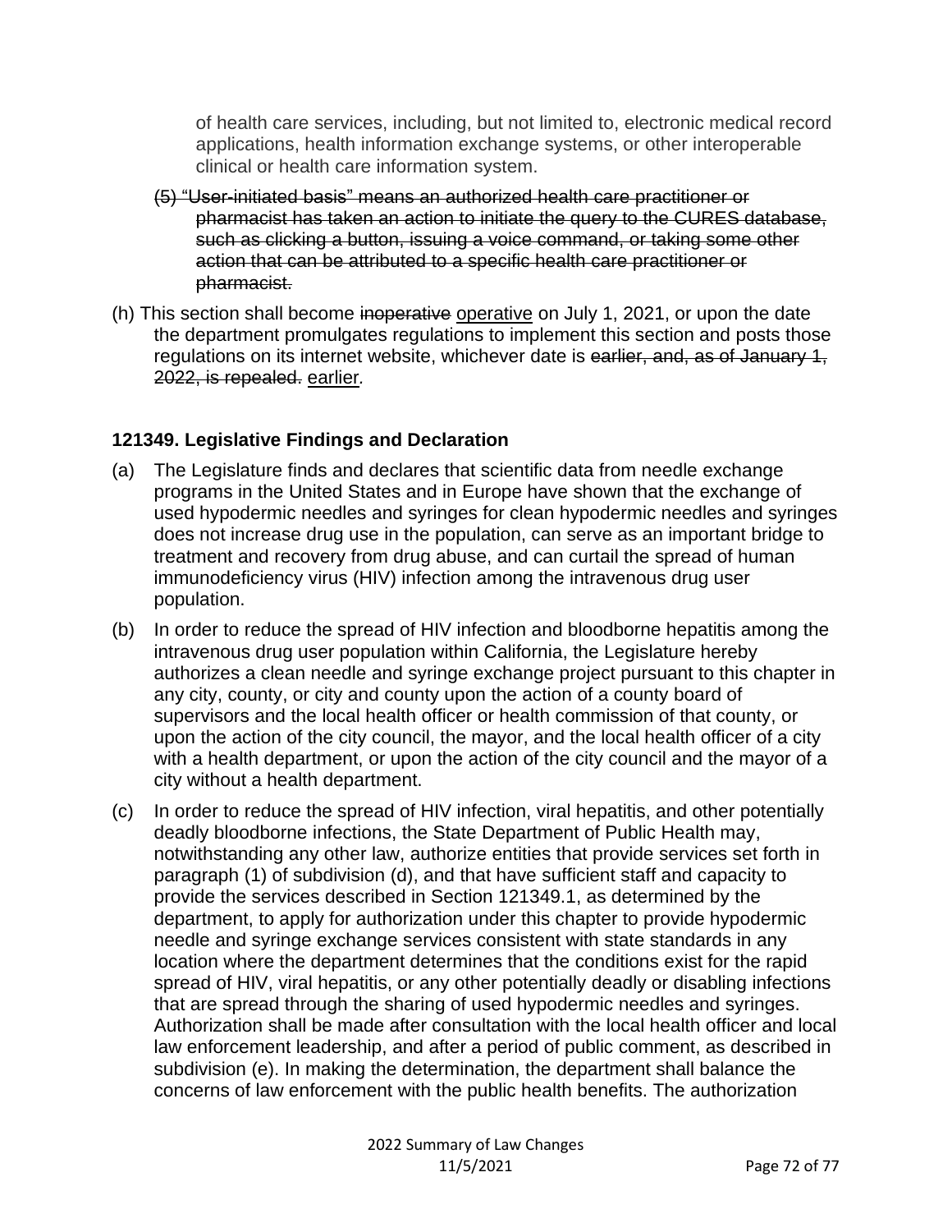of health care services, including, but not limited to, electronic medical record applications, health information exchange systems, or other interoperable clinical or health care information system.

~~(5) "User-initiated basis" means an authorized health care practitioner or pharmacist has taken an action to initiate the query to the CURES database, such as clicking a button, issuing a voice command, or taking some other action that can be attributed to a specific health care practitioner or pharmacist.~~

(h) This section shall become ~~inoperative~~ <u>operative</u> on July 1, 2021, or upon the date the department promulgates regulations to implement this section and posts those regulations on its internet website, whichever date is ~~earlier, and, as of January 1, 2022, is repealed.~~ <u>earlier</u>.

### 121349. Legislative Findings and Declaration

(a) The Legislature finds and declares that scientific data from needle exchange programs in the United States and in Europe have shown that the exchange of used hypodermic needles and syringes for clean hypodermic needles and syringes does not increase drug use in the population, can serve as an important bridge to treatment and recovery from drug abuse, and can curtail the spread of human immunodeficiency virus (HIV) infection among the intravenous drug user population.

(b) In order to reduce the spread of HIV infection and bloodborne hepatitis among the intravenous drug user population within California, the Legislature hereby authorizes a clean needle and syringe exchange project pursuant to this chapter in any city, county, or city and county upon the action of a county board of supervisors and the local health officer or health commission of that county, or upon the action of the city council, the mayor, and the local health officer of a city with a health department, or upon the action of the city council and the mayor of a city without a health department.

(c) In order to reduce the spread of HIV infection, viral hepatitis, and other potentially deadly bloodborne infections, the State Department of Public Health may, notwithstanding any other law, authorize entities that provide services set forth in paragraph (1) of subdivision (d), and that have sufficient staff and capacity to provide the services described in Section 121349.1, as determined by the department, to apply for authorization under this chapter to provide hypodermic needle and syringe exchange services consistent with state standards in any location where the department determines that the conditions exist for the rapid spread of HIV, viral hepatitis, or any other potentially deadly or disabling infections that are spread through the sharing of used hypodermic needles and syringes. Authorization shall be made after consultation with the local health officer and local law enforcement leadership, and after a period of public comment, as described in subdivision (e). In making the determination, the department shall balance the concerns of law enforcement with the public health benefits. The authorization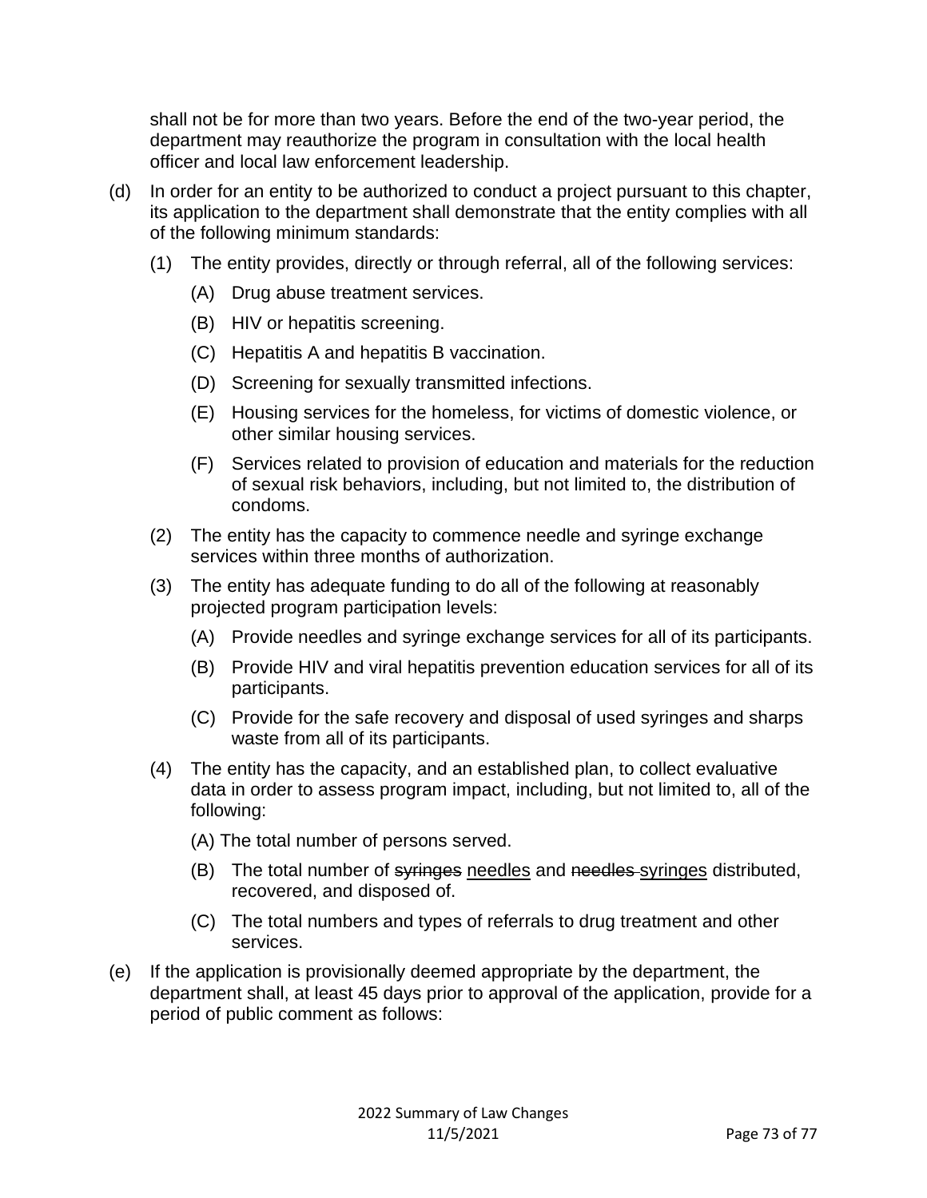shall not be for more than two years. Before the end of the two-year period, the department may reauthorize the program in consultation with the local health officer and local law enforcement leadership.

(d) In order for an entity to be authorized to conduct a project pursuant to this chapter, its application to the department shall demonstrate that the entity complies with all of the following minimum standards:

(1) The entity provides, directly or through referral, all of the following services:

(A) Drug abuse treatment services.

(B) HIV or hepatitis screening.

(C) Hepatitis A and hepatitis B vaccination.

(D) Screening for sexually transmitted infections.

(E) Housing services for the homeless, for victims of domestic violence, or other similar housing services.

(F) Services related to provision of education and materials for the reduction of sexual risk behaviors, including, but not limited to, the distribution of condoms.

(2) The entity has the capacity to commence needle and syringe exchange services within three months of authorization.

(3) The entity has adequate funding to do all of the following at reasonably projected program participation levels:

(A) Provide needles and syringe exchange services for all of its participants.

(B) Provide HIV and viral hepatitis prevention education services for all of its participants.

(C) Provide for the safe recovery and disposal of used syringes and sharps waste from all of its participants.

(4) The entity has the capacity, and an established plan, to collect evaluative data in order to assess program impact, including, but not limited to, all of the following:

(A) The total number of persons served.

(B) The total number of ~~syringes~~ <u>needles</u> and ~~needles~~ <u>syringes</u> distributed, recovered, and disposed of.

(C) The total numbers and types of referrals to drug treatment and other services.

(e) If the application is provisionally deemed appropriate by the department, the department shall, at least 45 days prior to approval of the application, provide for a period of public comment as follows: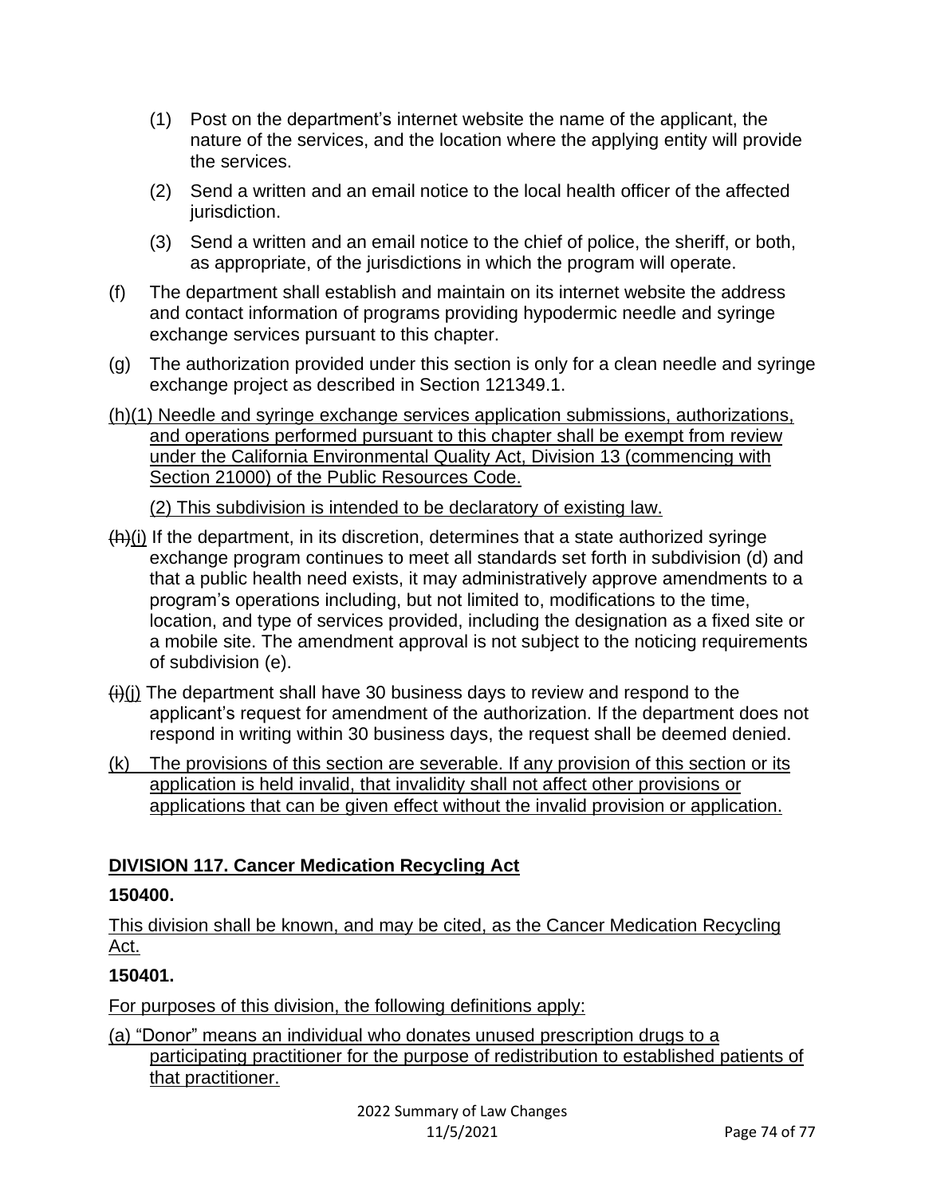(1) Post on the department's internet website the name of the applicant, the nature of the services, and the location where the applying entity will provide the services.

(2) Send a written and an email notice to the local health officer of the affected jurisdiction.

(3) Send a written and an email notice to the chief of police, the sheriff, or both, as appropriate, of the jurisdictions in which the program will operate.

(f) The department shall establish and maintain on its internet website the address and contact information of programs providing hypodermic needle and syringe exchange services pursuant to this chapter.

(g) The authorization provided under this section is only for a clean needle and syringe exchange project as described in Section 121349.1.

(h)(1) Needle and syringe exchange services application submissions, authorizations, and operations performed pursuant to this chapter shall be exempt from review under the California Environmental Quality Act, Division 13 (commencing with Section 21000) of the Public Resources Code.

(2) This subdivision is intended to be declaratory of existing law.

~~(h)~~(i) If the department, in its discretion, determines that a state authorized syringe exchange program continues to meet all standards set forth in subdivision (d) and that a public health need exists, it may administratively approve amendments to a program's operations including, but not limited to, modifications to the time, location, and type of services provided, including the designation as a fixed site or a mobile site. The amendment approval is not subject to the noticing requirements of subdivision (e).

~~(i)~~(j) The department shall have 30 business days to review and respond to the applicant's request for amendment of the authorization. If the department does not respond in writing within 30 business days, the request shall be deemed denied.

(k) The provisions of this section are severable. If any provision of this section or its application is held invalid, that invalidity shall not affect other provisions or applications that can be given effect without the invalid provision or application.

## DIVISION 117. Cancer Medication Recycling Act

**150400.**

This division shall be known, and may be cited, as the Cancer Medication Recycling Act.

**150401.**

For purposes of this division, the following definitions apply:

(a) "Donor" means an individual who donates unused prescription drugs to a participating practitioner for the purpose of redistribution to established patients of that practitioner.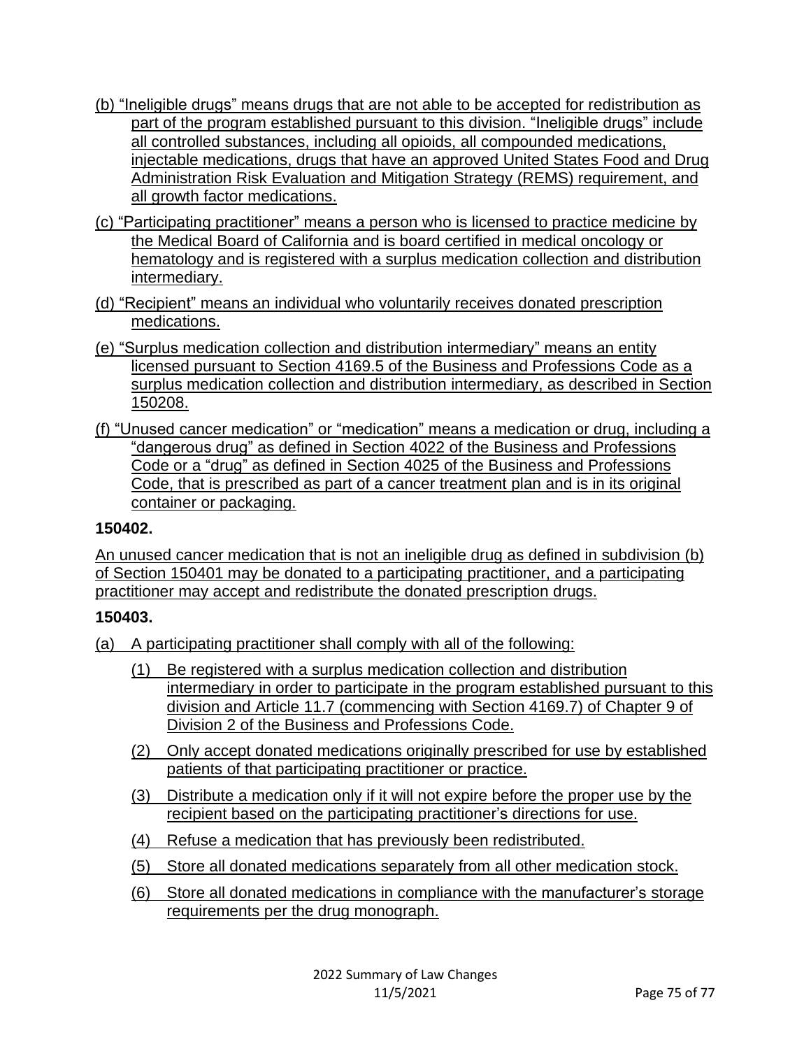(b) "Ineligible drugs" means drugs that are not able to be accepted for redistribution as part of the program established pursuant to this division. "Ineligible drugs" include all controlled substances, including all opioids, all compounded medications, injectable medications, drugs that have an approved United States Food and Drug Administration Risk Evaluation and Mitigation Strategy (REMS) requirement, and all growth factor medications.

(c) "Participating practitioner" means a person who is licensed to practice medicine by the Medical Board of California and is board certified in medical oncology or hematology and is registered with a surplus medication collection and distribution intermediary.

(d) "Recipient" means an individual who voluntarily receives donated prescription medications.

(e) "Surplus medication collection and distribution intermediary" means an entity licensed pursuant to Section 4169.5 of the Business and Professions Code as a surplus medication collection and distribution intermediary, as described in Section 150208.

(f) "Unused cancer medication" or "medication" means a medication or drug, including a "dangerous drug" as defined in Section 4022 of the Business and Professions Code or a "drug" as defined in Section 4025 of the Business and Professions Code, that is prescribed as part of a cancer treatment plan and is in its original container or packaging.

**150402.**

An unused cancer medication that is not an ineligible drug as defined in subdivision (b) of Section 150401 may be donated to a participating practitioner, and a participating practitioner may accept and redistribute the donated prescription drugs.

**150403.**

(a) A participating practitioner shall comply with all of the following:

(1) Be registered with a surplus medication collection and distribution intermediary in order to participate in the program established pursuant to this division and Article 11.7 (commencing with Section 4169.7) of Chapter 9 of Division 2 of the Business and Professions Code.

(2) Only accept donated medications originally prescribed for use by established patients of that participating practitioner or practice.

(3) Distribute a medication only if it will not expire before the proper use by the recipient based on the participating practitioner's directions for use.

(4) Refuse a medication that has previously been redistributed.

(5) Store all donated medications separately from all other medication stock.

(6) Store all donated medications in compliance with the manufacturer's storage requirements per the drug monograph.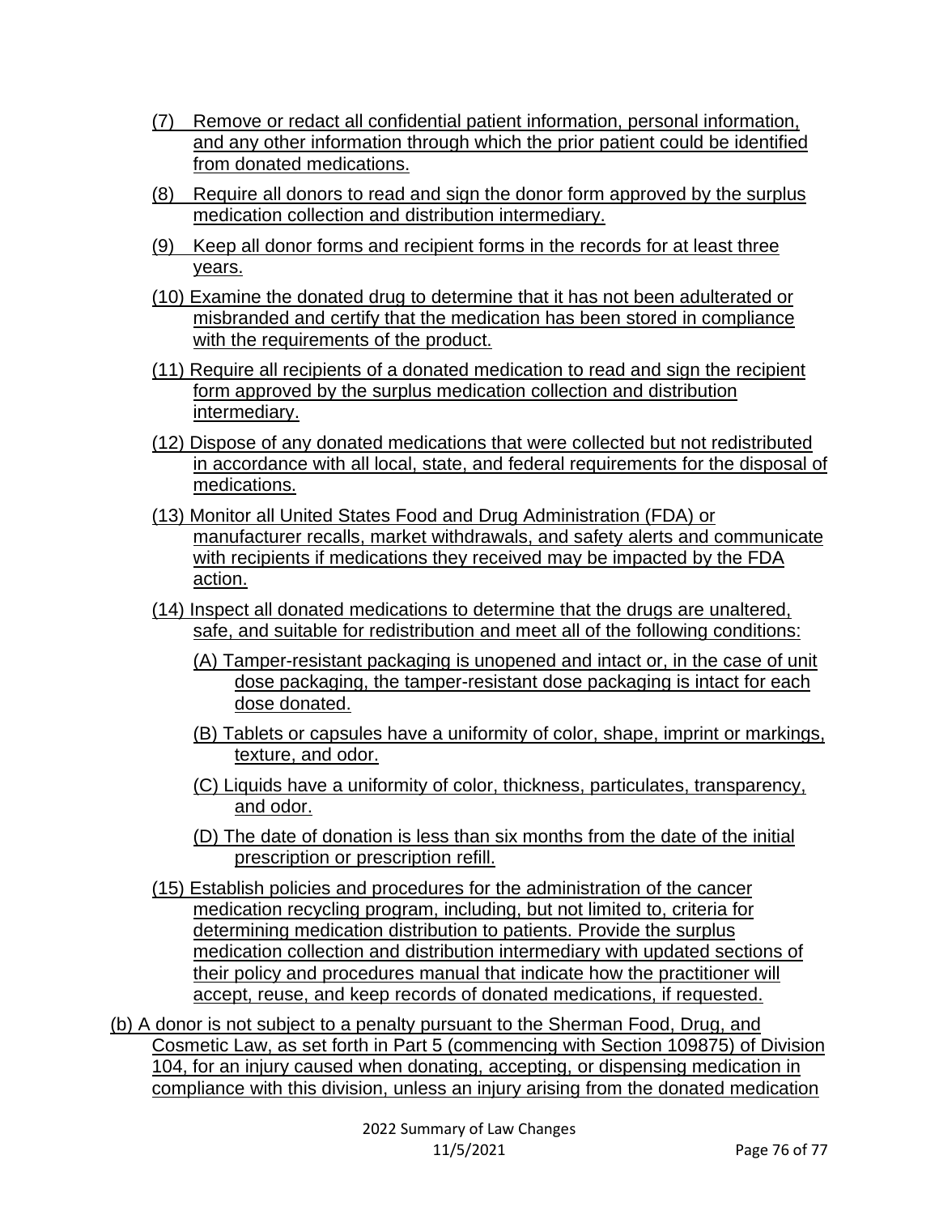(7) Remove or redact all confidential patient information, personal information, and any other information through which the prior patient could be identified from donated medications.

(8) Require all donors to read and sign the donor form approved by the surplus medication collection and distribution intermediary.

(9) Keep all donor forms and recipient forms in the records for at least three years.

(10) Examine the donated drug to determine that it has not been adulterated or misbranded and certify that the medication has been stored in compliance with the requirements of the product.

(11) Require all recipients of a donated medication to read and sign the recipient form approved by the surplus medication collection and distribution intermediary.

(12) Dispose of any donated medications that were collected but not redistributed in accordance with all local, state, and federal requirements for the disposal of medications.

(13) Monitor all United States Food and Drug Administration (FDA) or manufacturer recalls, market withdrawals, and safety alerts and communicate with recipients if medications they received may be impacted by the FDA action.

(14) Inspect all donated medications to determine that the drugs are unaltered, safe, and suitable for redistribution and meet all of the following conditions:

(A) Tamper-resistant packaging is unopened and intact or, in the case of unit dose packaging, the tamper-resistant dose packaging is intact for each dose donated.

(B) Tablets or capsules have a uniformity of color, shape, imprint or markings, texture, and odor.

(C) Liquids have a uniformity of color, thickness, particulates, transparency, and odor.

(D) The date of donation is less than six months from the date of the initial prescription or prescription refill.

(15) Establish policies and procedures for the administration of the cancer medication recycling program, including, but not limited to, criteria for determining medication distribution to patients. Provide the surplus medication collection and distribution intermediary with updated sections of their policy and procedures manual that indicate how the practitioner will accept, reuse, and keep records of donated medications, if requested.

(b) A donor is not subject to a penalty pursuant to the Sherman Food, Drug, and Cosmetic Law, as set forth in Part 5 (commencing with Section 109875) of Division 104, for an injury caused when donating, accepting, or dispensing medication in compliance with this division, unless an injury arising from the donated medication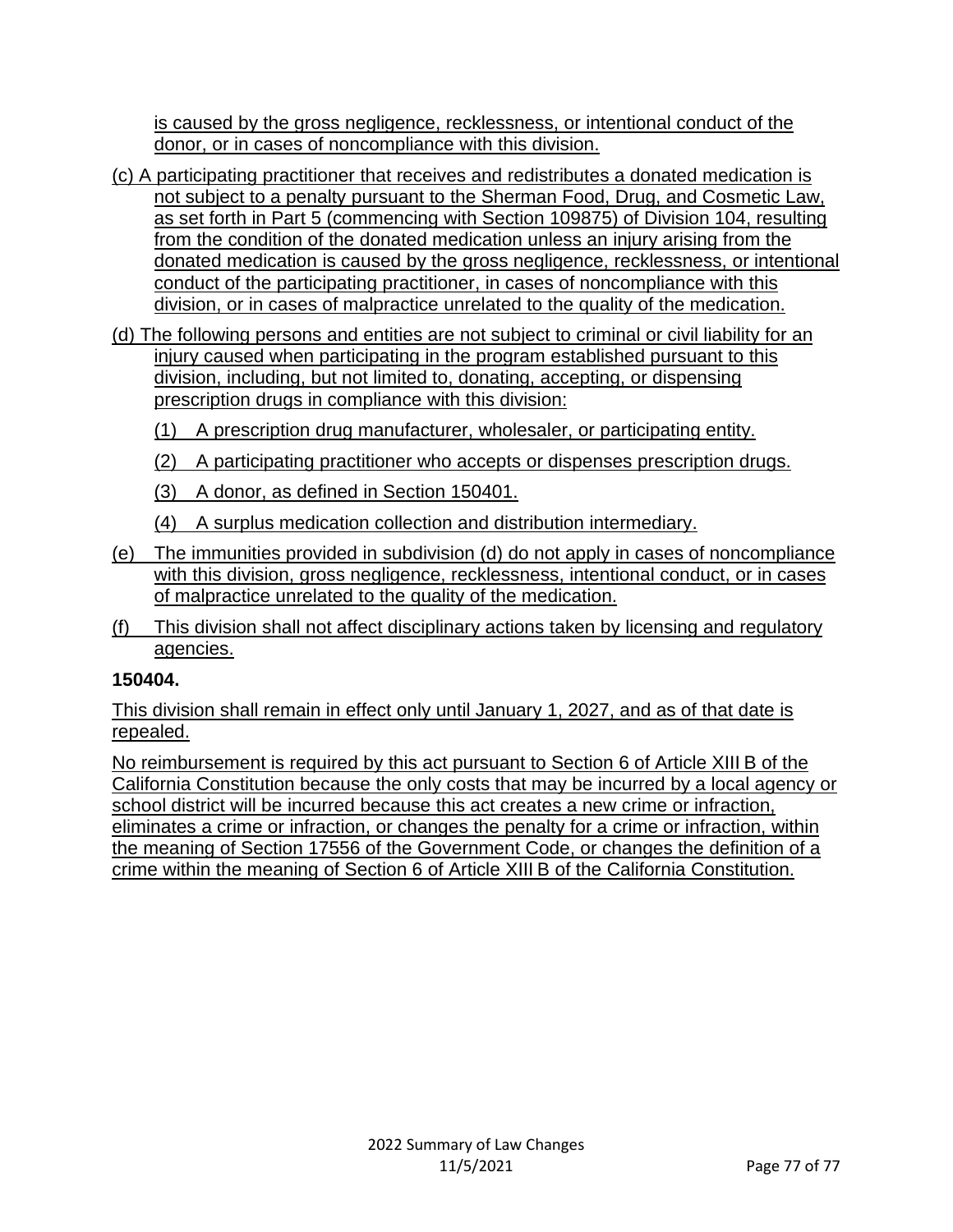is caused by the gross negligence, recklessness, or intentional conduct of the donor, or in cases of noncompliance with this division.

(c) A participating practitioner that receives and redistributes a donated medication is not subject to a penalty pursuant to the Sherman Food, Drug, and Cosmetic Law, as set forth in Part 5 (commencing with Section 109875) of Division 104, resulting from the condition of the donated medication unless an injury arising from the donated medication is caused by the gross negligence, recklessness, or intentional conduct of the participating practitioner, in cases of noncompliance with this division, or in cases of malpractice unrelated to the quality of the medication.

(d) The following persons and entities are not subject to criminal or civil liability for an injury caused when participating in the program established pursuant to this division, including, but not limited to, donating, accepting, or dispensing prescription drugs in compliance with this division:

(1) A prescription drug manufacturer, wholesaler, or participating entity.

(2) A participating practitioner who accepts or dispenses prescription drugs.

(3) A donor, as defined in Section 150401.

(4) A surplus medication collection and distribution intermediary.

(e) The immunities provided in subdivision (d) do not apply in cases of noncompliance with this division, gross negligence, recklessness, intentional conduct, or in cases of malpractice unrelated to the quality of the medication.

(f) This division shall not affect disciplinary actions taken by licensing and regulatory agencies.

**150404.**

This division shall remain in effect only until January 1, 2027, and as of that date is repealed.

No reimbursement is required by this act pursuant to Section 6 of Article XIII B of the California Constitution because the only costs that may be incurred by a local agency or school district will be incurred because this act creates a new crime or infraction, eliminates a crime or infraction, or changes the penalty for a crime or infraction, within the meaning of Section 17556 of the Government Code, or changes the definition of a crime within the meaning of Section 6 of Article XIII B of the California Constitution.